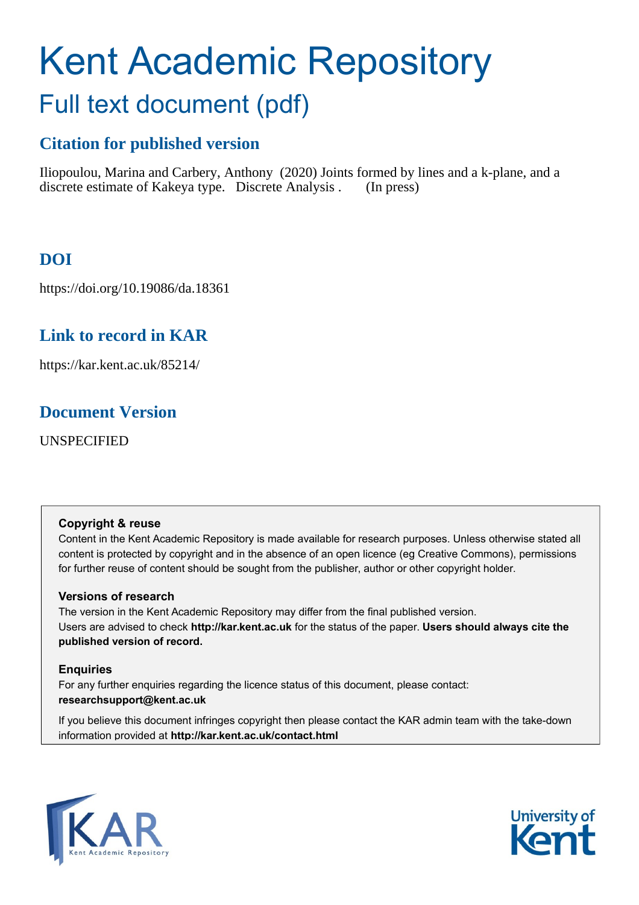# Kent Academic Repository

## Full text document (pdf)

### Citation for published version

Iliopoulou, Marina and Carbery, Anthony (2020) Joints formed by lines and a k-plane, and a discrete estimate of Kakeya type. Discrete Analysis . (In press)

### DOI

https://doi.org/10.19086/da.18361

### Link to record in KAR

https://kar.kent.ac.uk/85214/

### Document Version

UNSPECIFIED

**Copyright & reuse**

Content in the Kent Academic Repository is made available for research purposes. Unless otherwise stated all content is protected by copyright and in the absence of an open licence (eg Creative Commons), permissions for further reuse of content should be sought from the publisher, author or other copyright holder.

**Versions of research**

The version in the Kent Academic Repository may differ from the final published version. Users are advised to check **http://kar.kent.ac.uk** for the status of the paper. **Users should always cite the published version of record.**

**Enquiries**

For any further enquiries regarding the licence status of this document, please contact: **researchsupport@kent.ac.uk**

If you believe this document infringes copyright then please contact the KAR admin team with the take-down information provided at **http://kar.kent.ac.uk/contact.html**

KAR Kent Academic Repository

University of Kent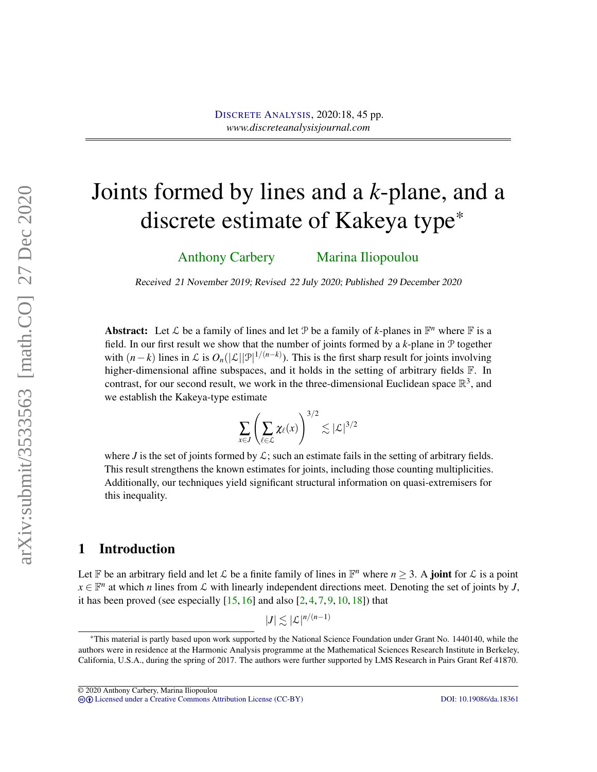Discrete Analysis, 2020:18, 45 pp.
*www.discreteanalysisjournal.com*

# Joints formed by lines and a $k$-plane, and a discrete estimate of Kakeya type*

Anthony Carbery    Marina Iliopoulou

*Received 21 November 2019; Revised 22 July 2020; Published 29 December 2020*

**Abstract:** Let $\mathcal{L}$ be a family of lines and let $\mathcal{P}$ be a family of $k$-planes in $\mathbb{F}^n$ where $\mathbb{F}$ is a field. In our first result we show that the number of joints formed by a $k$-plane in $\mathcal{P}$ together with $(n-k)$ lines in $\mathcal{L}$ is $O_n(|\mathcal{L}||\mathcal{P}|^{1/(n-k)})$. This is the first sharp result for joints involving higher-dimensional affine subspaces, and it holds in the setting of arbitrary fields $\mathbb{F}$. In contrast, for our second result, we work in the three-dimensional Euclidean space $\mathbb{R}^3$, and we establish the Kakeya-type estimate

$$\sum_{x \in J} \left( \sum_{\ell \in \mathcal{L}} \chi_\ell(x) \right)^{3/2} \lesssim |\mathcal{L}|^{3/2}$$

where $J$ is the set of joints formed by $\mathcal{L}$; such an estimate fails in the setting of arbitrary fields. This result strengthens the known estimates for joints, including those counting multiplicities. Additionally, our techniques yield significant structural information on quasi-extremisers for this inequality.

## 1 Introduction

Let $\mathbb{F}$ be an arbitrary field and let $\mathcal{L}$ be a finite family of lines in $\mathbb{F}^n$ where $n \geq 3$. A **joint** for $\mathcal{L}$ is a point $x \in \mathbb{F}^n$ at which $n$ lines from $\mathcal{L}$ with linearly independent directions meet. Denoting the set of joints by $J$, it has been proved (see especially [15, 16] and also [2, 4, 7, 9, 10, 18]) that

$$|J| \lesssim |\mathcal{L}|^{n/(n-1)}$$

*This material is partly based upon work supported by the National Science Foundation under Grant No. 1440140, while the authors were in residence at the Harmonic Analysis programme at the Mathematical Sciences Research Institute in Berkeley, California, U.S.A., during the spring of 2017. The authors were further supported by LMS Research in Pairs Grant Ref 41870.

© 2020 Anthony Carbery, Marina Iliopoulou
Licensed under a Creative Commons Attribution License (CC-BY)    DOI: 10.19086/da.18361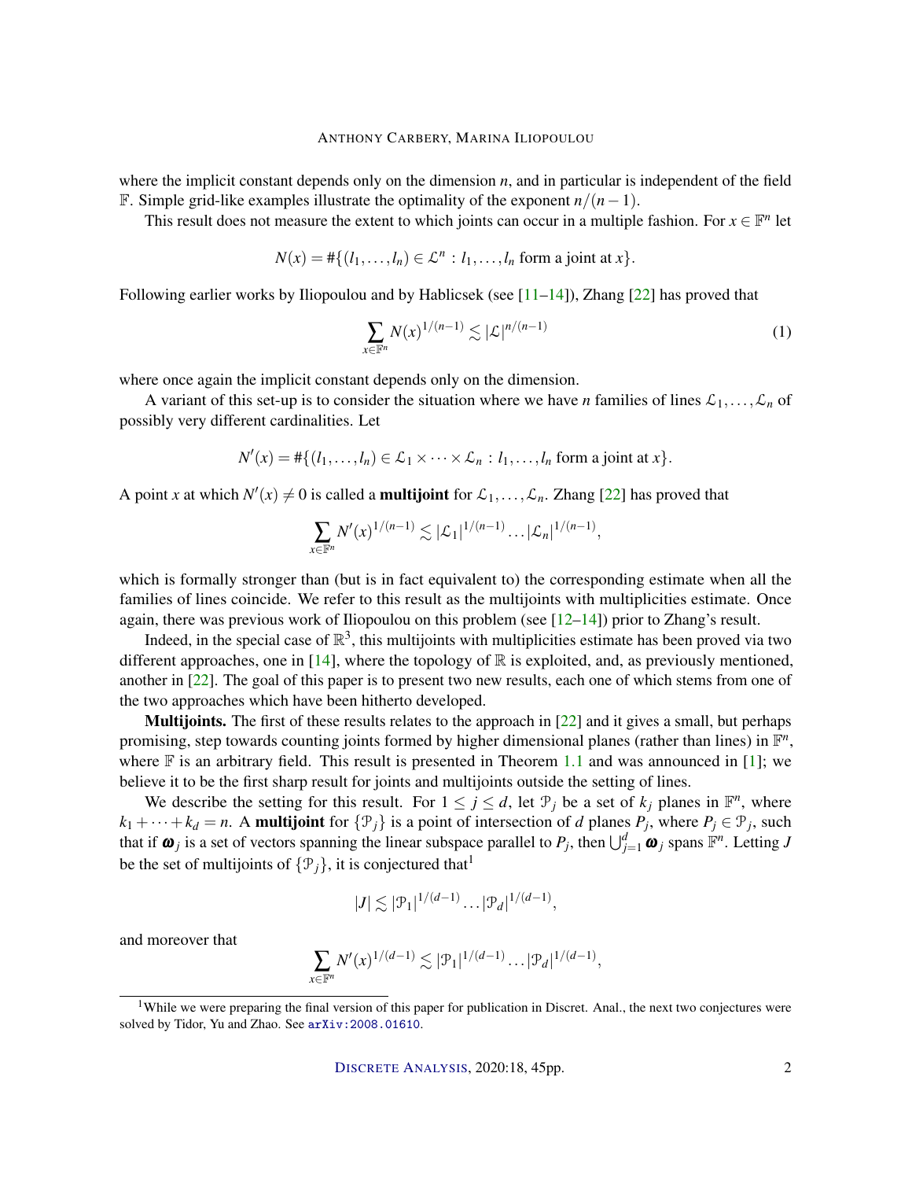where the implicit constant depends only on the dimension $n$, and in particular is independent of the field $\mathbb{F}$. Simple grid-like examples illustrate the optimality of the exponent $n/(n-1)$.

This result does not measure the extent to which joints can occur in a multiple fashion. For $x \in \mathbb{F}^n$ let

$$N(x) = \#\{(l_1, \dots, l_n) \in \mathcal{L}^n : l_1, \dots, l_n \text{ form a joint at } x\}.$$

Following earlier works by Iliopoulou and by Hablicsek (see [11–14]), Zhang [22] has proved that

$$\sum_{x \in \mathbb{F}^n} N(x)^{1/(n-1)} \lesssim |\mathcal{L}|^{n/(n-1)} \tag{1}$$

where once again the implicit constant depends only on the dimension.

A variant of this set-up is to consider the situation where we have $n$ families of lines $\mathcal{L}_1, \dots, \mathcal{L}_n$ of possibly very different cardinalities. Let

$$N'(x) = \#\{(l_1, \dots, l_n) \in \mathcal{L}_1 \times \dots \times \mathcal{L}_n : l_1, \dots, l_n \text{ form a joint at } x\}.$$

A point $x$ at which $N'(x) \neq 0$ is called a **multijoint** for $\mathcal{L}_1, \dots, \mathcal{L}_n$. Zhang [22] has proved that

$$\sum_{x \in \mathbb{F}^n} N'(x)^{1/(n-1)} \lesssim |\mathcal{L}_1|^{1/(n-1)} \dots |\mathcal{L}_n|^{1/(n-1)},$$

which is formally stronger than (but is in fact equivalent to) the corresponding estimate when all the families of lines coincide. We refer to this result as the multijoints with multiplicities estimate. Once again, there was previous work of Iliopoulou on this problem (see [12–14]) prior to Zhang's result.

Indeed, in the special case of $\mathbb{R}^3$, this multijoints with multiplicities estimate has been proved via two different approaches, one in [14], where the topology of $\mathbb{R}$ is exploited, and, as previously mentioned, another in [22]. The goal of this paper is to present two new results, each one of which stems from one of the two approaches which have been hitherto developed.

**Multijoints.** The first of these results relates to the approach in [22] and it gives a small, but perhaps promising, step towards counting joints formed by higher dimensional planes (rather than lines) in $\mathbb{F}^n$, where $\mathbb{F}$ is an arbitrary field. This result is presented in Theorem 1.1 and was announced in [1]; we believe it to be the first sharp result for joints and multijoints outside the setting of lines.

We describe the setting for this result. For $1 \leq j \leq d$, let $\mathcal{P}_j$ be a set of $k_j$ planes in $\mathbb{F}^n$, where $k_1 + \dots + k_d = n$. A **multijoint** for $\{\mathcal{P}_j\}$ is a point of intersection of $d$ planes $P_j$, where $P_j \in \mathcal{P}_j$, such that if $\boldsymbol{\omega}_j$ is a set of vectors spanning the linear subspace parallel to $P_j$, then $\bigcup_{j=1}^d \boldsymbol{\omega}_j$ spans $\mathbb{F}^n$. Letting $J$ be the set of multijoints of $\{\mathcal{P}_j\}$, it is conjectured that[1]

$$|J| \lesssim |\mathcal{P}_1|^{1/(d-1)} \dots |\mathcal{P}_d|^{1/(d-1)},$$

and moreover that

$$\sum_{x \in \mathbb{F}^n} N'(x)^{1/(d-1)} \lesssim |\mathcal{P}_1|^{1/(d-1)} \dots |\mathcal{P}_d|^{1/(d-1)},$$

---

[1] While we were preparing the final version of this paper for publication in Discret. Anal., the next two conjectures were solved by Tidor, Yu and Zhao. See arXiv:2008.01610.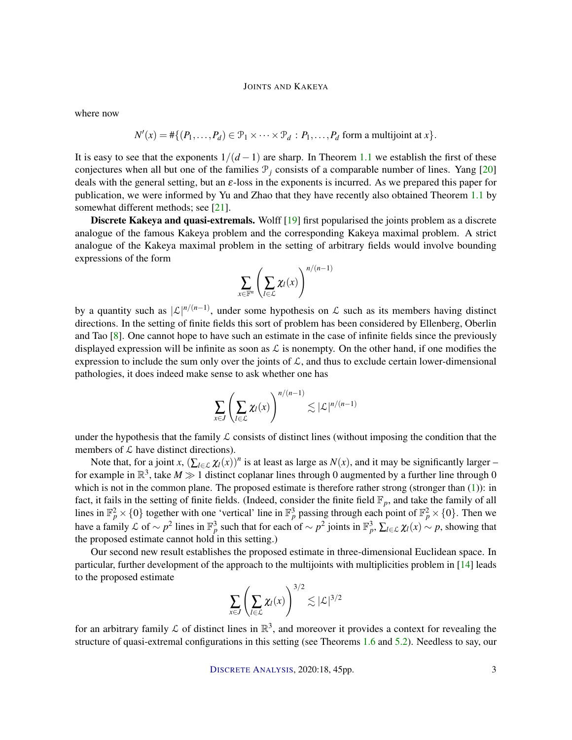where now

$$N'(x) = \#\{(P_1, \dots, P_d) \in \mathcal{P}_1 \times \cdots \times \mathcal{P}_d : P_1, \dots, P_d \text{ form a multijoint at } x\}.$$

It is easy to see that the exponents $1/(d-1)$ are sharp. In Theorem 1.1 we establish the first of these conjectures when all but one of the families $\mathcal{P}_j$ consists of a comparable number of lines. Yang [20] deals with the general setting, but an $\varepsilon$-loss in the exponents is incurred. As we prepared this paper for publication, we were informed by Yu and Zhao that they have recently also obtained Theorem 1.1 by somewhat different methods; see [21].

**Discrete Kakeya and quasi-extremals.** Wolff [19] first popularised the joints problem as a discrete analogue of the famous Kakeya problem and the corresponding Kakeya maximal problem. A strict analogue of the Kakeya maximal problem in the setting of arbitrary fields would involve bounding expressions of the form

$$\sum_{x \in \mathbb{F}^n} \left( \sum_{l \in \mathcal{L}} \chi_l(x) \right)^{n/(n-1)}$$

by a quantity such as $|\mathcal{L}|^{n/(n-1)}$, under some hypothesis on $\mathcal{L}$ such as its members having distinct directions. In the setting of finite fields this sort of problem has been considered by Ellenberg, Oberlin and Tao [8]. One cannot hope to have such an estimate in the case of infinite fields since the previously displayed expression will be infinite as soon as $\mathcal{L}$ is nonempty. On the other hand, if one modifies the expression to include the sum only over the joints of $\mathcal{L}$, and thus to exclude certain lower-dimensional pathologies, it does indeed make sense to ask whether one has

$$\sum_{x \in J} \left( \sum_{l \in \mathcal{L}} \chi_l(x) \right)^{n/(n-1)} \lesssim |\mathcal{L}|^{n/(n-1)}$$

under the hypothesis that the family $\mathcal{L}$ consists of distinct lines (without imposing the condition that the members of $\mathcal{L}$ have distinct directions).

Note that, for a joint $x$, $(\sum_{l \in \mathcal{L}} \chi_l(x))^n$ is at least as large as $N(x)$, and it may be significantly larger – for example in $\mathbb{R}^3$, take $M \gg 1$ distinct coplanar lines through 0 augmented by a further line through 0 which is not in the common plane. The proposed estimate is therefore rather strong (stronger than (1)): in fact, it fails in the setting of finite fields. (Indeed, consider the finite field $\mathbb{F}_p$, and take the family of all lines in $\mathbb{F}_p^2 \times \{0\}$ together with one 'vertical' line in $\mathbb{F}_p^3$ passing through each point of $\mathbb{F}_p^2 \times \{0\}$. Then we have a family $\mathcal{L}$ of $\sim p^2$ lines in $\mathbb{F}_p^3$ such that for each of $\sim p^2$ joints in $\mathbb{F}_p^3$, $\sum_{l \in \mathcal{L}} \chi_l(x) \sim p$, showing that the proposed estimate cannot hold in this setting.)

Our second new result establishes the proposed estimate in three-dimensional Euclidean space. In particular, further development of the approach to the multijoints with multiplicities problem in [14] leads to the proposed estimate

$$\sum_{x \in J} \left( \sum_{l \in \mathcal{L}} \chi_l(x) \right)^{3/2} \lesssim |\mathcal{L}|^{3/2}$$

for an arbitrary family $\mathcal{L}$ of distinct lines in $\mathbb{R}^3$, and moreover it provides a context for revealing the structure of quasi-extremal configurations in this setting (see Theorems 1.6 and 5.2). Needless to say, our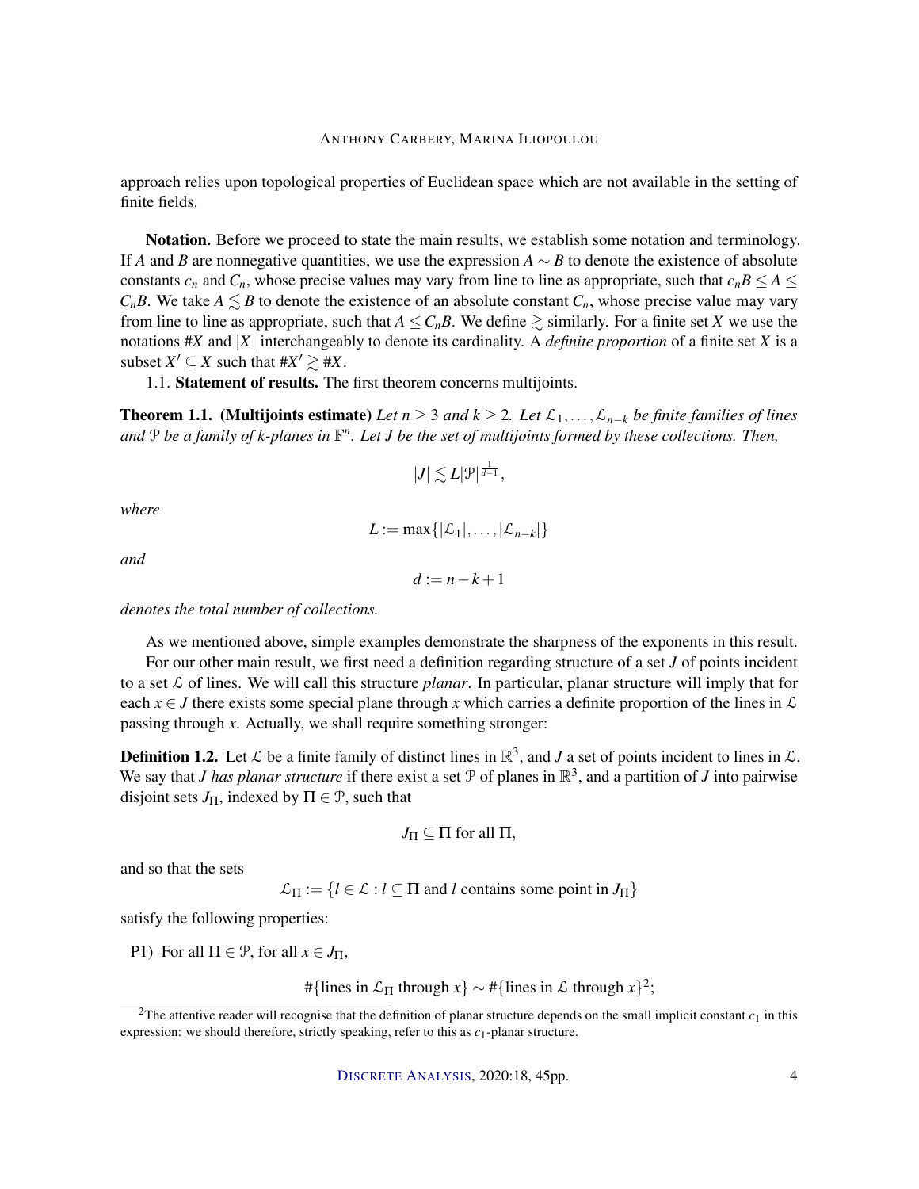approach relies upon topological properties of Euclidean space which are not available in the setting of finite fields.

**Notation.** Before we proceed to state the main results, we establish some notation and terminology. If $A$ and $B$ are nonnegative quantities, we use the expression $A \sim B$ to denote the existence of absolute constants $c_n$ and $C_n$, whose precise values may vary from line to line as appropriate, such that $c_n B \leq A \leq C_n B$. We take $A \lesssim B$ to denote the existence of an absolute constant $C_n$, whose precise value may vary from line to line as appropriate, such that $A \leq C_n B$. We define $\gtrsim$ similarly. For a finite set $X$ we use the notations $\#X$ and $|X|$ interchangeably to denote its cardinality. A *definite proportion* of a finite set $X$ is a subset $X' \subseteq X$ such that $\#X' \gtrsim \#X$.

1.1. **Statement of results.** The first theorem concerns multijoints.

**Theorem 1.1.** **(Multijoints estimate)** *Let $n \geq 3$ and $k \geq 2$. Let $\mathcal{L}_1, \ldots, \mathcal{L}_{n-k}$ be finite families of lines and $\mathcal{P}$ be a family of $k$-planes in $\mathbb{F}^n$. Let $J$ be the set of multijoints formed by these collections. Then,*

$$|J| \lesssim L |\mathcal{P}|^{\frac{1}{d-1}},$$

*where*

$$L := \max\{|\mathcal{L}_1|, \ldots, |\mathcal{L}_{n-k}|\}$$

*and*

$$d := n - k + 1$$

*denotes the total number of collections.*

As we mentioned above, simple examples demonstrate the sharpness of the exponents in this result.

For our other main result, we first need a definition regarding structure of a set $J$ of points incident to a set $\mathcal{L}$ of lines. We will call this structure *planar*. In particular, planar structure will imply that for each $x \in J$ there exists some special plane through $x$ which carries a definite proportion of the lines in $\mathcal{L}$ passing through $x$. Actually, we shall require something stronger:

**Definition 1.2.** Let $\mathcal{L}$ be a finite family of distinct lines in $\mathbb{R}^3$, and $J$ a set of points incident to lines in $\mathcal{L}$. We say that $J$ *has planar structure* if there exist a set $\mathcal{P}$ of planes in $\mathbb{R}^3$, and a partition of $J$ into pairwise disjoint sets $J_\Pi$, indexed by $\Pi \in \mathcal{P}$, such that

$$J_\Pi \subseteq \Pi \text{ for all } \Pi,$$

and so that the sets

$$\mathcal{L}_\Pi := \{l \in \mathcal{L} : l \subseteq \Pi \text{ and } l \text{ contains some point in } J_\Pi\}$$

satisfy the following properties:

P1) For all $\Pi \in \mathcal{P}$, for all $x \in J_\Pi$,

$$\#\{\text{lines in } \mathcal{L}_\Pi \text{ through } x\} \sim \#\{\text{lines in } \mathcal{L} \text{ through } x\}^2;$$

[2] The attentive reader will recognise that the definition of planar structure depends on the small implicit constant $c_1$ in this expression: we should therefore, strictly speaking, refer to this as $c_1$-planar structure.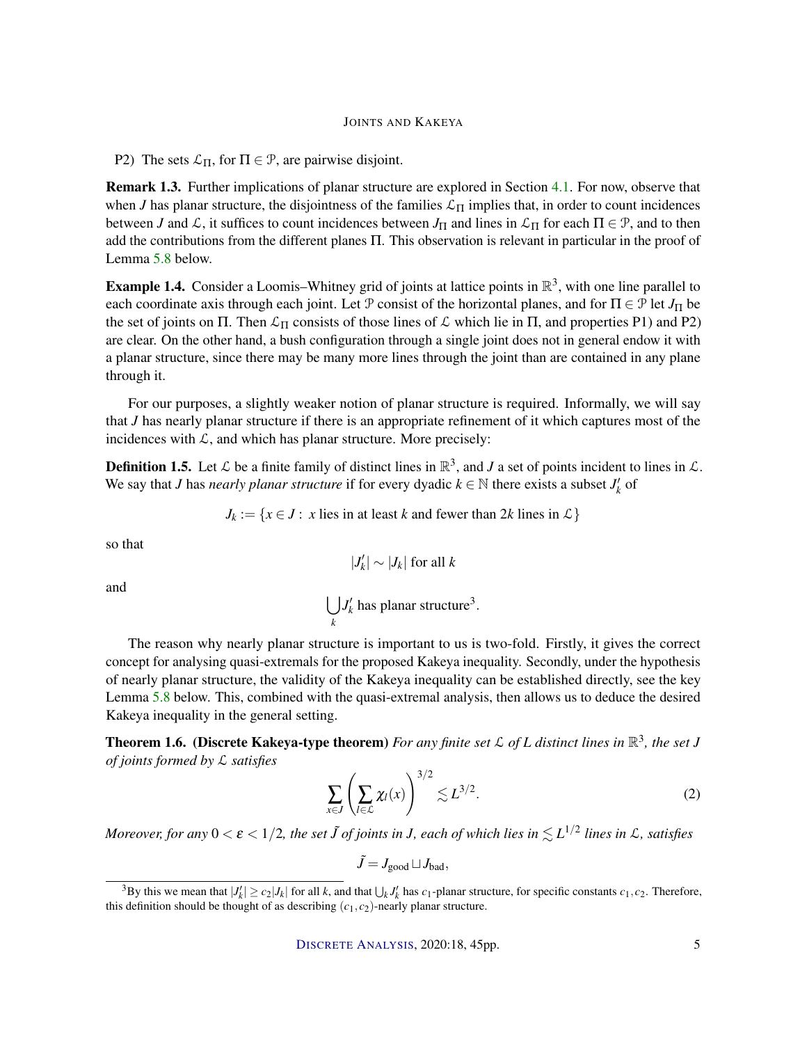P2) The sets $\mathcal{L}_\Pi$, for $\Pi \in \mathcal{P}$, are pairwise disjoint.

**Remark 1.3.** Further implications of planar structure are explored in Section 4.1. For now, observe that when $J$ has planar structure, the disjointness of the families $\mathcal{L}_\Pi$ implies that, in order to count incidences between $J$ and $\mathcal{L}$, it suffices to count incidences between $J_\Pi$ and lines in $\mathcal{L}_\Pi$ for each $\Pi \in \mathcal{P}$, and to then add the contributions from the different planes $\Pi$. This observation is relevant in particular in the proof of Lemma 5.8 below.

**Example 1.4.** Consider a Loomis–Whitney grid of joints at lattice points in $\mathbb{R}^3$, with one line parallel to each coordinate axis through each joint. Let $\mathcal{P}$ consist of the horizontal planes, and for $\Pi \in \mathcal{P}$ let $J_\Pi$ be the set of joints on $\Pi$. Then $\mathcal{L}_\Pi$ consists of those lines of $\mathcal{L}$ which lie in $\Pi$, and properties P1) and P2) are clear. On the other hand, a bush configuration through a single joint does not in general endow it with a planar structure, since there may be many more lines through the joint than are contained in any plane through it.

For our purposes, a slightly weaker notion of planar structure is required. Informally, we will say that $J$ has nearly planar structure if there is an appropriate refinement of it which captures most of the incidences with $\mathcal{L}$, and which has planar structure. More precisely:

**Definition 1.5.** Let $\mathcal{L}$ be a finite family of distinct lines in $\mathbb{R}^3$, and $J$ a set of points incident to lines in $\mathcal{L}$. We say that $J$ has *nearly planar structure* if for every dyadic $k \in \mathbb{N}$ there exists a subset $J'_k$ of

$$J_k := \{x \in J : \ x \text{ lies in at least } k \text{ and fewer than } 2k \text{ lines in } \mathcal{L}\}$$

so that

$$|J'_k| \sim |J_k| \text{ for all } k$$

and

$$\bigcup_k J'_k \text{ has planar structure}^3.$$

The reason why nearly planar structure is important to us is two-fold. Firstly, it gives the correct concept for analysing quasi-extremals for the proposed Kakeya inequality. Secondly, under the hypothesis of nearly planar structure, the validity of the Kakeya inequality can be established directly, see the key Lemma 5.8 below. This, combined with the quasi-extremal analysis, then allows us to deduce the desired Kakeya inequality in the general setting.

**Theorem 1.6. (Discrete Kakeya-type theorem)** *For any finite set $\mathcal{L}$ of $L$ distinct lines in $\mathbb{R}^3$, the set $J$ of joints formed by $\mathcal{L}$ satisfies*

$$\sum_{x \in J} \left( \sum_{l \in \mathcal{L}} \chi_l(x) \right)^{3/2} \lesssim L^{3/2}. \tag{2}$$

*Moreover, for any $0 < \varepsilon < 1/2$, the set $\tilde{J}$ of joints in $J$, each of which lies in $\lesssim L^{1/2}$ lines in $\mathcal{L}$, satisfies*

$$\tilde{J} = J_{\text{good}} \sqcup J_{\text{bad}},$$

[3] By this we mean that $|J'_k| \geq c_2 |J_k|$ for all $k$, and that $\bigcup_k J'_k$ has $c_1$-planar structure, for specific constants $c_1, c_2$. Therefore, this definition should be thought of as describing $(c_1, c_2)$-nearly planar structure.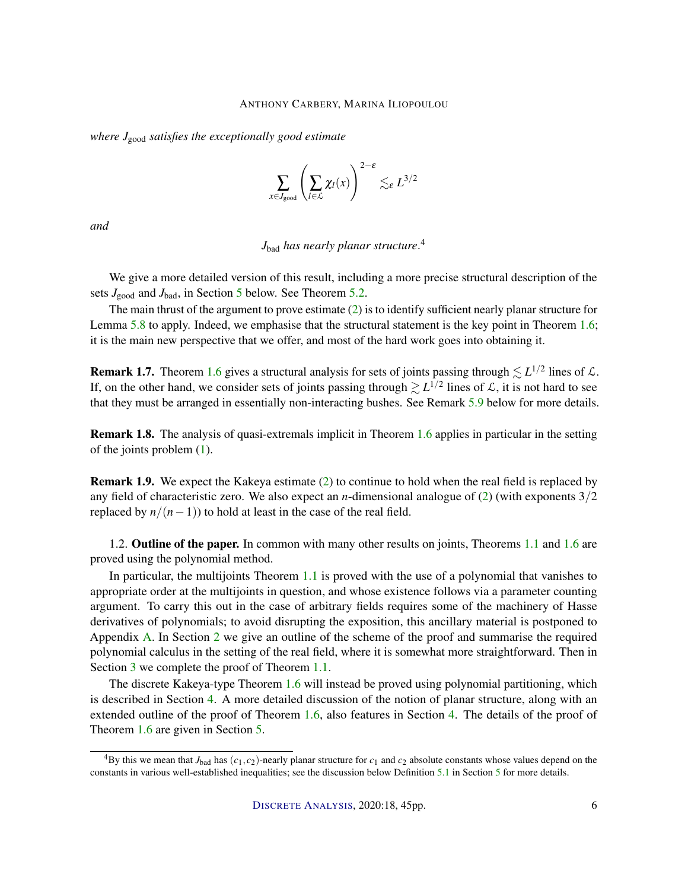*where $J_{\text{good}}$ satisfies the exceptionally good estimate*

$$\sum_{x \in J_{\text{good}}} \left( \sum_{l \in \mathcal{L}} \chi_l(x) \right)^{2-\varepsilon} \lesssim_\varepsilon L^{3/2}$$

*and*

$$J_{\text{bad}} \textit{ has nearly planar structure.}^4$$

We give a more detailed version of this result, including a more precise structural description of the sets $J_{\text{good}}$ and $J_{\text{bad}}$, in Section 5 below. See Theorem 5.2.

The main thrust of the argument to prove estimate (2) is to identify sufficient nearly planar structure for Lemma 5.8 to apply. Indeed, we emphasise that the structural statement is the key point in Theorem 1.6; it is the main new perspective that we offer, and most of the hard work goes into obtaining it.

**Remark 1.7.** Theorem 1.6 gives a structural analysis for sets of joints passing through $\lesssim L^{1/2}$ lines of $\mathcal{L}$. If, on the other hand, we consider sets of joints passing through $\gtrsim L^{1/2}$ lines of $\mathcal{L}$, it is not hard to see that they must be arranged in essentially non-interacting bushes. See Remark 5.9 below for more details.

**Remark 1.8.** The analysis of quasi-extremals implicit in Theorem 1.6 applies in particular in the setting of the joints problem (1).

**Remark 1.9.** We expect the Kakeya estimate (2) to continue to hold when the real field is replaced by any field of characteristic zero. We also expect an $n$-dimensional analogue of (2) (with exponents $3/2$ replaced by $n/(n-1)$) to hold at least in the case of the real field.

1.2. **Outline of the paper.** In common with many other results on joints, Theorems 1.1 and 1.6 are proved using the polynomial method.

In particular, the multijoints Theorem 1.1 is proved with the use of a polynomial that vanishes to appropriate order at the multijoints in question, and whose existence follows via a parameter counting argument. To carry this out in the case of arbitrary fields requires some of the machinery of Hasse derivatives of polynomials; to avoid disrupting the exposition, this ancillary material is postponed to Appendix A. In Section 2 we give an outline of the scheme of the proof and summarise the required polynomial calculus in the setting of the real field, where it is somewhat more straightforward. Then in Section 3 we complete the proof of Theorem 1.1.

The discrete Kakeya-type Theorem 1.6 will instead be proved using polynomial partitioning, which is described in Section 4. A more detailed discussion of the notion of planar structure, along with an extended outline of the proof of Theorem 1.6, also features in Section 4. The details of the proof of Theorem 1.6 are given in Section 5.

---

[4] By this we mean that $J_{\text{bad}}$ has $(c_1, c_2)$-nearly planar structure for $c_1$ and $c_2$ absolute constants whose values depend on the constants in various well-established inequalities; see the discussion below Definition 5.1 in Section 5 for more details.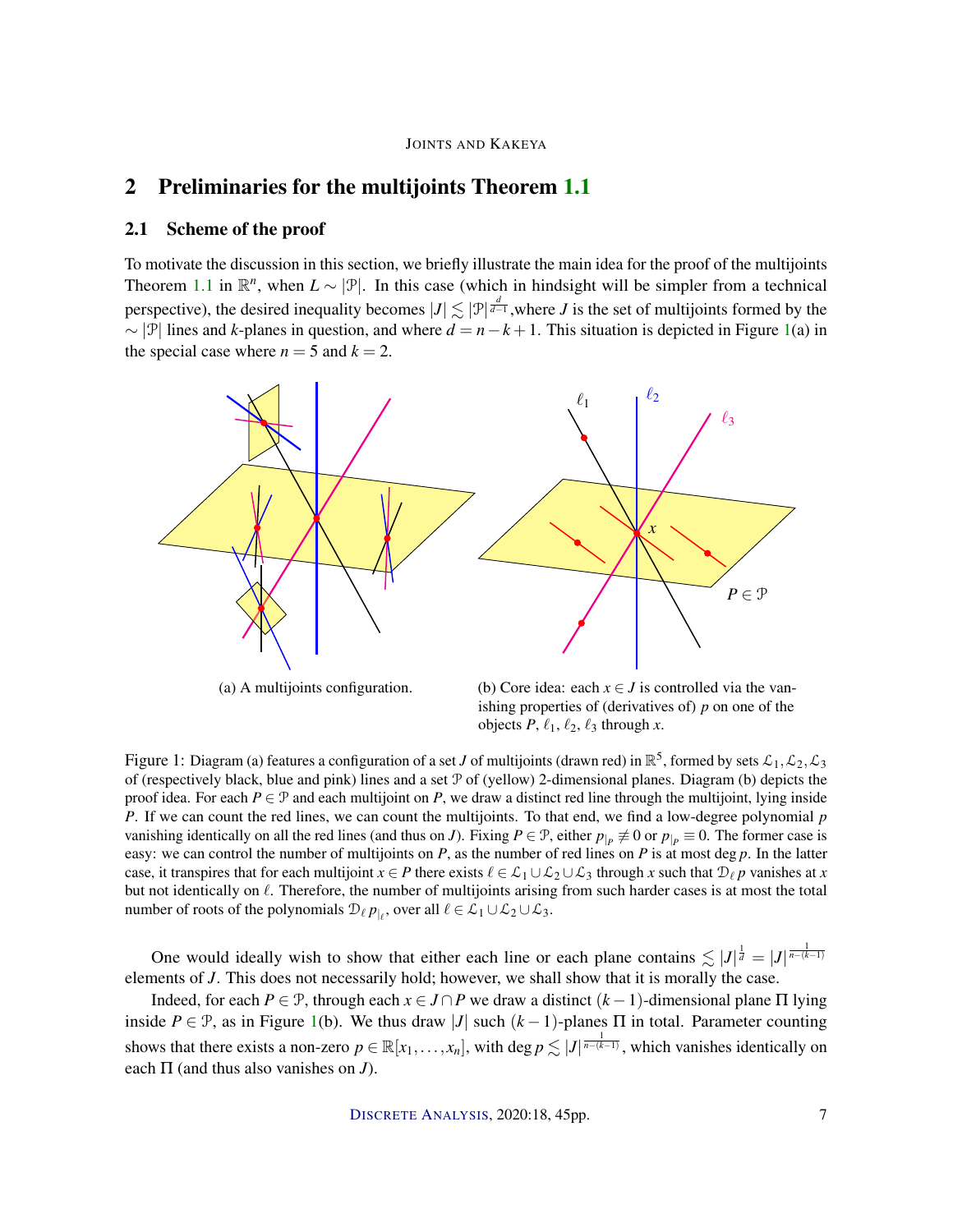## 2 Preliminaries for the multijoints Theorem 1.1

### 2.1 Scheme of the proof

To motivate the discussion in this section, we briefly illustrate the main idea for the proof of the multijoints Theorem 1.1 in $\mathbb{R}^n$, when $L \sim |\mathcal{P}|$. In this case (which in hindsight will be simpler from a technical perspective), the desired inequality becomes $|J| \lesssim |\mathcal{P}|^{\frac{d}{d-1}}$,where $J$ is the set of multijoints formed by the $\sim |\mathcal{P}|$ lines and $k$-planes in question, and where $d = n-k+1$. This situation is depicted in Figure 1(a) in the special case where $n = 5$ and $k = 2$.

(a) A multijoints configuration.

(b) Core idea: each $x \in J$ is controlled via the vanishing properties of (derivatives of) $p$ on one of the objects $P$, $\ell_1$, $\ell_2$, $\ell_3$ through $x$.

Figure 1: Diagram (a) features a configuration of a set $J$ of multijoints (drawn red) in $\mathbb{R}^5$, formed by sets $\mathcal{L}_1, \mathcal{L}_2, \mathcal{L}_3$ of (respectively black, blue and pink) lines and a set $\mathcal{P}$ of (yellow) 2-dimensional planes. Diagram (b) depicts the proof idea. For each $P \in \mathcal{P}$ and each multijoint on $P$, we draw a distinct red line through the multijoint, lying inside $P$. If we can count the red lines, we can count the multijoints. To that end, we find a low-degree polynomial $p$ vanishing identically on all the red lines (and thus on $J$). Fixing $P \in \mathcal{P}$, either $p_{|_P} \not\equiv 0$ or $p_{|_P} \equiv 0$. The former case is easy: we can control the number of multijoints on $P$, as the number of red lines on $P$ is at most $\deg p$. In the latter case, it transpires that for each multijoint $x \in P$ there exists $\ell \in \mathcal{L}_1 \cup \mathcal{L}_2 \cup \mathcal{L}_3$ through $x$ such that $\mathcal{D}_\ell p$ vanishes at $x$ but not identically on $\ell$. Therefore, the number of multijoints arising from such harder cases is at most the total number of roots of the polynomials $\mathcal{D}_\ell p_{|_\ell}$, over all $\ell \in \mathcal{L}_1 \cup \mathcal{L}_2 \cup \mathcal{L}_3$.

One would ideally wish to show that either each line or each plane contains $\lesssim |J|^{\frac{1}{d}} = |J|^{\frac{1}{n-(k-1)}}$ elements of $J$. This does not necessarily hold; however, we shall show that it is morally the case.

Indeed, for each $P \in \mathcal{P}$, through each $x \in J \cap P$ we draw a distinct $(k-1)$-dimensional plane $\Pi$ lying inside $P \in \mathcal{P}$, as in Figure 1(b). We thus draw $|J|$ such $(k-1)$-planes $\Pi$ in total. Parameter counting shows that there exists a non-zero $p \in \mathbb{R}[x_1, \ldots, x_n]$, with $\deg p \lesssim |J|^{\frac{1}{n-(k-1)}}$, which vanishes identically on each $\Pi$ (and thus also vanishes on $J$).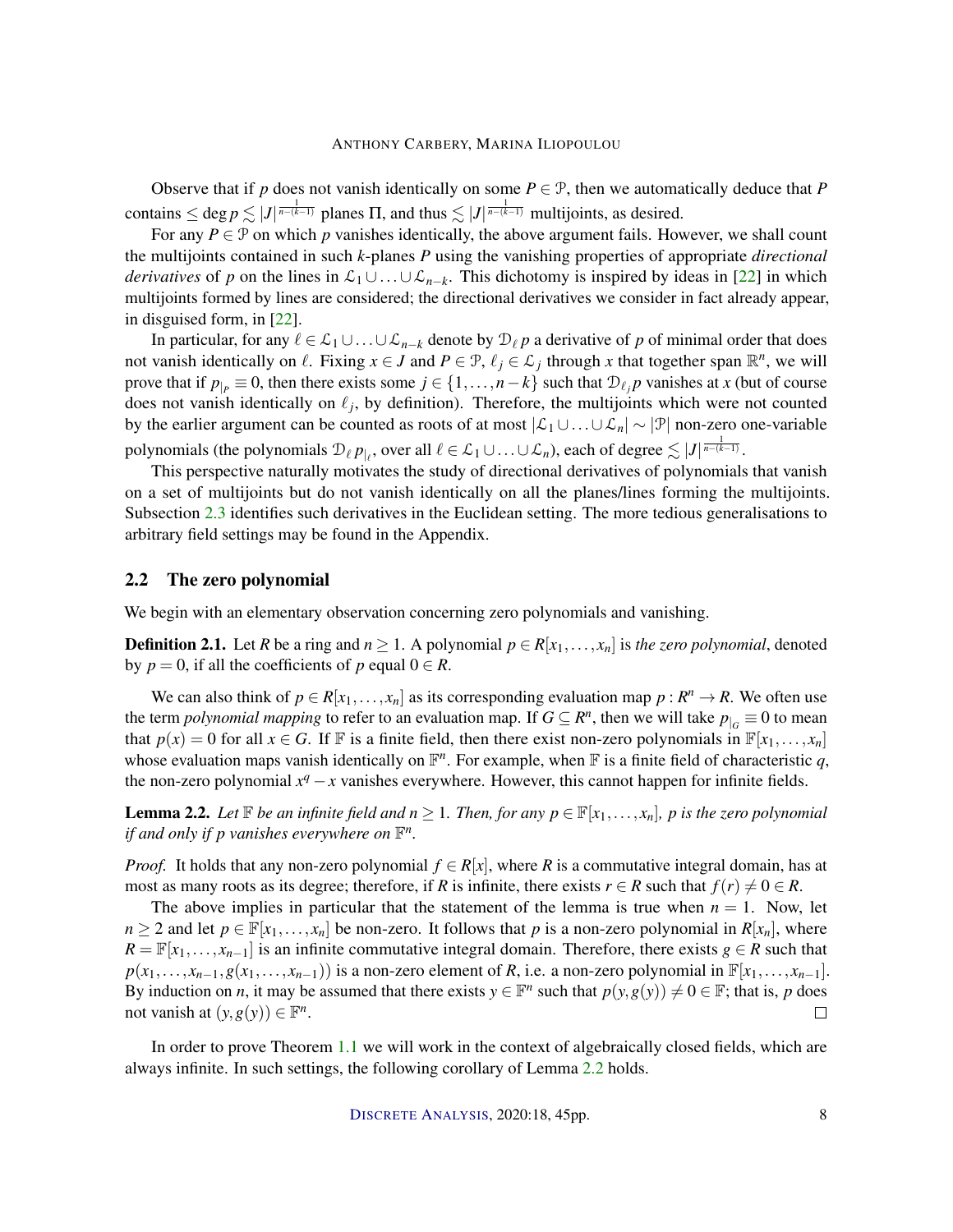Observe that if $p$ does not vanish identically on some $P \in \mathcal{P}$, then we automatically deduce that $P$ contains $\leq \deg p \lesssim |J|^{\frac{1}{n-(k-1)}}$ planes $\Pi$, and thus $\lesssim |J|^{\frac{1}{n-(k-1)}}$ multijoints, as desired.

For any $P \in \mathcal{P}$ on which $p$ vanishes identically, the above argument fails. However, we shall count the multijoints contained in such $k$-planes $P$ using the vanishing properties of appropriate *directional derivatives* of $p$ on the lines in $\mathcal{L}_1 \cup \ldots \cup \mathcal{L}_{n-k}$. This dichotomy is inspired by ideas in [22] in which multijoints formed by lines are considered; the directional derivatives we consider in fact already appear, in disguised form, in [22].

In particular, for any $\ell \in \mathcal{L}_1 \cup \ldots \cup \mathcal{L}_{n-k}$ denote by $\mathcal{D}_\ell p$ a derivative of $p$ of minimal order that does not vanish identically on $\ell$. Fixing $x \in J$ and $P \in \mathcal{P}$, $\ell_j \in \mathcal{L}_j$ through $x$ that together span $\mathbb{R}^n$, we will prove that if $p_{|_P} \equiv 0$, then there exists some $j \in \{1, \ldots, n-k\}$ such that $\mathcal{D}_{\ell_j} p$ vanishes at $x$ (but of course does not vanish identically on $\ell_j$, by definition). Therefore, the multijoints which were not counted by the earlier argument can be counted as roots of at most $|\mathcal{L}_1 \cup \ldots \cup \mathcal{L}_n| \sim |\mathcal{P}|$ non-zero one-variable polynomials (the polynomials $\mathcal{D}_\ell p_{|_\ell}$, over all $\ell \in \mathcal{L}_1 \cup \ldots \cup \mathcal{L}_n$), each of degree $\lesssim |J|^{\frac{1}{n-(k-1)}}$.

This perspective naturally motivates the study of directional derivatives of polynomials that vanish on a set of multijoints but do not vanish identically on all the planes/lines forming the multijoints. Subsection 2.3 identifies such derivatives in the Euclidean setting. The more tedious generalisations to arbitrary field settings may be found in the Appendix.

## 2.2 The zero polynomial

We begin with an elementary observation concerning zero polynomials and vanishing.

**Definition 2.1.** Let $R$ be a ring and $n \geq 1$. A polynomial $p \in R[x_1, \ldots, x_n]$ is *the zero polynomial*, denoted by $p = 0$, if all the coefficients of $p$ equal $0 \in R$.

We can also think of $p \in R[x_1, \ldots, x_n]$ as its corresponding evaluation map $p : R^n \to R$. We often use the term *polynomial mapping* to refer to an evaluation map. If $G \subseteq R^n$, then we will take $p_{|_G} \equiv 0$ to mean that $p(x) = 0$ for all $x \in G$. If $\mathbb{F}$ is a finite field, then there exist non-zero polynomials in $\mathbb{F}[x_1, \ldots, x_n]$ whose evaluation maps vanish identically on $\mathbb{F}^n$. For example, when $\mathbb{F}$ is a finite field of characteristic $q$, the non-zero polynomial $x^q - x$ vanishes everywhere. However, this cannot happen for infinite fields.

**Lemma 2.2.** *Let $\mathbb{F}$ be an infinite field and $n \geq 1$. Then, for any $p \in \mathbb{F}[x_1, \ldots, x_n]$, $p$ is the zero polynomial if and only if $p$ vanishes everywhere on $\mathbb{F}^n$.*

*Proof.* It holds that any non-zero polynomial $f \in R[x]$, where $R$ is a commutative integral domain, has at most as many roots as its degree; therefore, if $R$ is infinite, there exists $r \in R$ such that $f(r) \neq 0 \in R$.

The above implies in particular that the statement of the lemma is true when $n = 1$. Now, let $n \geq 2$ and let $p \in \mathbb{F}[x_1, \ldots, x_n]$ be non-zero. It follows that $p$ is a non-zero polynomial in $R[x_n]$, where $R = \mathbb{F}[x_1, \ldots, x_{n-1}]$ is an infinite commutative integral domain. Therefore, there exists $g \in R$ such that $p(x_1, \ldots, x_{n-1}, g(x_1, \ldots, x_{n-1}))$ is a non-zero element of $R$, i.e. a non-zero polynomial in $\mathbb{F}[x_1, \ldots, x_{n-1}]$. By induction on $n$, it may be assumed that there exists $y \in \mathbb{F}^n$ such that $p(y, g(y)) \neq 0 \in \mathbb{F}$; that is, $p$ does not vanish at $(y, g(y)) \in \mathbb{F}^n$. $\square$

In order to prove Theorem 1.1 we will work in the context of algebraically closed fields, which are always infinite. In such settings, the following corollary of Lemma 2.2 holds.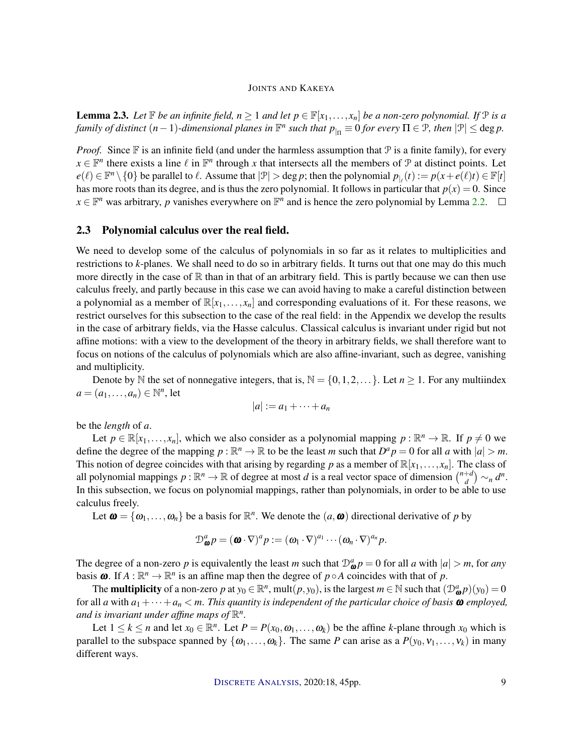**Lemma 2.3.** *Let $\mathbb{F}$ be an infinite field, $n \geq 1$ and let $p \in \mathbb{F}[x_1, \dots, x_n]$ be a non-zero polynomial. If $\mathcal{P}$ is a family of distinct $(n-1)$-dimensional planes in $\mathbb{F}^n$ such that $p_{|_\Pi} \equiv 0$ for every $\Pi \in \mathcal{P}$, then $|\mathcal{P}| \leq \deg p$.*

*Proof.* Since $\mathbb{F}$ is an infinite field (and under the harmless assumption that $\mathcal{P}$ is a finite family), for every $x \in \mathbb{F}^n$ there exists a line $\ell$ in $\mathbb{F}^n$ through $x$ that intersects all the members of $\mathcal{P}$ at distinct points. Let $e(\ell) \in \mathbb{F}^n \setminus \{0\}$ be parallel to $\ell$. Assume that $|\mathcal{P}| > \deg p$; then the polynomial $p_{|_\ell}(t) := p(x + e(\ell)t) \in \mathbb{F}[t]$ has more roots than its degree, and is thus the zero polynomial. It follows in particular that $p(x) = 0$. Since $x \in \mathbb{F}^n$ was arbitrary, $p$ vanishes everywhere on $\mathbb{F}^n$ and is hence the zero polynomial by Lemma 2.2. $\square$

### 2.3 Polynomial calculus over the real field.

We need to develop some of the calculus of polynomials in so far as it relates to multiplicities and restrictions to $k$-planes. We shall need to do so in arbitrary fields. It turns out that one may do this much more directly in the case of $\mathbb{R}$ than in that of an arbitrary field. This is partly because we can then use calculus freely, and partly because in this case we can avoid having to make a careful distinction between a polynomial as a member of $\mathbb{R}[x_1, \dots, x_n]$ and corresponding evaluations of it. For these reasons, we restrict ourselves for this subsection to the case of the real field: in the Appendix we develop the results in the case of arbitrary fields, via the Hasse calculus. Classical calculus is invariant under rigid but not affine motions: with a view to the development of the theory in arbitrary fields, we shall therefore want to focus on notions of the calculus of polynomials which are also affine-invariant, such as degree, vanishing and multiplicity.

Denote by $\mathbb{N}$ the set of nonnegative integers, that is, $\mathbb{N} = \{0, 1, 2, \dots\}$. Let $n \geq 1$. For any multiindex $a = (a_1, \dots, a_n) \in \mathbb{N}^n$, let

$$|a| := a_1 + \cdots + a_n$$

be the *length* of $a$.

Let $p \in \mathbb{R}[x_1, \dots, x_n]$, which we also consider as a polynomial mapping $p : \mathbb{R}^n \to \mathbb{R}$. If $p \neq 0$ we define the degree of the mapping $p : \mathbb{R}^n \to \mathbb{R}$ to be the least $m$ such that $D^a p = 0$ for all $a$ with $|a| > m$. This notion of degree coincides with that arising by regarding $p$ as a member of $\mathbb{R}[x_1, \dots, x_n]$. The class of all polynomial mappings $p : \mathbb{R}^n \to \mathbb{R}$ of degree at most $d$ is a real vector space of dimension $\binom{n+d}{d} \sim_n d^n$. In this subsection, we focus on polynomial mappings, rather than polynomials, in order to be able to use calculus freely.

Let $\boldsymbol{\omega} = \{\omega_1, \dots, \omega_n\}$ be a basis for $\mathbb{R}^n$. We denote the $(a, \boldsymbol{\omega})$ directional derivative of $p$ by

$$\mathcal{D}^a_{\boldsymbol{\omega}} p = (\boldsymbol{\omega} \cdot \nabla)^a p := (\omega_1 \cdot \nabla)^{a_1} \cdots (\omega_n \cdot \nabla)^{a_n} p.$$

The degree of a non-zero $p$ is equivalently the least $m$ such that $\mathcal{D}^a_{\boldsymbol{\omega}} p = 0$ for all $a$ with $|a| > m$, for *any* basis $\boldsymbol{\omega}$. If $A : \mathbb{R}^n \to \mathbb{R}^n$ is an affine map then the degree of $p \circ A$ coincides with that of $p$.

The **multiplicity** of a non-zero $p$ at $y_0 \in \mathbb{R}^n$, $\mathrm{mult}(p, y_0)$, is the largest $m \in \mathbb{N}$ such that $(\mathcal{D}^a_{\boldsymbol{\omega}} p)(y_0) = 0$ for all $a$ with $a_1 + \cdots + a_n < m$. *This quantity is independent of the particular choice of basis $\boldsymbol{\omega}$ employed, and is invariant under affine maps of $\mathbb{R}^n$.*

Let $1 \leq k \leq n$ and let $x_0 \in \mathbb{R}^n$. Let $P = P(x_0, \omega_1, \dots, \omega_k)$ be the affine $k$-plane through $x_0$ which is parallel to the subspace spanned by $\{\omega_1, \dots, \omega_k\}$. The same $P$ can arise as a $P(y_0, v_1, \dots, v_k)$ in many different ways.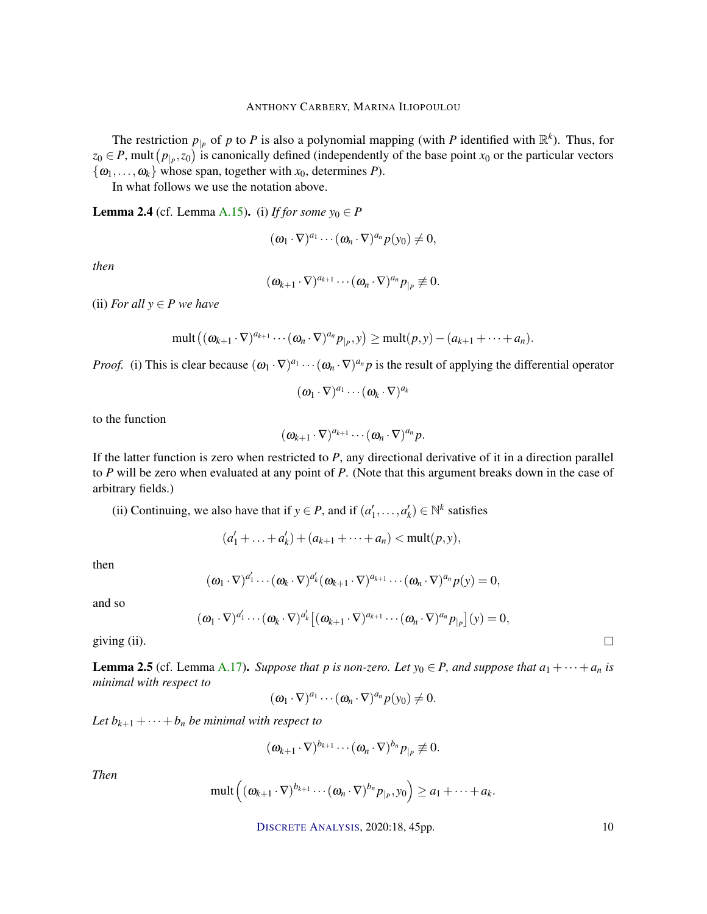The restriction $p_{|_P}$ of $p$ to $P$ is also a polynomial mapping (with $P$ identified with $\mathbb{R}^k$). Thus, for $z_0 \in P$, $\operatorname{mult}\left(p_{|_P}, z_0\right)$ is canonically defined (independently of the base point $x_0$ or the particular vectors $\{\omega_1, \ldots, \omega_k\}$ whose span, together with $x_0$, determines $P$).

In what follows we use the notation above.

**Lemma 2.4** (cf. Lemma A.15)**.** (i) *If for some $y_0 \in P$*

$$(\omega_1 \cdot \nabla)^{a_1} \cdots (\omega_n \cdot \nabla)^{a_n} p(y_0) \neq 0,$$

*then*

$$(\omega_{k+1} \cdot \nabla)^{a_{k+1}} \cdots (\omega_n \cdot \nabla)^{a_n} p_{|_P} \not\equiv 0.$$

(ii) *For all $y \in P$ we have*

$$\operatorname{mult}\left((\omega_{k+1} \cdot \nabla)^{a_{k+1}} \cdots (\omega_n \cdot \nabla)^{a_n} p_{|_P}, y\right) \geq \operatorname{mult}(p, y) - (a_{k+1} + \cdots + a_n).$$

*Proof.* (i) This is clear because $(\omega_1 \cdot \nabla)^{a_1} \cdots (\omega_n \cdot \nabla)^{a_n} p$ is the result of applying the differential operator

$$(\omega_1 \cdot \nabla)^{a_1} \cdots (\omega_k \cdot \nabla)^{a_k}$$

to the function

$$(\omega_{k+1} \cdot \nabla)^{a_{k+1}} \cdots (\omega_n \cdot \nabla)^{a_n} p.$$

If the latter function is zero when restricted to $P$, any directional derivative of it in a direction parallel to $P$ will be zero when evaluated at any point of $P$. (Note that this argument breaks down in the case of arbitrary fields.)

(ii) Continuing, we also have that if $y \in P$, and if $(a_1', \ldots, a_k') \in \mathbb{N}^k$ satisfies

$$(a_1' + \ldots + a_k') + (a_{k+1} + \cdots + a_n) < \operatorname{mult}(p, y),$$

then

$$(\omega_1 \cdot \nabla)^{a_1'} \cdots (\omega_k \cdot \nabla)^{a_k'} (\omega_{k+1} \cdot \nabla)^{a_{k+1}} \cdots (\omega_n \cdot \nabla)^{a_n} p(y) = 0,$$

and so

$$(\omega_1 \cdot \nabla)^{a_1'} \cdots (\omega_k \cdot \nabla)^{a_k'} \left[(\omega_{k+1} \cdot \nabla)^{a_{k+1}} \cdots (\omega_n \cdot \nabla)^{a_n} p_{|_P}\right](y) = 0,$$

giving (ii). $\square$

**Lemma 2.5** (cf. Lemma A.17)**.** *Suppose that $p$ is non-zero. Let $y_0 \in P$, and suppose that $a_1 + \cdots + a_n$ is minimal with respect to*

$$(\omega_1 \cdot \nabla)^{a_1} \cdots (\omega_n \cdot \nabla)^{a_n} p(y_0) \neq 0.$$

*Let $b_{k+1} + \cdots + b_n$ be minimal with respect to*

$$(\omega_{k+1} \cdot \nabla)^{b_{k+1}} \cdots (\omega_n \cdot \nabla)^{b_n} p_{|_P} \not\equiv 0.$$

*Then*

$$\operatorname{mult}\left((\omega_{k+1} \cdot \nabla)^{b_{k+1}} \cdots (\omega_n \cdot \nabla)^{b_n} p_{|_P}, y_0\right) \geq a_1 + \cdots + a_k.$$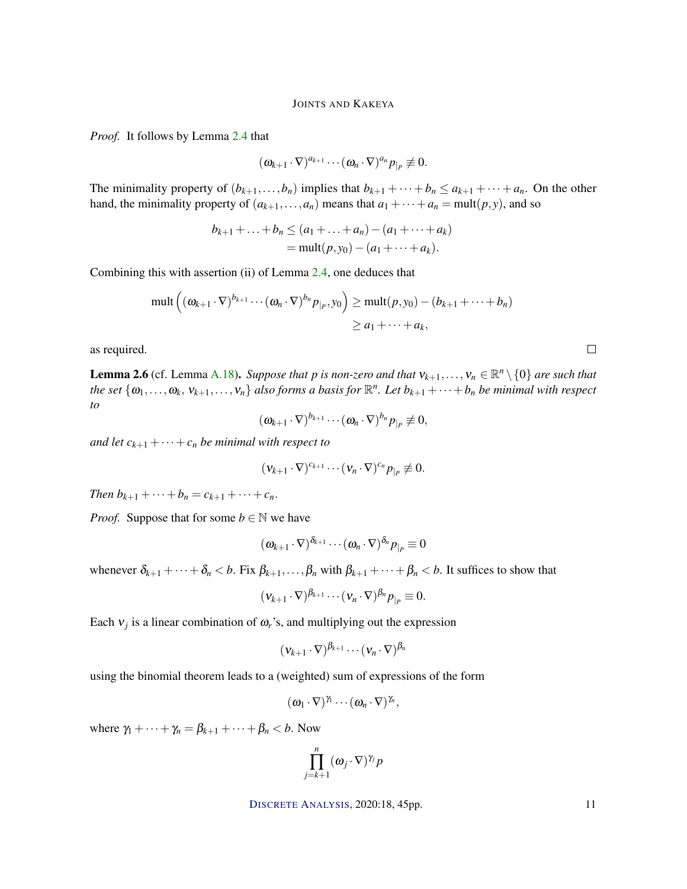*Proof.* It follows by Lemma 2.4 that

$$(\omega_{k+1}\cdot\nabla)^{a_{k+1}}\cdots(\omega_n\cdot\nabla)^{a_n}p_{|_P}\not\equiv 0.$$

The minimality property of $(b_{k+1},\dots,b_n)$ implies that $b_{k+1}+\cdots+b_n\le a_{k+1}+\cdots+a_n$. On the other hand, the minimality property of $(a_{k+1},\dots,a_n)$ means that $a_1+\cdots+a_n=\operatorname{mult}(p,y)$, and so

$$\begin{aligned}b_{k+1}+\ldots+b_n&\le(a_1+\ldots+a_n)-(a_1+\cdots+a_k)\\&=\operatorname{mult}(p,y_0)-(a_1+\cdots+a_k).\end{aligned}$$

Combining this with assertion (ii) of Lemma 2.4, one deduces that

$$\begin{aligned}\operatorname{mult}\Big((\omega_{k+1}\cdot\nabla)^{b_{k+1}}\cdots(\omega_n\cdot\nabla)^{b_n}p_{|_P},y_0\Big)&\ge\operatorname{mult}(p,y_0)-(b_{k+1}+\cdots+b_n)\\&\ge a_1+\cdots+a_k,\end{aligned}$$

as required. □

**Lemma 2.6** (cf. Lemma A.18)**.** *Suppose that $p$ is non-zero and that $v_{k+1},\dots,v_n\in\mathbb{R}^n\setminus\{0\}$ are such that the set $\{\omega_1,\dots,\omega_k,\,v_{k+1},\dots,v_n\}$ also forms a basis for $\mathbb{R}^n$. Let $b_{k+1}+\cdots+b_n$ be minimal with respect to*

$$(\omega_{k+1}\cdot\nabla)^{b_{k+1}}\cdots(\omega_n\cdot\nabla)^{b_n}p_{|_P}\not\equiv 0,$$

*and let $c_{k+1}+\cdots+c_n$ be minimal with respect to*

$$(v_{k+1}\cdot\nabla)^{c_{k+1}}\cdots(v_n\cdot\nabla)^{c_n}p_{|_P}\not\equiv 0.$$

*Then $b_{k+1}+\cdots+b_n=c_{k+1}+\cdots+c_n$.*

*Proof.* Suppose that for some $b\in\mathbb{N}$ we have

$$(\omega_{k+1}\cdot\nabla)^{\delta_{k+1}}\cdots(\omega_n\cdot\nabla)^{\delta_n}p_{|_P}\equiv 0$$

whenever $\delta_{k+1}+\cdots+\delta_n<b$. Fix $\beta_{k+1},\dots,\beta_n$ with $\beta_{k+1}+\cdots+\beta_n<b$. It suffices to show that

$$(v_{k+1}\cdot\nabla)^{\beta_{k+1}}\cdots(v_n\cdot\nabla)^{\beta_n}p_{|_P}\equiv 0.$$

Each $v_j$ is a linear combination of $\omega_r$'s, and multiplying out the expression

$$(v_{k+1}\cdot\nabla)^{\beta_{k+1}}\cdots(v_n\cdot\nabla)^{\beta_n}$$

using the binomial theorem leads to a (weighted) sum of expressions of the form

$$(\omega_1\cdot\nabla)^{\gamma_1}\cdots(\omega_n\cdot\nabla)^{\gamma_n},$$

where $\gamma_1+\cdots+\gamma_n=\beta_{k+1}+\cdots+\beta_n<b$. Now

$$\prod_{j=k+1}^{n}(\omega_j\cdot\nabla)^{\gamma_j}p$$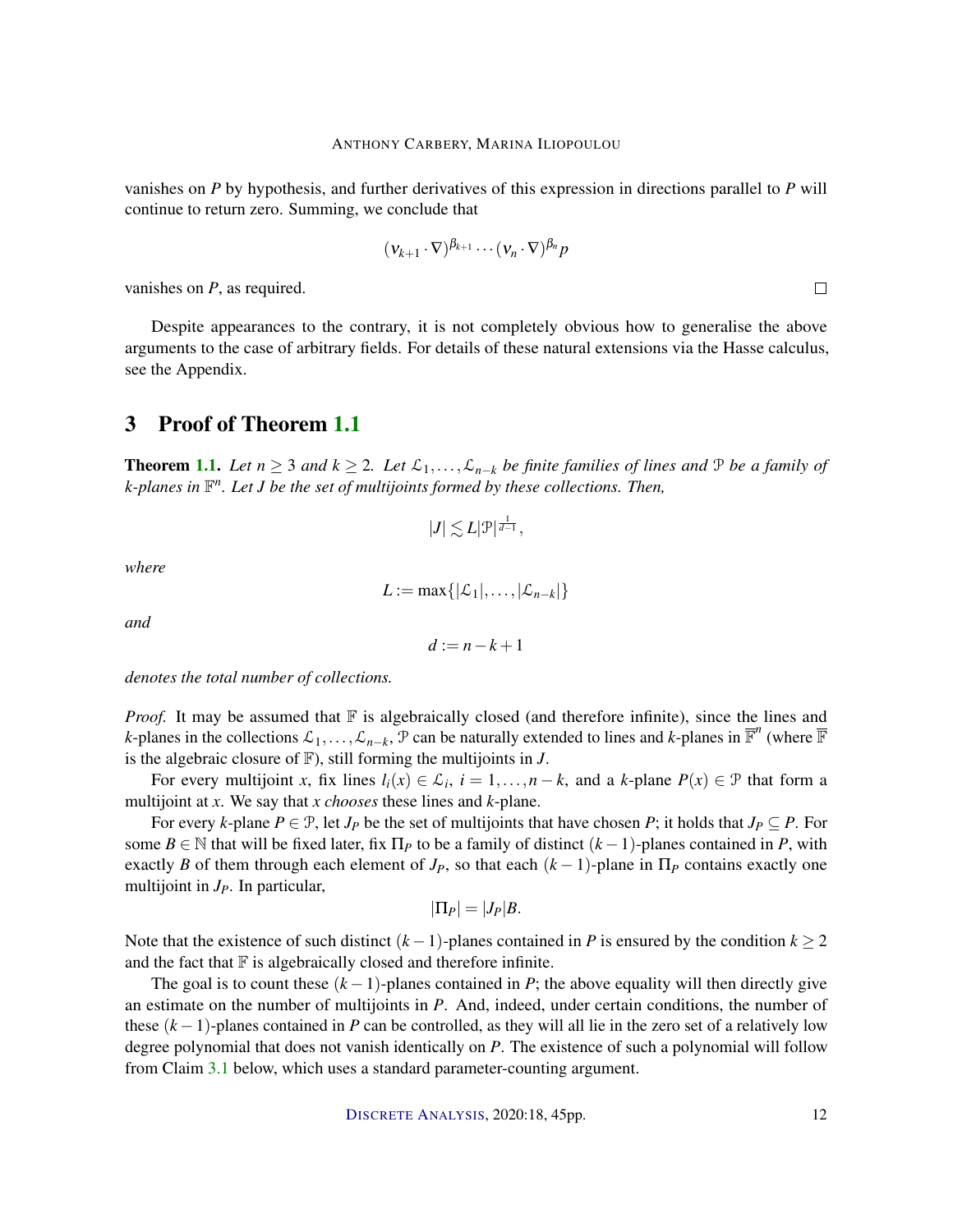vanishes on $P$ by hypothesis, and further derivatives of this expression in directions parallel to $P$ will continue to return zero. Summing, we conclude that

$$(v_{k+1} \cdot \nabla)^{\beta_{k+1}} \cdots (v_n \cdot \nabla)^{\beta_n} p$$

vanishes on $P$, as required. $\square$

Despite appearances to the contrary, it is not completely obvious how to generalise the above arguments to the case of arbitrary fields. For details of these natural extensions via the Hasse calculus, see the Appendix.

## 3 Proof of Theorem 1.1

**Theorem 1.1.** *Let $n \geq 3$ and $k \geq 2$. Let $\mathcal{L}_1, \dots, \mathcal{L}_{n-k}$ be finite families of lines and $\mathcal{P}$ be a family of $k$-planes in $\mathbb{F}^n$. Let $J$ be the set of multijoints formed by these collections. Then,*

$$|J| \lesssim L |\mathcal{P}|^{\frac{1}{d-1}},$$

*where*

$$L := \max\{|\mathcal{L}_1|, \dots, |\mathcal{L}_{n-k}|\}$$

*and*

$$d := n - k + 1$$

*denotes the total number of collections.*

*Proof.* It may be assumed that $\mathbb{F}$ is algebraically closed (and therefore infinite), since the lines and $k$-planes in the collections $\mathcal{L}_1, \dots, \mathcal{L}_{n-k}, \mathcal{P}$ can be naturally extended to lines and $k$-planes in $\overline{\mathbb{F}}^n$ (where $\overline{\mathbb{F}}$ is the algebraic closure of $\mathbb{F}$), still forming the multijoints in $J$.

For every multijoint $x$, fix lines $l_i(x) \in \mathcal{L}_i$, $i = 1, \dots, n-k$, and a $k$-plane $P(x) \in \mathcal{P}$ that form a multijoint at $x$. We say that $x$ *chooses* these lines and $k$-plane.

For every $k$-plane $P \in \mathcal{P}$, let $J_P$ be the set of multijoints that have chosen $P$; it holds that $J_P \subseteq P$. For some $B \in \mathbb{N}$ that will be fixed later, fix $\Pi_P$ to be a family of distinct $(k-1)$-planes contained in $P$, with exactly $B$ of them through each element of $J_P$, so that each $(k-1)$-plane in $\Pi_P$ contains exactly one multijoint in $J_P$. In particular,

$$|\Pi_P| = |J_P| B.$$

Note that the existence of such distinct $(k-1)$-planes contained in $P$ is ensured by the condition $k \geq 2$ and the fact that $\mathbb{F}$ is algebraically closed and therefore infinite.

The goal is to count these $(k-1)$-planes contained in $P$; the above equality will then directly give an estimate on the number of multijoints in $P$. And, indeed, under certain conditions, the number of these $(k-1)$-planes contained in $P$ can be controlled, as they will all lie in the zero set of a relatively low degree polynomial that does not vanish identically on $P$. The existence of such a polynomial will follow from Claim 3.1 below, which uses a standard parameter-counting argument.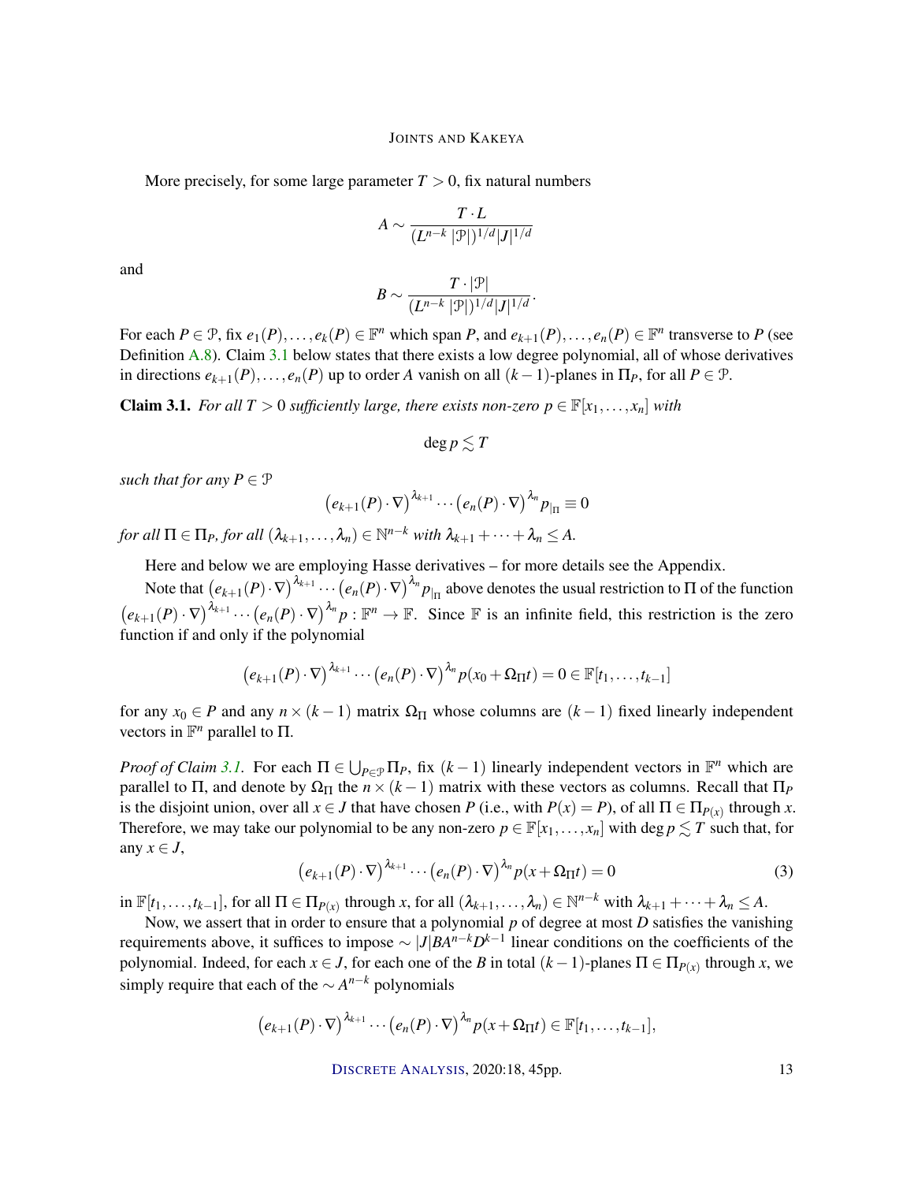More precisely, for some large parameter $T > 0$, fix natural numbers

$$A \sim \frac{T \cdot L}{(L^{n-k}\,|\mathcal{P}|)^{1/d}|J|^{1/d}}$$

and

$$B \sim \frac{T \cdot |\mathcal{P}|}{(L^{n-k}\,|\mathcal{P}|)^{1/d}|J|^{1/d}}.$$

For each $P \in \mathcal{P}$, fix $e_1(P),\dots,e_k(P) \in \mathbb{F}^n$ which span $P$, and $e_{k+1}(P),\dots,e_n(P) \in \mathbb{F}^n$ transverse to $P$ (see Definition A.8). Claim 3.1 below states that there exists a low degree polynomial, all of whose derivatives in directions $e_{k+1}(P),\dots,e_n(P)$ up to order $A$ vanish on all $(k-1)$-planes in $\Pi_P$, for all $P \in \mathcal{P}$.

**Claim 3.1.** *For all $T > 0$ sufficiently large, there exists non-zero $p \in \mathbb{F}[x_1,\dots,x_n]$ with*

$$\deg p \lesssim T$$

*such that for any $P \in \mathcal{P}$*

$$\left(e_{k+1}(P)\cdot\nabla\right)^{\lambda_{k+1}}\cdots\left(e_n(P)\cdot\nabla\right)^{\lambda_n} p_{|_\Pi} \equiv 0$$

*for all $\Pi \in \Pi_P$, for all $(\lambda_{k+1},\dots,\lambda_n) \in \mathbb{N}^{n-k}$ with $\lambda_{k+1}+\cdots+\lambda_n \le A$.*

Here and below we are employing Hasse derivatives – for more details see the Appendix.

Note that $\left(e_{k+1}(P)\cdot\nabla\right)^{\lambda_{k+1}}\cdots\left(e_n(P)\cdot\nabla\right)^{\lambda_n} p_{|_\Pi}$ above denotes the usual restriction to $\Pi$ of the function $\left(e_{k+1}(P)\cdot\nabla\right)^{\lambda_{k+1}}\cdots\left(e_n(P)\cdot\nabla\right)^{\lambda_n} p : \mathbb{F}^n \to \mathbb{F}$. Since $\mathbb{F}$ is an infinite field, this restriction is the zero function if and only if the polynomial

$$\left(e_{k+1}(P)\cdot\nabla\right)^{\lambda_{k+1}}\cdots\left(e_n(P)\cdot\nabla\right)^{\lambda_n} p(x_0+\Omega_\Pi t) = 0 \in \mathbb{F}[t_1,\dots,t_{k-1}]$$

for any $x_0 \in P$ and any $n\times(k-1)$ matrix $\Omega_\Pi$ whose columns are $(k-1)$ fixed linearly independent vectors in $\mathbb{F}^n$ parallel to $\Pi$.

*Proof of Claim 3.1.* For each $\Pi \in \bigcup_{P\in\mathcal{P}}\Pi_P$, fix $(k-1)$ linearly independent vectors in $\mathbb{F}^n$ which are parallel to $\Pi$, and denote by $\Omega_\Pi$ the $n\times(k-1)$ matrix with these vectors as columns. Recall that $\Pi_P$ is the disjoint union, over all $x \in J$ that have chosen $P$ (i.e., with $P(x) = P$), of all $\Pi \in \Pi_{P(x)}$ through $x$. Therefore, we may take our polynomial to be any non-zero $p \in \mathbb{F}[x_1,\dots,x_n]$ with $\deg p \lesssim T$ such that, for any $x \in J$,

$$\left(e_{k+1}(P)\cdot\nabla\right)^{\lambda_{k+1}}\cdots\left(e_n(P)\cdot\nabla\right)^{\lambda_n} p(x+\Omega_\Pi t) = 0 \tag{3}$$

in $\mathbb{F}[t_1,\dots,t_{k-1}]$, for all $\Pi \in \Pi_{P(x)}$ through $x$, for all $(\lambda_{k+1},\dots,\lambda_n) \in \mathbb{N}^{n-k}$ with $\lambda_{k+1}+\cdots+\lambda_n \le A$.

Now, we assert that in order to ensure that a polynomial $p$ of degree at most $D$ satisfies the vanishing requirements above, it suffices to impose $\sim |J|BA^{n-k}D^{k-1}$ linear conditions on the coefficients of the polynomial. Indeed, for each $x \in J$, for each one of the $B$ in total $(k-1)$-planes $\Pi \in \Pi_{P(x)}$ through $x$, we simply require that each of the $\sim A^{n-k}$ polynomials

$$\left(e_{k+1}(P)\cdot\nabla\right)^{\lambda_{k+1}}\cdots\left(e_n(P)\cdot\nabla\right)^{\lambda_n} p(x+\Omega_\Pi t) \in \mathbb{F}[t_1,\dots,t_{k-1}],$$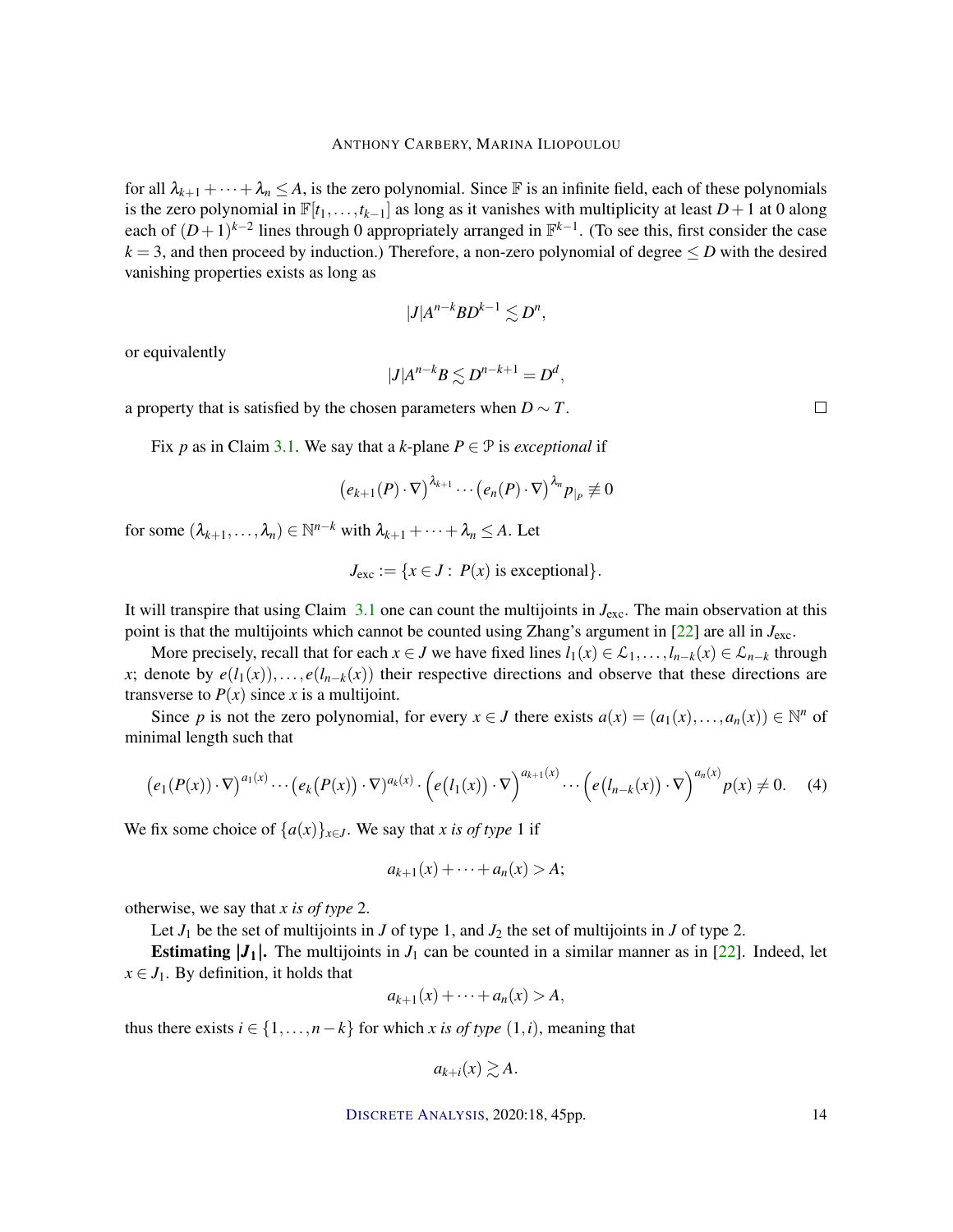for all $\lambda_{k+1}+\cdots+\lambda_n \le A$, is the zero polynomial. Since $\mathbb{F}$ is an infinite field, each of these polynomials is the zero polynomial in $\mathbb{F}[t_1,\dots,t_{k-1}]$ as long as it vanishes with multiplicity at least $D+1$ at 0 along each of $(D+1)^{k-2}$ lines through 0 appropriately arranged in $\mathbb{F}^{k-1}$. (To see this, first consider the case $k=3$, and then proceed by induction.) Therefore, a non-zero polynomial of degree $\le D$ with the desired vanishing properties exists as long as

$$|J|A^{n-k}BD^{k-1} \lesssim D^n,$$

or equivalently

$$|J|A^{n-k}B \lesssim D^{n-k+1} = D^d,$$

a property that is satisfied by the chosen parameters when $D \sim T$. $\square$

Fix $p$ as in Claim 3.1. We say that a $k$-plane $P \in \mathcal{P}$ is *exceptional* if

$$\big(e_{k+1}(P)\cdot\nabla\big)^{\lambda_{k+1}}\cdots\big(e_n(P)\cdot\nabla\big)^{\lambda_n} p_{|_P} \not\equiv 0$$

for some $(\lambda_{k+1},\dots,\lambda_n) \in \mathbb{N}^{n-k}$ with $\lambda_{k+1}+\cdots+\lambda_n \le A$. Let

$$J_{\rm exc} := \{x \in J : \ P(x) \text{ is exceptional}\}.$$

It will transpire that using Claim 3.1 one can count the multijoints in $J_{\rm exc}$. The main observation at this point is that the multijoints which cannot be counted using Zhang's argument in [22] are all in $J_{\rm exc}$.

More precisely, recall that for each $x \in J$ we have fixed lines $l_1(x) \in \mathcal{L}_1,\dots,l_{n-k}(x) \in \mathcal{L}_{n-k}$ through $x$; denote by $e(l_1(x)),\dots,e(l_{n-k}(x))$ their respective directions and observe that these directions are transverse to $P(x)$ since $x$ is a multijoint.

Since $p$ is not the zero polynomial, for every $x \in J$ there exists $a(x) = (a_1(x),\dots,a_n(x)) \in \mathbb{N}^n$ of minimal length such that

$$\big(e_1(P(x))\cdot\nabla\big)^{a_1(x)}\cdots\big(e_k\big(P(x)\big)\cdot\nabla\big)^{a_k(x)}\cdot\Big(e\big(l_1(x)\big)\cdot\nabla\Big)^{a_{k+1}(x)}\cdots\Big(e\big(l_{n-k}(x)\big)\cdot\nabla\Big)^{a_n(x)}p(x) \neq 0. \quad (4)$$

We fix some choice of $\{a(x)\}_{x\in J}$. We say that $x$ *is of type* 1 if

$$a_{k+1}(x)+\cdots+a_n(x) > A;$$

otherwise, we say that $x$ *is of type* 2.

Let $J_1$ be the set of multijoints in $J$ of type 1, and $J_2$ the set of multijoints in $J$ of type 2.

**Estimating $|J_1|$.** The multijoints in $J_1$ can be counted in a similar manner as in [22]. Indeed, let $x \in J_1$. By definition, it holds that

$$a_{k+1}(x)+\cdots+a_n(x) > A,$$

thus there exists $i \in \{1,\dots,n-k\}$ for which $x$ *is of type* $(1,i)$, meaning that

$$a_{k+i}(x) \gtrsim A.$$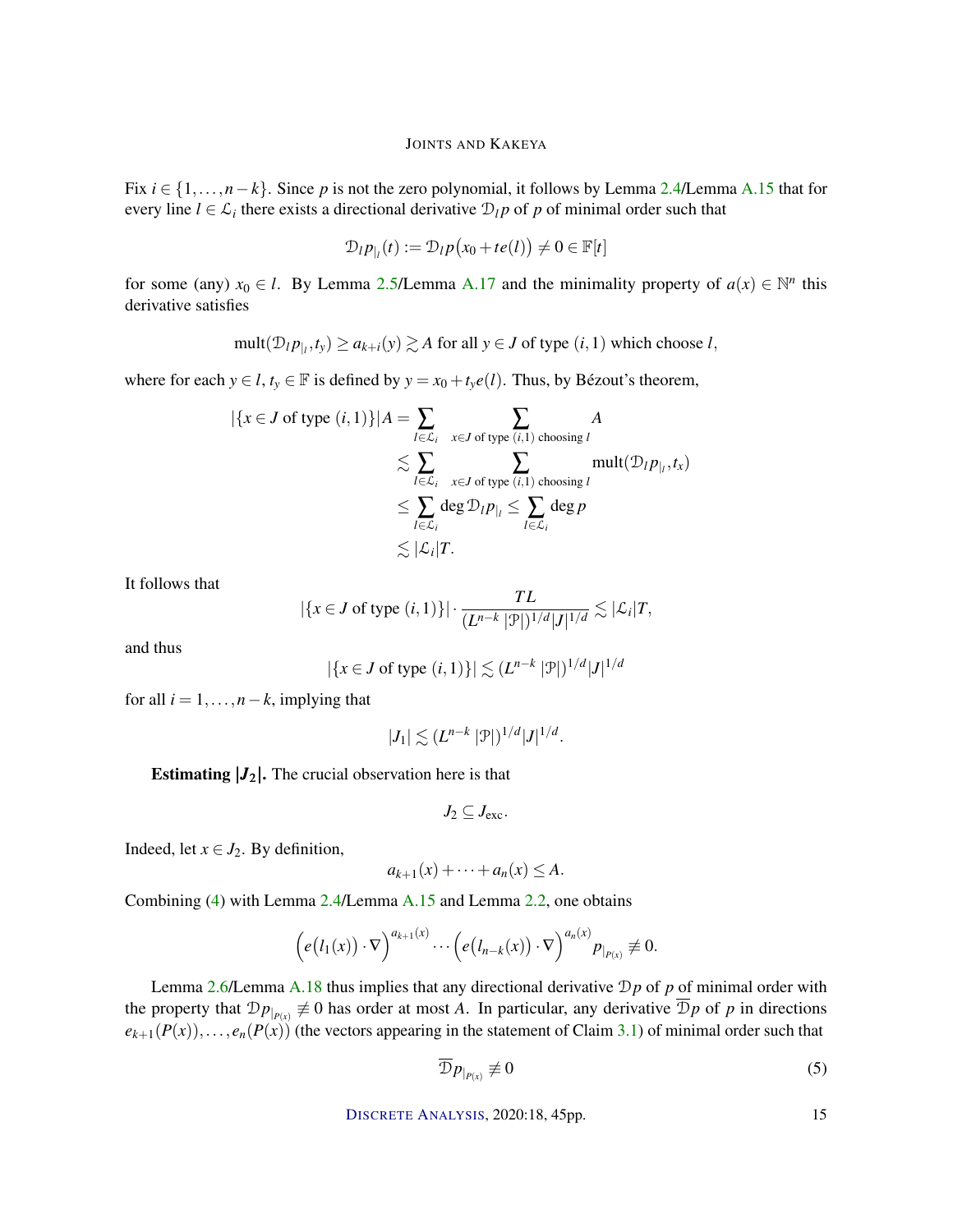Fix $i \in \{1,\dots,n-k\}$. Since $p$ is not the zero polynomial, it follows by Lemma 2.4/Lemma A.15 that for every line $l \in \mathcal{L}_i$ there exists a directional derivative $\mathcal{D}_l p$ of $p$ of minimal order such that

$$\mathcal{D}_l p_{|_l}(t) := \mathcal{D}_l p\big(x_0 + te(l)\big) \neq 0 \in \mathbb{F}[t]$$

for some (any) $x_0 \in l$. By Lemma 2.5/Lemma A.17 and the minimality property of $a(x) \in \mathbb{N}^n$ this derivative satisfies

$$\operatorname{mult}(\mathcal{D}_l p_{|_l}, t_y) \geq a_{k+i}(y) \gtrsim A \text{ for all } y \in J \text{ of type } (i,1) \text{ which choose } l,$$

where for each $y \in l$, $t_y \in \mathbb{F}$ is defined by $y = x_0 + t_y e(l)$. Thus, by Bézout's theorem,

$$\begin{aligned}
|\{x \in J \text{ of type } (i,1)\}| A &= \sum_{l \in \mathcal{L}_i} \sum_{x \in J \text{ of type } (i,1) \text{ choosing } l} A \\
&\lesssim \sum_{l \in \mathcal{L}_i} \sum_{x \in J \text{ of type } (i,1) \text{ choosing } l} \operatorname{mult}(\mathcal{D}_l p_{|_l}, t_x) \\
&\leq \sum_{l \in \mathcal{L}_i} \deg \mathcal{D}_l p_{|_l} \leq \sum_{l \in \mathcal{L}_i} \deg p \\
&\lesssim |\mathcal{L}_i| T.
\end{aligned}$$

It follows that

$$|\{x \in J \text{ of type } (i,1)\}| \cdot \frac{TL}{(L^{n-k}\,|\mathcal{P}|)^{1/d} |J|^{1/d}} \lesssim |\mathcal{L}_i| T,$$

and thus

$$|\{x \in J \text{ of type } (i,1)\}| \lesssim (L^{n-k}\,|\mathcal{P}|)^{1/d} |J|^{1/d}$$

for all $i = 1,\dots,n-k$, implying that

$$|J_1| \lesssim (L^{n-k}\,|\mathcal{P}|)^{1/d} |J|^{1/d}.$$

**Estimating $|J_2|$.** The crucial observation here is that

$$J_2 \subseteq J_{\text{exc}}.$$

Indeed, let $x \in J_2$. By definition,

$$a_{k+1}(x) + \cdots + a_n(x) \leq A.$$

Combining (4) with Lemma 2.4/Lemma A.15 and Lemma 2.2, one obtains

$$\Big(e\big(l_1(x)\big) \cdot \nabla\Big)^{a_{k+1}(x)} \cdots \Big(e\big(l_{n-k}(x)\big) \cdot \nabla\Big)^{a_n(x)} p_{|_{P(x)}} \not\equiv 0.$$

Lemma 2.6/Lemma A.18 thus implies that any directional derivative $\mathcal{D}p$ of $p$ of minimal order with the property that $\mathcal{D}p_{|_{P(x)}} \not\equiv 0$ has order at most $A$. In particular, any derivative $\overline{\mathcal{D}}p$ of $p$ in directions $e_{k+1}(P(x)),\dots,e_n(P(x))$ (the vectors appearing in the statement of Claim 3.1) of minimal order such that

$$\overline{\mathcal{D}}p_{|_{P(x)}} \not\equiv 0 \tag{5}$$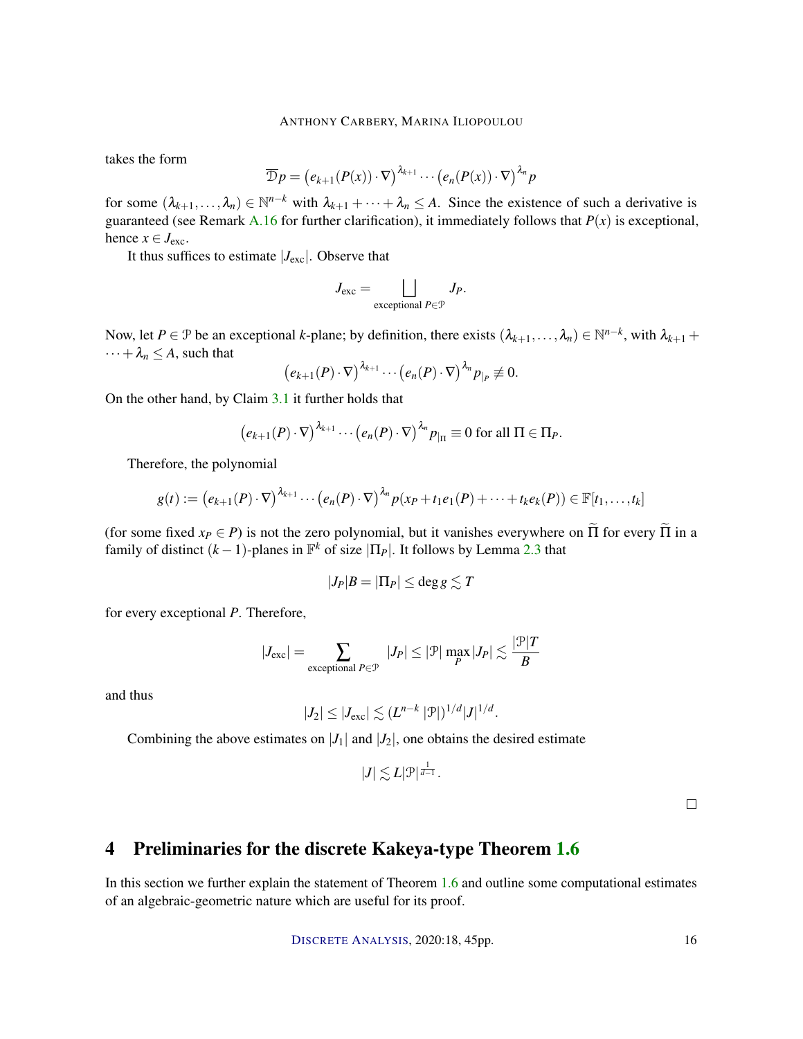takes the form

$$\overline{\mathcal{D}}p = \big(e_{k+1}(P(x))\cdot\nabla\big)^{\lambda_{k+1}}\cdots\big(e_n(P(x))\cdot\nabla\big)^{\lambda_n}p$$

for some $(\lambda_{k+1},\dots,\lambda_n)\in\mathbb{N}^{n-k}$ with $\lambda_{k+1}+\cdots+\lambda_n\le A$. Since the existence of such a derivative is guaranteed (see Remark A.16 for further clarification), it immediately follows that $P(x)$ is exceptional, hence $x\in J_{\text{exc}}$.

It thus suffices to estimate $|J_{\text{exc}}|$. Observe that

$$J_{\text{exc}} = \bigsqcup_{\text{exceptional } P\in\mathcal{P}} J_P.$$

Now, let $P\in\mathcal{P}$ be an exceptional $k$-plane; by definition, there exists $(\lambda_{k+1},\dots,\lambda_n)\in\mathbb{N}^{n-k}$, with $\lambda_{k+1}+\cdots+\lambda_n\le A$, such that

$$\big(e_{k+1}(P)\cdot\nabla\big)^{\lambda_{k+1}}\cdots\big(e_n(P)\cdot\nabla\big)^{\lambda_n}p_{|_P}\not\equiv 0.$$

On the other hand, by Claim 3.1 it further holds that

$$\big(e_{k+1}(P)\cdot\nabla\big)^{\lambda_{k+1}}\cdots\big(e_n(P)\cdot\nabla\big)^{\lambda_n}p_{|_\Pi}\equiv 0 \text{ for all } \Pi\in\Pi_P.$$

Therefore, the polynomial

$$g(t) := \big(e_{k+1}(P)\cdot\nabla\big)^{\lambda_{k+1}}\cdots\big(e_n(P)\cdot\nabla\big)^{\lambda_n}p(x_P+t_1e_1(P)+\cdots+t_ke_k(P))\in\mathbb{F}[t_1,\dots,t_k]$$

(for some fixed $x_P\in P$) is not the zero polynomial, but it vanishes everywhere on $\widetilde{\Pi}$ for every $\widetilde{\Pi}$ in a family of distinct $(k-1)$-planes in $\mathbb{F}^k$ of size $|\Pi_P|$. It follows by Lemma 2.3 that

$$|J_P|B = |\Pi_P| \le \deg g \lesssim T$$

for every exceptional $P$. Therefore,

$$|J_{\text{exc}}| = \sum_{\text{exceptional } P\in\mathcal{P}} |J_P| \le |\mathcal{P}|\max_P |J_P| \lesssim \frac{|\mathcal{P}|T}{B}$$

and thus

$$|J_2|\le|J_{\text{exc}}|\lesssim (L^{n-k}\,|\mathcal{P}|)^{1/d}|J|^{1/d}.$$

Combining the above estimates on $|J_1|$ and $|J_2|$, one obtains the desired estimate

$$|J|\lesssim L|\mathcal{P}|^{\frac{1}{d-1}}.$$

□

# 4 Preliminaries for the discrete Kakeya-type Theorem 1.6

In this section we further explain the statement of Theorem 1.6 and outline some computational estimates of an algebraic-geometric nature which are useful for its proof.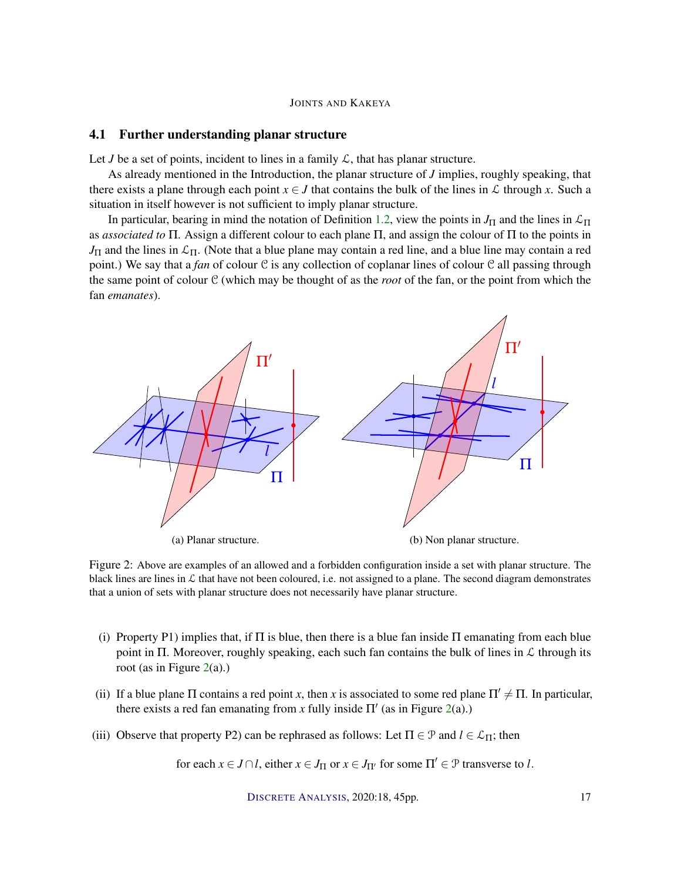### 4.1 Further understanding planar structure

Let $J$ be a set of points, incident to lines in a family $\mathcal{L}$, that has planar structure.

As already mentioned in the Introduction, the planar structure of $J$ implies, roughly speaking, that there exists a plane through each point $x \in J$ that contains the bulk of the lines in $\mathcal{L}$ through $x$. Such a situation in itself however is not sufficient to imply planar structure.

In particular, bearing in mind the notation of Definition 1.2, view the points in $J_\Pi$ and the lines in $\mathcal{L}_\Pi$ as *associated to* $\Pi$. Assign a different colour to each plane $\Pi$, and assign the colour of $\Pi$ to the points in $J_\Pi$ and the lines in $\mathcal{L}_\Pi$. (Note that a blue plane may contain a red line, and a blue line may contain a red point.) We say that a *fan* of colour $\mathcal{C}$ is any collection of coplanar lines of colour $\mathcal{C}$ all passing through the same point of colour $\mathcal{C}$ (which may be thought of as the *root* of the fan, or the point from which the fan *emanates*).

(a) Planar structure.

(b) Non planar structure.

Figure 2: Above are examples of an allowed and a forbidden configuration inside a set with planar structure. The black lines are lines in $\mathcal{L}$ that have not been coloured, i.e. not assigned to a plane. The second diagram demonstrates that a union of sets with planar structure does not necessarily have planar structure.

(i) Property P1) implies that, if $\Pi$ is blue, then there is a blue fan inside $\Pi$ emanating from each blue point in $\Pi$. Moreover, roughly speaking, each such fan contains the bulk of lines in $\mathcal{L}$ through its root (as in Figure 2(a).)

(ii) If a blue plane $\Pi$ contains a red point $x$, then $x$ is associated to some red plane $\Pi' \neq \Pi$. In particular, there exists a red fan emanating from $x$ fully inside $\Pi'$ (as in Figure 2(a).)

(iii) Observe that property P2) can be rephrased as follows: Let $\Pi \in \mathcal{P}$ and $l \in \mathcal{L}_\Pi$; then

$$\text{for each } x \in J \cap l, \text{ either } x \in J_\Pi \text{ or } x \in J_{\Pi'} \text{ for some } \Pi' \in \mathcal{P} \text{ transverse to } l.$$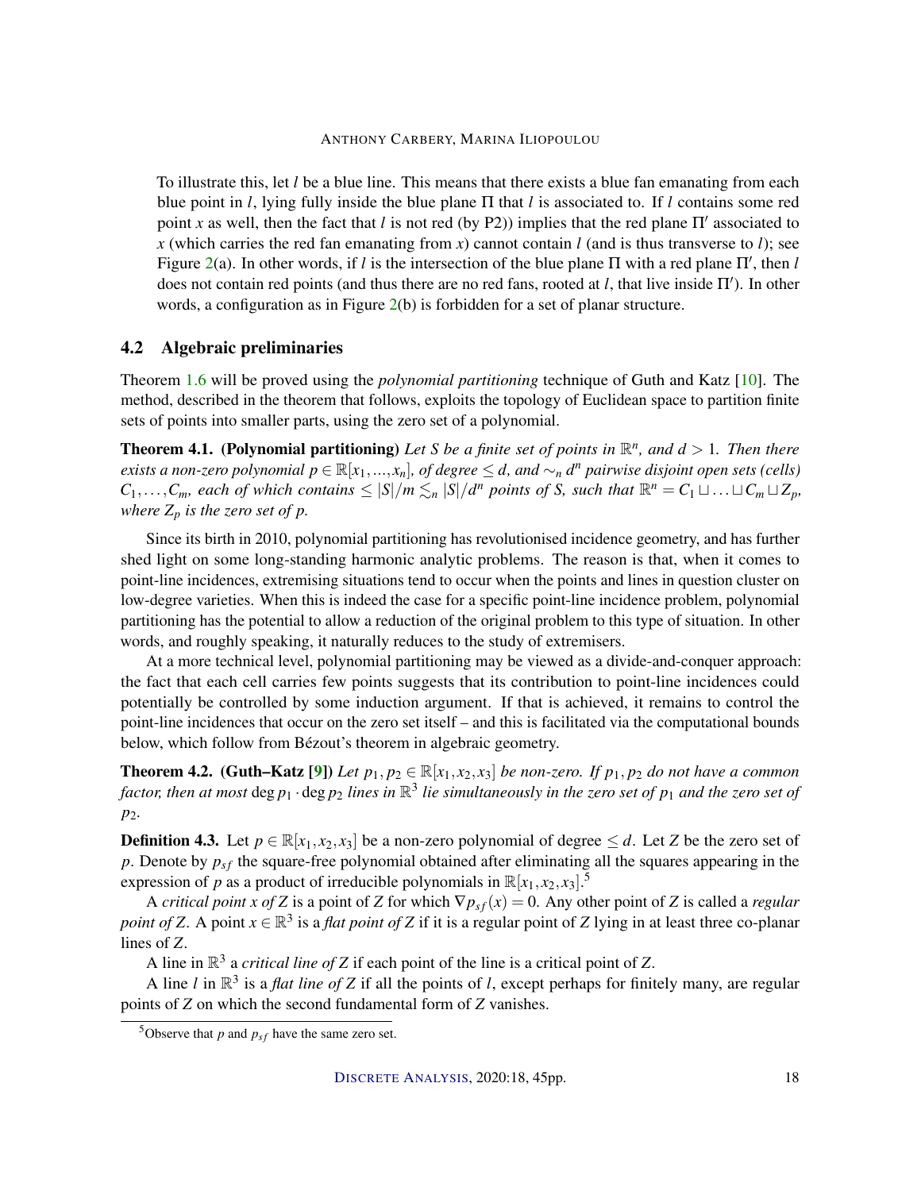To illustrate this, let $l$ be a blue line. This means that there exists a blue fan emanating from each blue point in $l$, lying fully inside the blue plane $\Pi$ that $l$ is associated to. If $l$ contains some red point $x$ as well, then the fact that $l$ is not red (by P2)) implies that the red plane $\Pi'$ associated to $x$ (which carries the red fan emanating from $x$) cannot contain $l$ (and is thus transverse to $l$); see Figure 2(a). In other words, if $l$ is the intersection of the blue plane $\Pi$ with a red plane $\Pi'$, then $l$ does not contain red points (and thus there are no red fans, rooted at $l$, that live inside $\Pi'$). In other words, a configuration as in Figure 2(b) is forbidden for a set of planar structure.

## 4.2 Algebraic preliminaries

Theorem 1.6 will be proved using the *polynomial partitioning* technique of Guth and Katz [10]. The method, described in the theorem that follows, exploits the topology of Euclidean space to partition finite sets of points into smaller parts, using the zero set of a polynomial.

**Theorem 4.1.** **(Polynomial partitioning)** *Let $S$ be a finite set of points in $\mathbb{R}^n$, and $d > 1$. Then there exists a non-zero polynomial $p \in \mathbb{R}[x_1, \ldots, x_n]$, of degree $\leq d$, and $\sim_n d^n$ pairwise disjoint open sets (cells) $C_1, \ldots, C_m$, each of which contains $\leq |S|/m \lesssim_n |S|/d^n$ points of $S$, such that $\mathbb{R}^n = C_1 \sqcup \ldots \sqcup C_m \sqcup Z_p$, where $Z_p$ is the zero set of $p$.*

Since its birth in 2010, polynomial partitioning has revolutionised incidence geometry, and has further shed light on some long-standing harmonic analytic problems. The reason is that, when it comes to point-line incidences, extremising situations tend to occur when the points and lines in question cluster on low-degree varieties. When this is indeed the case for a specific point-line incidence problem, polynomial partitioning has the potential to allow a reduction of the original problem to this type of situation. In other words, and roughly speaking, it naturally reduces to the study of extremisers.

At a more technical level, polynomial partitioning may be viewed as a divide-and-conquer approach: the fact that each cell carries few points suggests that its contribution to point-line incidences could potentially be controlled by some induction argument. If that is achieved, it remains to control the point-line incidences that occur on the zero set itself – and this is facilitated via the computational bounds below, which follow from Bézout's theorem in algebraic geometry.

**Theorem 4.2.** **(Guth–Katz [9])** *Let $p_1, p_2 \in \mathbb{R}[x_1, x_2, x_3]$ be non-zero. If $p_1, p_2$ do not have a common factor, then at most $\deg p_1 \cdot \deg p_2$ lines in $\mathbb{R}^3$ lie simultaneously in the zero set of $p_1$ and the zero set of $p_2$.*

**Definition 4.3.** Let $p \in \mathbb{R}[x_1, x_2, x_3]$ be a non-zero polynomial of degree $\leq d$. Let $Z$ be the zero set of $p$. Denote by $p_{sf}$ the square-free polynomial obtained after eliminating all the squares appearing in the expression of $p$ as a product of irreducible polynomials in $\mathbb{R}[x_1, x_2, x_3]$.[5]

A *critical point $x$ of $Z$* is a point of $Z$ for which $\nabla p_{sf}(x) = 0$. Any other point of $Z$ is called a *regular point of $Z$*. A point $x \in \mathbb{R}^3$ is a *flat point of $Z$* if it is a regular point of $Z$ lying in at least three co-planar lines of $Z$.

A line in $\mathbb{R}^3$ a *critical line of $Z$* if each point of the line is a critical point of $Z$.

A line $l$ in $\mathbb{R}^3$ is a *flat line of $Z$* if all the points of $l$, except perhaps for finitely many, are regular points of $Z$ on which the second fundamental form of $Z$ vanishes.

[5] Observe that $p$ and $p_{sf}$ have the same zero set.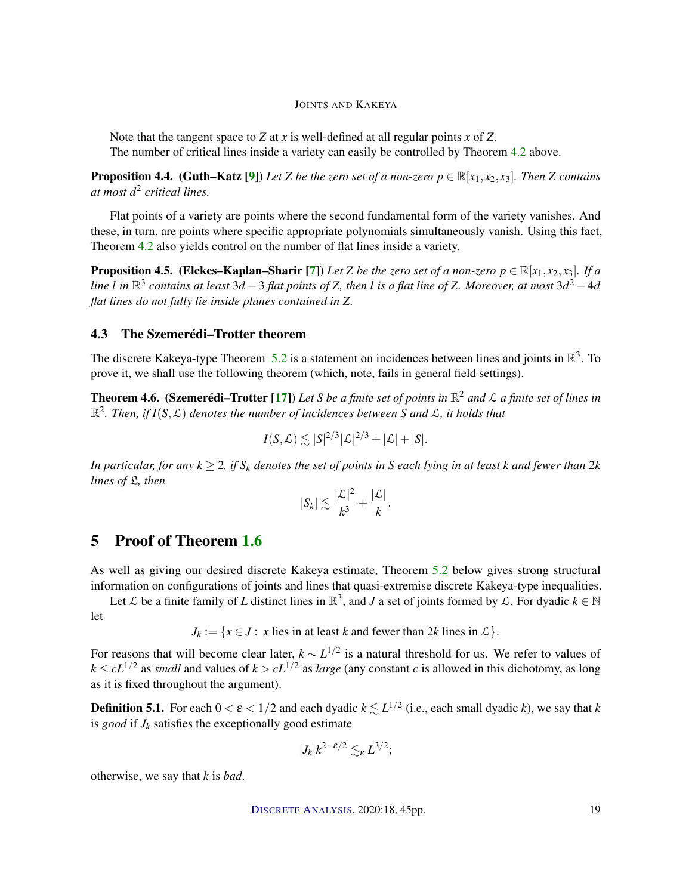Note that the tangent space to $Z$ at $x$ is well-defined at all regular points $x$ of $Z$.

The number of critical lines inside a variety can easily be controlled by Theorem 4.2 above.

**Proposition 4.4. (Guth–Katz [9])** *Let $Z$ be the zero set of a non-zero $p \in \mathbb{R}[x_1, x_2, x_3]$. Then $Z$ contains at most $d^2$ critical lines.*

Flat points of a variety are points where the second fundamental form of the variety vanishes. And these, in turn, are points where specific appropriate polynomials simultaneously vanish. Using this fact, Theorem 4.2 also yields control on the number of flat lines inside a variety.

**Proposition 4.5. (Elekes–Kaplan–Sharir [7])** *Let $Z$ be the zero set of a non-zero $p \in \mathbb{R}[x_1, x_2, x_3]$. If a line $l$ in $\mathbb{R}^3$ contains at least $3d - 3$ flat points of $Z$, then $l$ is a flat line of $Z$. Moreover, at most $3d^2 - 4d$ flat lines do not fully lie inside planes contained in $Z$.*

### 4.3 The Szemerédi–Trotter theorem

The discrete Kakeya-type Theorem 5.2 is a statement on incidences between lines and joints in $\mathbb{R}^3$. To prove it, we shall use the following theorem (which, note, fails in general field settings).

**Theorem 4.6. (Szemerédi–Trotter [17])** *Let $S$ be a finite set of points in $\mathbb{R}^2$ and $\mathcal{L}$ a finite set of lines in $\mathbb{R}^2$. Then, if $I(S, \mathcal{L})$ denotes the number of incidences between $S$ and $\mathcal{L}$, it holds that*

$$I(S, \mathcal{L}) \lesssim |S|^{2/3} |\mathcal{L}|^{2/3} + |\mathcal{L}| + |S|.$$

*In particular, for any $k \geq 2$, if $S_k$ denotes the set of points in $S$ each lying in at least $k$ and fewer than $2k$ lines of $\mathfrak{L}$, then*

$$|S_k| \lesssim \frac{|\mathcal{L}|^2}{k^3} + \frac{|\mathcal{L}|}{k}.$$

## 5 Proof of Theorem 1.6

As well as giving our desired discrete Kakeya estimate, Theorem 5.2 below gives strong structural information on configurations of joints and lines that quasi-extremise discrete Kakeya-type inequalities.

Let $\mathcal{L}$ be a finite family of $L$ distinct lines in $\mathbb{R}^3$, and $J$ a set of joints formed by $\mathcal{L}$. For dyadic $k \in \mathbb{N}$ let

$$J_k := \{x \in J : \ x \text{ lies in at least } k \text{ and fewer than } 2k \text{ lines in } \mathcal{L}\}.$$

For reasons that will become clear later, $k \sim L^{1/2}$ is a natural threshold for us. We refer to values of $k \leq cL^{1/2}$ as *small* and values of $k > cL^{1/2}$ as *large* (any constant $c$ is allowed in this dichotomy, as long as it is fixed throughout the argument).

**Definition 5.1.** For each $0 < \varepsilon < 1/2$ and each dyadic $k \lesssim L^{1/2}$ (i.e., each small dyadic $k$), we say that $k$ is *good* if $J_k$ satisfies the exceptionally good estimate

$$|J_k| k^{2-\varepsilon/2} \lesssim_\varepsilon L^{3/2};$$

otherwise, we say that $k$ is *bad*.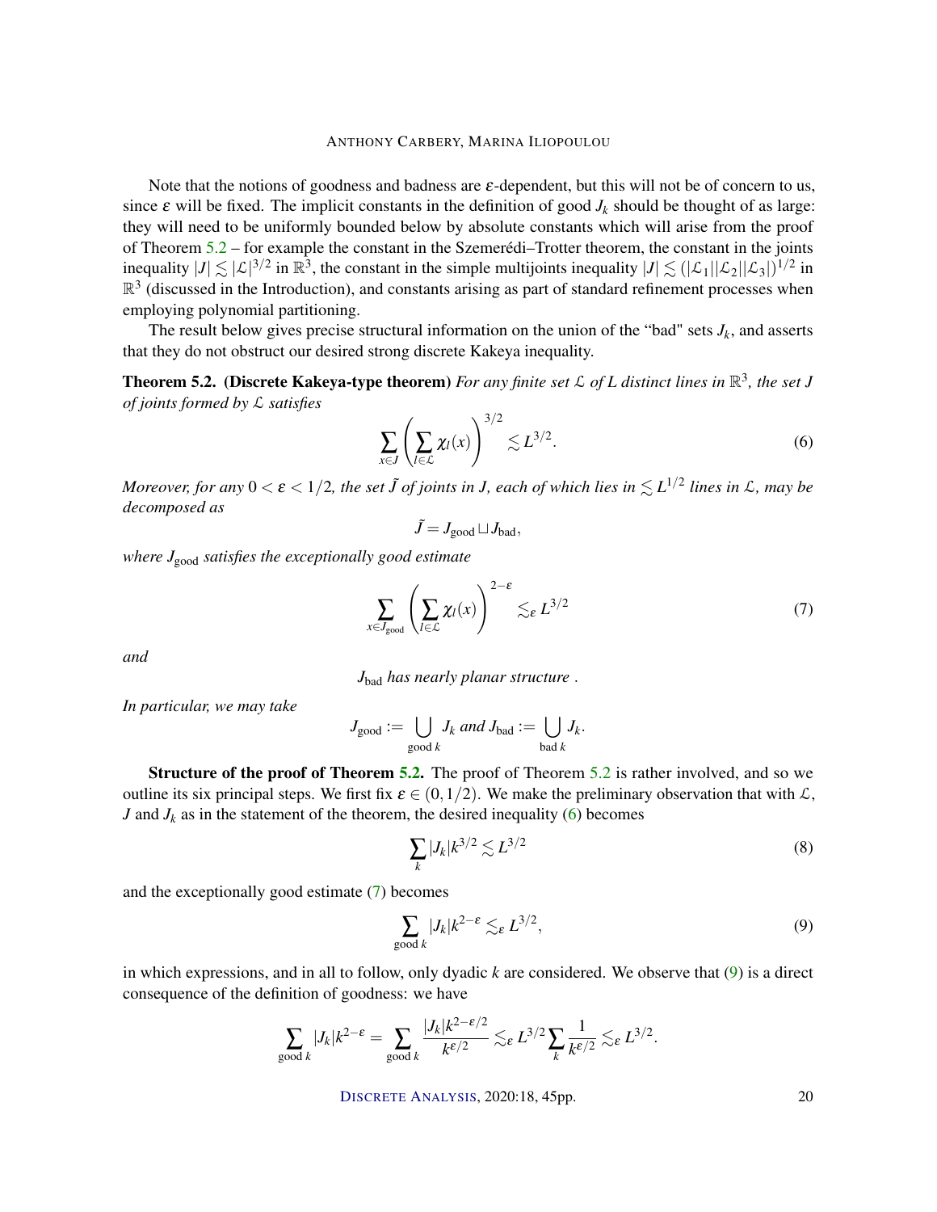Note that the notions of goodness and badness are $\varepsilon$-dependent, but this will not be of concern to us, since $\varepsilon$ will be fixed. The implicit constants in the definition of good $J_k$ should be thought of as large: they will need to be uniformly bounded below by absolute constants which will arise from the proof of Theorem 5.2 – for example the constant in the Szemerédi–Trotter theorem, the constant in the joints inequality $|J| \lesssim |\mathcal{L}|^{3/2}$ in $\mathbb{R}^3$, the constant in the simple multijoints inequality $|J| \lesssim (|\mathcal{L}_1||\mathcal{L}_2||\mathcal{L}_3|)^{1/2}$ in $\mathbb{R}^3$ (discussed in the Introduction), and constants arising as part of standard refinement processes when employing polynomial partitioning.

The result below gives precise structural information on the union of the "bad" sets $J_k$, and asserts that they do not obstruct our desired strong discrete Kakeya inequality.

**Theorem 5.2. (Discrete Kakeya-type theorem)** *For any finite set $\mathcal{L}$ of $L$ distinct lines in $\mathbb{R}^3$, the set $J$ of joints formed by $\mathcal{L}$ satisfies*

$$\sum_{x \in J} \left( \sum_{l \in \mathcal{L}} \chi_l(x) \right)^{3/2} \lesssim L^{3/2}. \tag{6}$$

*Moreover, for any $0 < \varepsilon < 1/2$, the set $\tilde{J}$ of joints in $J$, each of which lies in $\lesssim L^{1/2}$ lines in $\mathcal{L}$, may be decomposed as*

$$\tilde{J} = J_{\text{good}} \sqcup J_{\text{bad}},$$

*where $J_{\text{good}}$ satisfies the exceptionally good estimate*

$$\sum_{x \in J_{\text{good}}} \left( \sum_{l \in \mathcal{L}} \chi_l(x) \right)^{2-\varepsilon} \lesssim_\varepsilon L^{3/2} \tag{7}$$

*and*

$$J_{\text{bad}} \textit{ has nearly planar structure .}$$

*In particular, we may take*

$$J_{\text{good}} := \bigcup_{\text{good } k} J_k \text{ and } J_{\text{bad}} := \bigcup_{\text{bad } k} J_k.$$

**Structure of the proof of Theorem 5.2.** The proof of Theorem 5.2 is rather involved, and so we outline its six principal steps. We first fix $\varepsilon \in (0, 1/2)$. We make the preliminary observation that with $\mathcal{L}$, $J$ and $J_k$ as in the statement of the theorem, the desired inequality (6) becomes

$$\sum_k |J_k| k^{3/2} \lesssim L^{3/2} \tag{8}$$

and the exceptionally good estimate (7) becomes

$$\sum_{\text{good } k} |J_k| k^{2-\varepsilon} \lesssim_\varepsilon L^{3/2}, \tag{9}$$

in which expressions, and in all to follow, only dyadic $k$ are considered. We observe that (9) is a direct consequence of the definition of goodness: we have

$$\sum_{\text{good } k} |J_k| k^{2-\varepsilon} = \sum_{\text{good } k} \frac{|J_k| k^{2-\varepsilon/2}}{k^{\varepsilon/2}} \lesssim_\varepsilon L^{3/2} \sum_k \frac{1}{k^{\varepsilon/2}} \lesssim_\varepsilon L^{3/2}.$$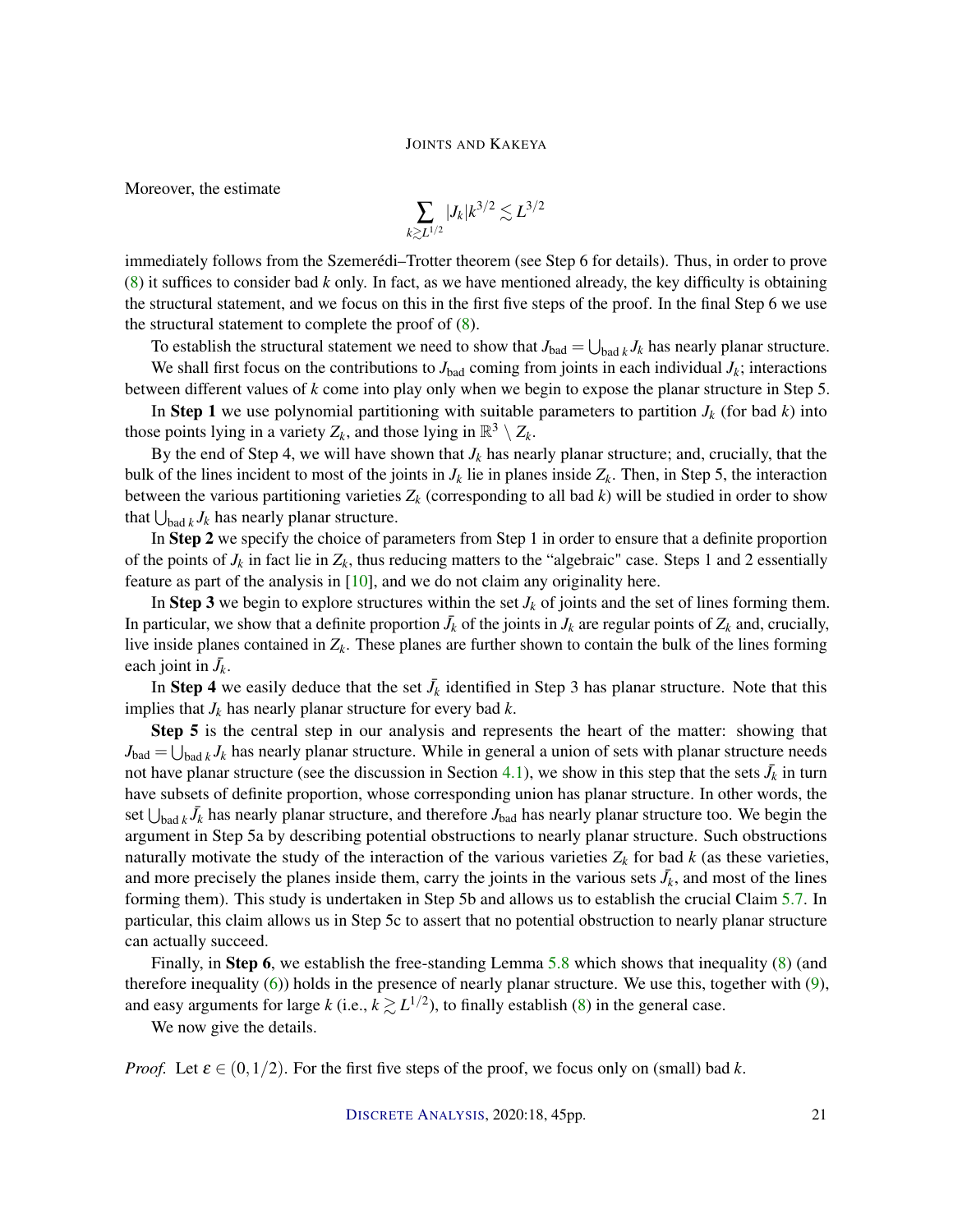Moreover, the estimate

$$\sum_{k \gtrsim L^{1/2}} |J_k| k^{3/2} \lesssim L^{3/2}$$

immediately follows from the Szemerédi–Trotter theorem (see Step 6 for details). Thus, in order to prove (8) it suffices to consider bad $k$ only. In fact, as we have mentioned already, the key difficulty is obtaining the structural statement, and we focus on this in the first five steps of the proof. In the final Step 6 we use the structural statement to complete the proof of (8).

To establish the structural statement we need to show that $J_{\text{bad}} = \bigcup_{\text{bad } k} J_k$ has nearly planar structure.

We shall first focus on the contributions to $J_{\text{bad}}$ coming from joints in each individual $J_k$; interactions between different values of $k$ come into play only when we begin to expose the planar structure in Step 5.

In **Step 1** we use polynomial partitioning with suitable parameters to partition $J_k$ (for bad $k$) into those points lying in a variety $Z_k$, and those lying in $\mathbb{R}^3 \setminus Z_k$.

By the end of Step 4, we will have shown that $J_k$ has nearly planar structure; and, crucially, that the bulk of the lines incident to most of the joints in $J_k$ lie in planes inside $Z_k$. Then, in Step 5, the interaction between the various partitioning varieties $Z_k$ (corresponding to all bad $k$) will be studied in order to show that $\bigcup_{\text{bad } k} J_k$ has nearly planar structure.

In **Step 2** we specify the choice of parameters from Step 1 in order to ensure that a definite proportion of the points of $J_k$ in fact lie in $Z_k$, thus reducing matters to the "algebraic" case. Steps 1 and 2 essentially feature as part of the analysis in [10], and we do not claim any originality here.

In **Step 3** we begin to explore structures within the set $J_k$ of joints and the set of lines forming them. In particular, we show that a definite proportion $\bar{J}_k$ of the joints in $J_k$ are regular points of $Z_k$ and, crucially, live inside planes contained in $Z_k$. These planes are further shown to contain the bulk of the lines forming each joint in $\bar{J}_k$.

In **Step 4** we easily deduce that the set $\bar{J}_k$ identified in Step 3 has planar structure. Note that this implies that $J_k$ has nearly planar structure for every bad $k$.

**Step 5** is the central step in our analysis and represents the heart of the matter: showing that $J_{\text{bad}} = \bigcup_{\text{bad } k} J_k$ has nearly planar structure. While in general a union of sets with planar structure needs not have planar structure (see the discussion in Section 4.1), we show in this step that the sets $\bar{J}_k$ in turn have subsets of definite proportion, whose corresponding union has planar structure. In other words, the set $\bigcup_{\text{bad } k} \bar{J}_k$ has nearly planar structure, and therefore $J_{\text{bad}}$ has nearly planar structure too. We begin the argument in Step 5a by describing potential obstructions to nearly planar structure. Such obstructions naturally motivate the study of the interaction of the various varieties $Z_k$ for bad $k$ (as these varieties, and more precisely the planes inside them, carry the joints in the various sets $\bar{J}_k$, and most of the lines forming them). This study is undertaken in Step 5b and allows us to establish the crucial Claim 5.7. In particular, this claim allows us in Step 5c to assert that no potential obstruction to nearly planar structure can actually succeed.

Finally, in **Step 6**, we establish the free-standing Lemma 5.8 which shows that inequality (8) (and therefore inequality (6)) holds in the presence of nearly planar structure. We use this, together with (9), and easy arguments for large $k$ (i.e., $k \gtrsim L^{1/2}$), to finally establish (8) in the general case.

We now give the details.

*Proof.* Let $\varepsilon \in (0, 1/2)$. For the first five steps of the proof, we focus only on (small) bad $k$.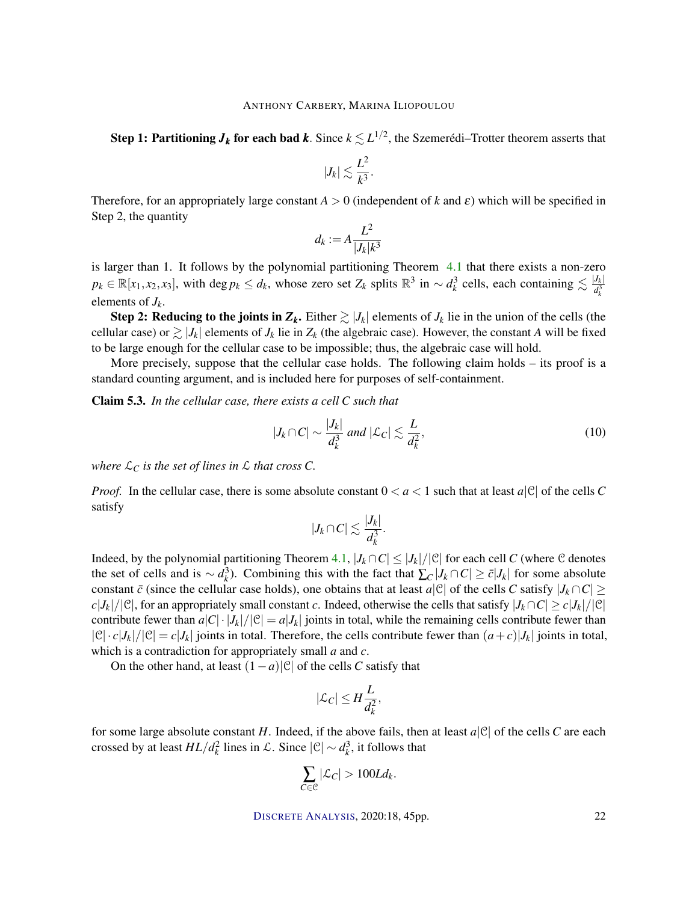**Step 1: Partitioning $J_k$ for each bad $k$.** Since $k \lesssim L^{1/2}$, the Szemerédi–Trotter theorem asserts that

$$|J_k| \lesssim \frac{L^2}{k^3}.$$

Therefore, for an appropriately large constant $A > 0$ (independent of $k$ and $\varepsilon$) which will be specified in Step 2, the quantity

$$d_k := A \frac{L^2}{|J_k| k^3}$$

is larger than 1. It follows by the polynomial partitioning Theorem 4.1 that there exists a non-zero $p_k \in \mathbb{R}[x_1, x_2, x_3]$, with $\deg p_k \leq d_k$, whose zero set $Z_k$ splits $\mathbb{R}^3$ in $\sim d_k^3$ cells, each containing $\lesssim \frac{|J_k|}{d_k^3}$ elements of $J_k$.

**Step 2: Reducing to the joints in $Z_k$.** Either $\gtrsim |J_k|$ elements of $J_k$ lie in the union of the cells (the cellular case) or $\gtrsim |J_k|$ elements of $J_k$ lie in $Z_k$ (the algebraic case). However, the constant $A$ will be fixed to be large enough for the cellular case to be impossible; thus, the algebraic case will hold.

More precisely, suppose that the cellular case holds. The following claim holds – its proof is a standard counting argument, and is included here for purposes of self-containment.

**Claim 5.3.** *In the cellular case, there exists a cell $C$ such that*

$$|J_k \cap C| \sim \frac{|J_k|}{d_k^3} \text{ and } |\mathcal{L}_C| \lesssim \frac{L}{d_k^2}, \tag{10}$$

*where $\mathcal{L}_C$ is the set of lines in $\mathcal{L}$ that cross $C$.*

*Proof.* In the cellular case, there is some absolute constant $0 < a < 1$ such that at least $a|\mathcal{C}|$ of the cells $C$ satisfy

$$|J_k \cap C| \lesssim \frac{|J_k|}{d_k^3}.$$

Indeed, by the polynomial partitioning Theorem 4.1, $|J_k \cap C| \leq |J_k|/|\mathcal{C}|$ for each cell $C$ (where $\mathcal{C}$ denotes the set of cells and is $\sim d_k^3$). Combining this with the fact that $\sum_C |J_k \cap C| \geq \bar{c}|J_k|$ for some absolute constant $\bar{c}$ (since the cellular case holds), one obtains that at least $a|\mathcal{C}|$ of the cells $C$ satisfy $|J_k \cap C| \geq c|J_k|/|\mathcal{C}|$, for an appropriately small constant $c$. Indeed, otherwise the cells that satisfy $|J_k \cap C| \geq c|J_k|/|\mathcal{C}|$ contribute fewer than $a|C| \cdot |J_k|/|\mathcal{C}| = a|J_k|$ joints in total, while the remaining cells contribute fewer than $|\mathcal{C}| \cdot c|J_k|/|\mathcal{C}| = c|J_k|$ joints in total. Therefore, the cells contribute fewer than $(a+c)|J_k|$ joints in total, which is a contradiction for appropriately small $a$ and $c$.

On the other hand, at least $(1-a)|\mathcal{C}|$ of the cells $C$ satisfy that

$$|\mathcal{L}_C| \leq H \frac{L}{d_k^2},$$

for some large absolute constant $H$. Indeed, if the above fails, then at least $a|\mathcal{C}|$ of the cells $C$ are each crossed by at least $HL/d_k^2$ lines in $\mathcal{L}$. Since $|\mathcal{C}| \sim d_k^3$, it follows that

$$\sum_{C \in \mathcal{C}} |\mathcal{L}_C| > 100 L d_k.$$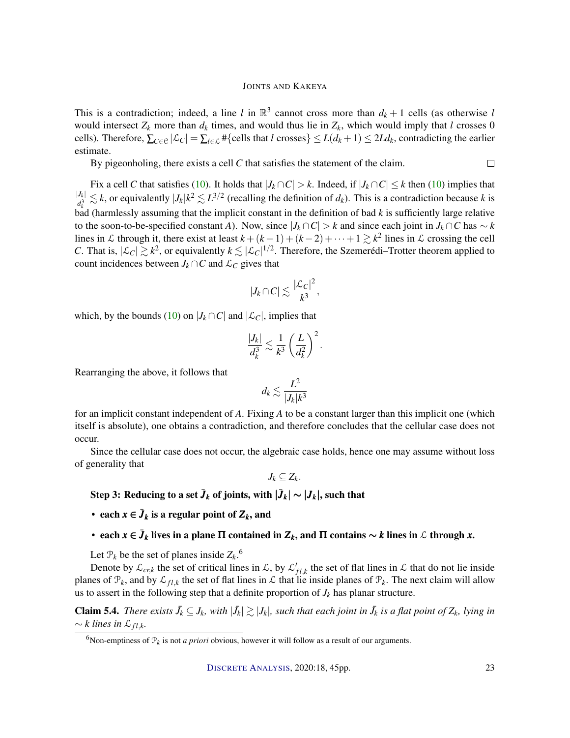This is a contradiction; indeed, a line $l$ in $\mathbb{R}^3$ cannot cross more than $d_k+1$ cells (as otherwise $l$ would intersect $Z_k$ more than $d_k$ times, and would thus lie in $Z_k$, which would imply that $l$ crosses 0 cells). Therefore, $\sum_{C\in\mathcal{C}}|\mathcal{L}_C| = \sum_{l\in\mathcal{L}}\#\{\text{cells that } l \text{ crosses}\} \leq L(d_k+1) \leq 2Ld_k$, contradicting the earlier estimate.

By pigeonholing, there exists a cell $C$ that satisfies the statement of the claim. $\square$

Fix a cell $C$ that satisfies (10). It holds that $|J_k\cap C| > k$. Indeed, if $|J_k\cap C|\leq k$ then (10) implies that $\frac{|J_k|}{d_k^3}\lesssim k$, or equivalently $|J_k|k^2 \lesssim L^{3/2}$ (recalling the definition of $d_k$). This is a contradiction because $k$ is bad (harmlessly assuming that the implicit constant in the definition of bad $k$ is sufficiently large relative to the soon-to-be-specified constant $A$). Now, since $|J_k\cap C|>k$ and since each joint in $J_k\cap C$ has $\sim k$ lines in $\mathcal{L}$ through it, there exist at least $k+(k-1)+(k-2)+\dots+1\gtrsim k^2$ lines in $\mathcal{L}$ crossing the cell $C$. That is, $|\mathcal{L}_C|\gtrsim k^2$, or equivalently $k\lesssim|\mathcal{L}_C|^{1/2}$. Therefore, the Szemerédi–Trotter theorem applied to count incidences between $J_k\cap C$ and $\mathcal{L}_C$ gives that

$$|J_k\cap C|\lesssim\frac{|\mathcal{L}_C|^2}{k^3},$$

which, by the bounds (10) on $|J_k\cap C|$ and $|\mathcal{L}_C|$, implies that

$$\frac{|J_k|}{d_k^3}\lesssim\frac{1}{k^3}\left(\frac{L}{d_k^2}\right)^2.$$

Rearranging the above, it follows that

$$d_k\lesssim\frac{L^2}{|J_k|k^3}$$

for an implicit constant independent of $A$. Fixing $A$ to be a constant larger than this implicit one (which itself is absolute), one obtains a contradiction, and therefore concludes that the cellular case does not occur.

Since the cellular case does not occur, the algebraic case holds, hence one may assume without loss of generality that

$$J_k\subseteq Z_k.$$

**Step 3: Reducing to a set $\bar{J}_k$ of joints, with $|\bar{J}_k|\sim|J_k|$, such that**

- **each $x\in\bar{J}_k$ is a regular point of $Z_k$, and**
- **each $x\in\bar{J}_k$ lives in a plane $\Pi$ contained in $Z_k$, and $\Pi$ contains $\sim k$ lines in $\mathcal{L}$ through $x$.**

Let $\mathcal{P}_k$ be the set of planes inside $Z_k$.[6]

Denote by $\mathcal{L}_{cr,k}$ the set of critical lines in $\mathcal{L}$, by $\mathcal{L}'_{fl,k}$ the set of flat lines in $\mathcal{L}$ that do not lie inside planes of $\mathcal{P}_k$, and by $\mathcal{L}_{fl,k}$ the set of flat lines in $\mathcal{L}$ that lie inside planes of $\mathcal{P}_k$. The next claim will allow us to assert in the following step that a definite proportion of $J_k$ has planar structure.

**Claim 5.4.** *There exists $\bar{J}_k\subseteq J_k$, with $|\bar{J}_k|\gtrsim|J_k|$, such that each joint in $\bar{J}_k$ is a flat point of $Z_k$, lying in $\sim k$ lines in $\mathcal{L}_{fl,k}$.*

[6] Non-emptiness of $\mathcal{P}_k$ is not *a priori* obvious, however it will follow as a result of our arguments.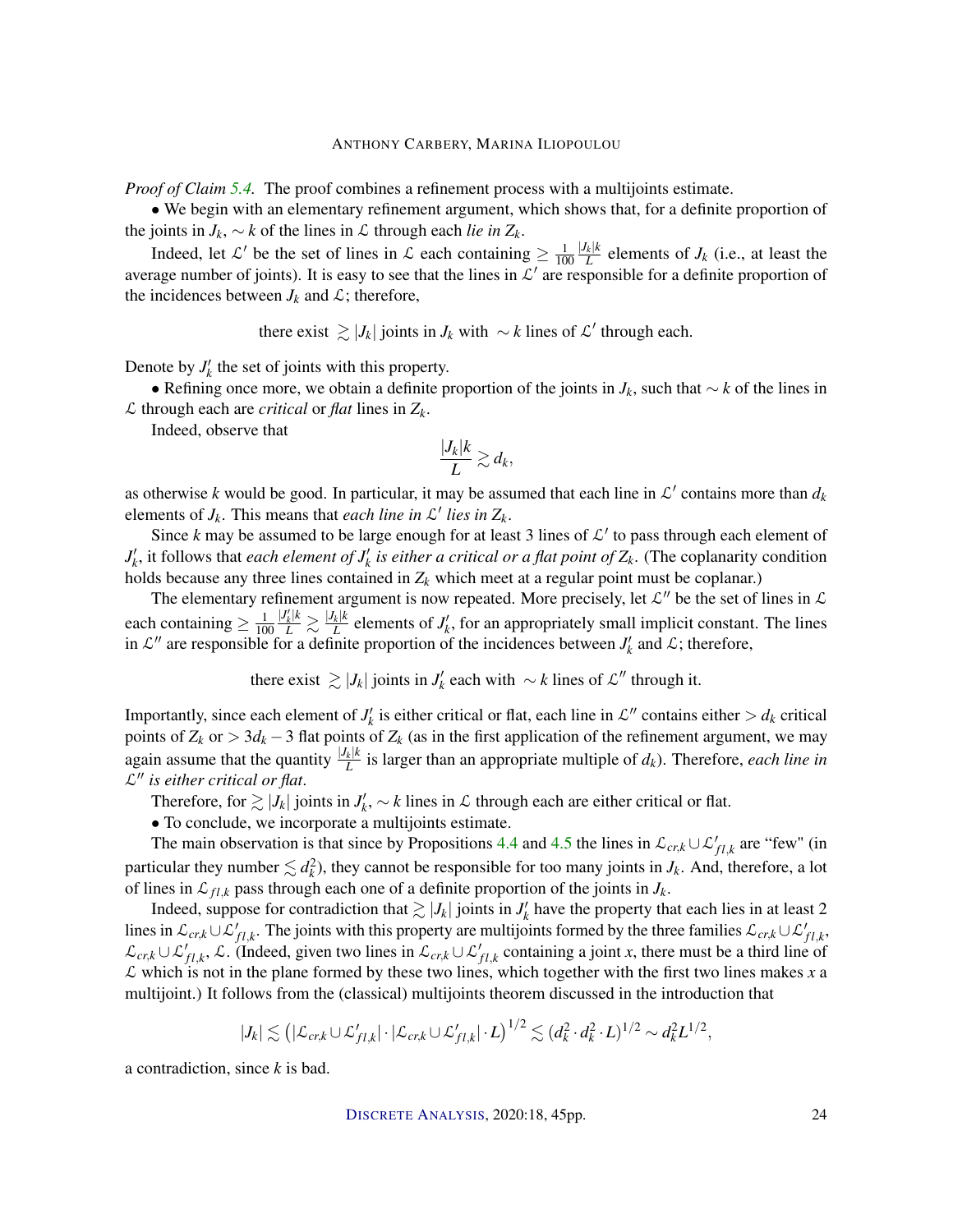*Proof of Claim 5.4.* The proof combines a refinement process with a multijoints estimate.

• We begin with an elementary refinement argument, which shows that, for a definite proportion of the joints in $J_k$, $\sim k$ of the lines in $\mathcal{L}$ through each *lie in $Z_k$*.

Indeed, let $\mathcal{L}'$ be the set of lines in $\mathcal{L}$ each containing $\geq \frac{1}{100}\frac{|J_k|k}{L}$ elements of $J_k$ (i.e., at least the average number of joints). It is easy to see that the lines in $\mathcal{L}'$ are responsible for a definite proportion of the incidences between $J_k$ and $\mathcal{L}$; therefore,

$$\text{there exist } \gtrsim |J_k| \text{ joints in } J_k \text{ with } \sim k \text{ lines of } \mathcal{L}' \text{ through each.}$$

Denote by $J_k'$ the set of joints with this property.

• Refining once more, we obtain a definite proportion of the joints in $J_k$, such that $\sim k$ of the lines in $\mathcal{L}$ through each are *critical* or *flat* lines in $Z_k$.

Indeed, observe that

$$\frac{|J_k|k}{L} \gtrsim d_k,$$

as otherwise $k$ would be good. In particular, it may be assumed that each line in $\mathcal{L}'$ contains more than $d_k$ elements of $J_k$. This means that *each line in $\mathcal{L}'$ lies in $Z_k$*.

Since $k$ may be assumed to be large enough for at least 3 lines of $\mathcal{L}'$ to pass through each element of $J_k'$, it follows that *each element of $J_k'$ is either a critical or a flat point of $Z_k$*. (The coplanarity condition holds because any three lines contained in $Z_k$ which meet at a regular point must be coplanar.)

The elementary refinement argument is now repeated. More precisely, let $\mathcal{L}''$ be the set of lines in $\mathcal{L}$ each containing $\geq \frac{1}{100}\frac{|J_k'|k}{L} \gtrsim \frac{|J_k|k}{L}$ elements of $J_k'$, for an appropriately small implicit constant. The lines in $\mathcal{L}''$ are responsible for a definite proportion of the incidences between $J_k'$ and $\mathcal{L}$; therefore,

$$\text{there exist } \gtrsim |J_k| \text{ joints in } J_k' \text{ each with } \sim k \text{ lines of } \mathcal{L}'' \text{ through it.}$$

Importantly, since each element of $J_k'$ is either critical or flat, each line in $\mathcal{L}''$ contains either $> d_k$ critical points of $Z_k$ or $> 3d_k - 3$ flat points of $Z_k$ (as in the first application of the refinement argument, we may again assume that the quantity $\frac{|J_k|k}{L}$ is larger than an appropriate multiple of $d_k$). Therefore, *each line in $\mathcal{L}''$ is either critical or flat*.

Therefore, for $\gtrsim |J_k|$ joints in $J_k'$, $\sim k$ lines in $\mathcal{L}$ through each are either critical or flat.

• To conclude, we incorporate a multijoints estimate.

The main observation is that since by Propositions 4.4 and 4.5 the lines in $\mathcal{L}_{cr,k} \cup \mathcal{L}'_{fl,k}$ are "few" (in particular they number $\lesssim d_k^2$), they cannot be responsible for too many joints in $J_k$. And, therefore, a lot of lines in $\mathcal{L}_{fl,k}$ pass through each one of a definite proportion of the joints in $J_k$.

Indeed, suppose for contradiction that $\gtrsim |J_k|$ joints in $J_k'$ have the property that each lies in at least 2 lines in $\mathcal{L}_{cr,k} \cup \mathcal{L}'_{fl,k}$. The joints with this property are multijoints formed by the three families $\mathcal{L}_{cr,k} \cup \mathcal{L}'_{fl,k}$, $\mathcal{L}_{cr,k} \cup \mathcal{L}'_{fl,k}$, $\mathcal{L}$. (Indeed, given two lines in $\mathcal{L}_{cr,k} \cup \mathcal{L}'_{fl,k}$ containing a joint $x$, there must be a third line of $\mathcal{L}$ which is not in the plane formed by these two lines, which together with the first two lines makes $x$ a multijoint.) It follows from the (classical) multijoints theorem discussed in the introduction that

$$|J_k| \lesssim \left(|\mathcal{L}_{cr,k} \cup \mathcal{L}'_{fl,k}| \cdot |\mathcal{L}_{cr,k} \cup \mathcal{L}'_{fl,k}| \cdot L\right)^{1/2} \lesssim (d_k^2 \cdot d_k^2 \cdot L)^{1/2} \sim d_k^2 L^{1/2},$$

a contradiction, since $k$ is bad.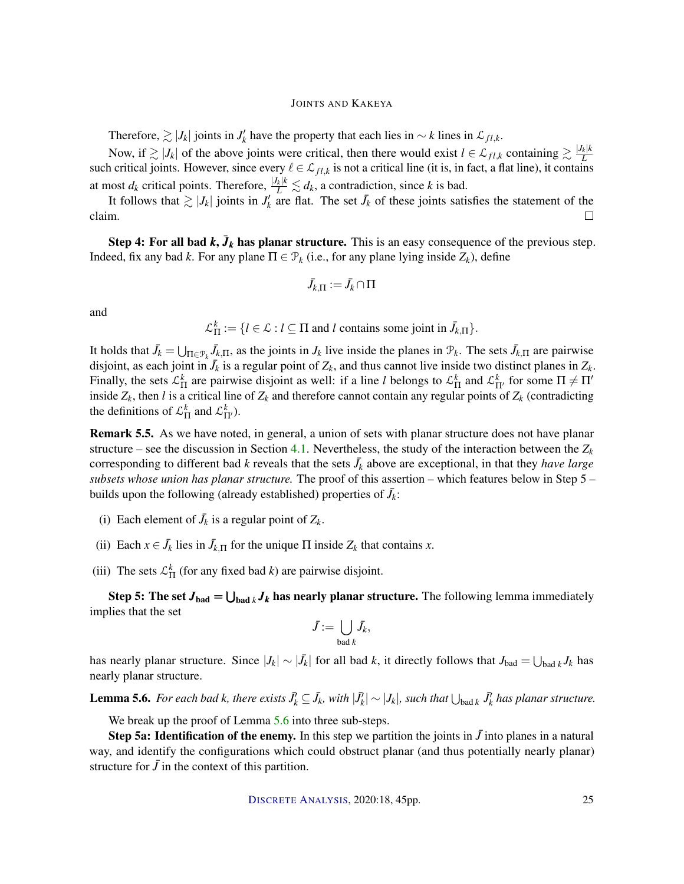Therefore, $\gtrsim |J_k|$ joints in $J'_k$ have the property that each lies in $\sim k$ lines in $\mathcal{L}_{fl,k}$.

Now, if $\gtrsim |J_k|$ of the above joints were critical, then there would exist $l \in \mathcal{L}_{fl,k}$ containing $\gtrsim \frac{|J_k|k}{L}$ such critical joints. However, since every $\ell \in \mathcal{L}_{fl,k}$ is not a critical line (it is, in fact, a flat line), it contains at most $d_k$ critical points. Therefore, $\frac{|J_k|k}{L} \lesssim d_k$, a contradiction, since $k$ is bad.

It follows that $\gtrsim |J_k|$ joints in $J'_k$ are flat. The set $\bar{J}_k$ of these joints satisfies the statement of the claim. □

**Step 4: For all bad $k$, $\bar{J}_k$ has planar structure.** This is an easy consequence of the previous step. Indeed, fix any bad $k$. For any plane $\Pi \in \mathcal{P}_k$ (i.e., for any plane lying inside $Z_k$), define

$$\bar{J}_{k,\Pi} := \bar{J}_k \cap \Pi$$

and

$$\mathcal{L}^k_\Pi := \{l \in \mathcal{L} : l \subseteq \Pi \text{ and } l \text{ contains some joint in } \bar{J}_{k,\Pi}\}.$$

It holds that $\bar{J}_k = \bigcup_{\Pi \in \mathcal{P}_k} \bar{J}_{k,\Pi}$, as the joints in $J_k$ live inside the planes in $\mathcal{P}_k$. The sets $\bar{J}_{k,\Pi}$ are pairwise disjoint, as each joint in $\bar{J}_k$ is a regular point of $Z_k$, and thus cannot live inside two distinct planes in $Z_k$. Finally, the sets $\mathcal{L}^k_\Pi$ are pairwise disjoint as well: if a line $l$ belongs to $\mathcal{L}^k_\Pi$ and $\mathcal{L}^k_{\Pi'}$ for some $\Pi \neq \Pi'$ inside $Z_k$, then $l$ is a critical line of $Z_k$ and therefore cannot contain any regular points of $Z_k$ (contradicting the definitions of $\mathcal{L}^k_\Pi$ and $\mathcal{L}^k_{\Pi'}$).

**Remark 5.5.** As we have noted, in general, a union of sets with planar structure does not have planar structure – see the discussion in Section 4.1. Nevertheless, the study of the interaction between the $Z_k$ corresponding to different bad $k$ reveals that the sets $\bar{J}_k$ above are exceptional, in that they *have large subsets whose union has planar structure.* The proof of this assertion – which features below in Step 5 – builds upon the following (already established) properties of $\bar{J}_k$:

(i) Each element of $\bar{J}_k$ is a regular point of $Z_k$.

(ii) Each $x \in \bar{J}_k$ lies in $\bar{J}_{k,\Pi}$ for the unique $\Pi$ inside $Z_k$ that contains $x$.

(iii) The sets $\mathcal{L}^k_\Pi$ (for any fixed bad $k$) are pairwise disjoint.

**Step 5: The set $J_{\text{bad}} = \bigcup_{\text{bad } k} J_k$ has nearly planar structure.** The following lemma immediately implies that the set

$$\bar{J} := \bigcup_{\text{bad } k} \bar{J}_k,$$

has nearly planar structure. Since $|J_k| \sim |\bar{J}_k|$ for all bad $k$, it directly follows that $J_{\text{bad}} = \bigcup_{\text{bad } k} J_k$ has nearly planar structure.

**Lemma 5.6.** *For each bad k, there exists $\bar{J}'_k \subseteq \bar{J}_k$, with $|\bar{J}'_k| \sim |J_k|$, such that $\bigcup_{\text{bad } k} \bar{J}'_k$ has planar structure.*

We break up the proof of Lemma 5.6 into three sub-steps.

**Step 5a: Identification of the enemy.** In this step we partition the joints in $\bar{J}$ into planes in a natural way, and identify the configurations which could obstruct planar (and thus potentially nearly planar) structure for $\bar{J}$ in the context of this partition.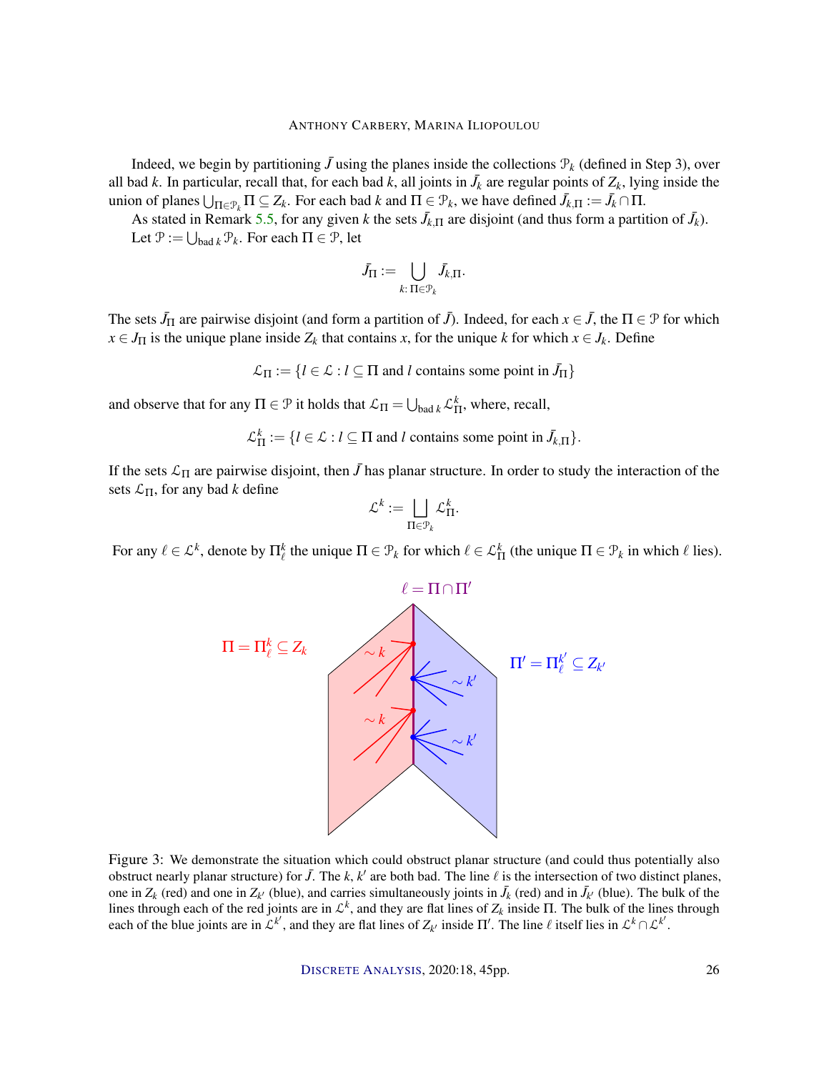Indeed, we begin by partitioning $\bar{J}$ using the planes inside the collections $\mathcal{P}_k$ (defined in Step 3), over all bad $k$. In particular, recall that, for each bad $k$, all joints in $\bar{J}_k$ are regular points of $Z_k$, lying inside the union of planes $\bigcup_{\Pi \in \mathcal{P}_k} \Pi \subseteq Z_k$. For each bad $k$ and $\Pi \in \mathcal{P}_k$, we have defined $\bar{J}_{k,\Pi} := \bar{J}_k \cap \Pi$.

As stated in Remark 5.5, for any given $k$ the sets $\bar{J}_{k,\Pi}$ are disjoint (and thus form a partition of $\bar{J}_k$).

Let $\mathcal{P} := \bigcup_{\text{bad } k} \mathcal{P}_k$. For each $\Pi \in \mathcal{P}$, let

$$\bar{J}_\Pi := \bigcup_{k:\, \Pi \in \mathcal{P}_k} \bar{J}_{k,\Pi}.$$

The sets $\bar{J}_\Pi$ are pairwise disjoint (and form a partition of $\bar{J}$). Indeed, for each $x \in \bar{J}$, the $\Pi \in \mathcal{P}$ for which $x \in J_\Pi$ is the unique plane inside $Z_k$ that contains $x$, for the unique $k$ for which $x \in J_k$. Define

$$\mathcal{L}_\Pi := \{l \in \mathcal{L} : l \subseteq \Pi \text{ and } l \text{ contains some point in } \bar{J}_\Pi\}$$

and observe that for any $\Pi \in \mathcal{P}$ it holds that $\mathcal{L}_\Pi = \bigcup_{\text{bad } k} \mathcal{L}_\Pi^k$, where, recall,

$$\mathcal{L}_\Pi^k := \{l \in \mathcal{L} : l \subseteq \Pi \text{ and } l \text{ contains some point in } \bar{J}_{k,\Pi}\}.$$

If the sets $\mathcal{L}_\Pi$ are pairwise disjoint, then $\bar{J}$ has planar structure. In order to study the interaction of the sets $\mathcal{L}_\Pi$, for any bad $k$ define

$$\mathcal{L}^k := \bigsqcup_{\Pi \in \mathcal{P}_k} \mathcal{L}_\Pi^k.$$

For any $\ell \in \mathcal{L}^k$, denote by $\Pi_\ell^k$ the unique $\Pi \in \mathcal{P}_k$ for which $\ell \in \mathcal{L}_\Pi^k$ (the unique $\Pi \in \mathcal{P}_k$ in which $\ell$ lies).

Figure 3: We demonstrate the situation which could obstruct planar structure (and could thus potentially also obstruct nearly planar structure) for $\bar{J}$. The $k$, $k'$ are both bad. The line $\ell$ is the intersection of two distinct planes, one in $Z_k$ (red) and one in $Z_{k'}$ (blue), and carries simultaneously joints in $\bar{J}_k$ (red) and in $\bar{J}_{k'}$ (blue). The bulk of the lines through each of the red joints are in $\mathcal{L}^k$, and they are flat lines of $Z_k$ inside $\Pi$. The bulk of the lines through each of the blue joints are in $\mathcal{L}^{k'}$, and they are flat lines of $Z_{k'}$ inside $\Pi'$. The line $\ell$ itself lies in $\mathcal{L}^k \cap \mathcal{L}^{k'}$.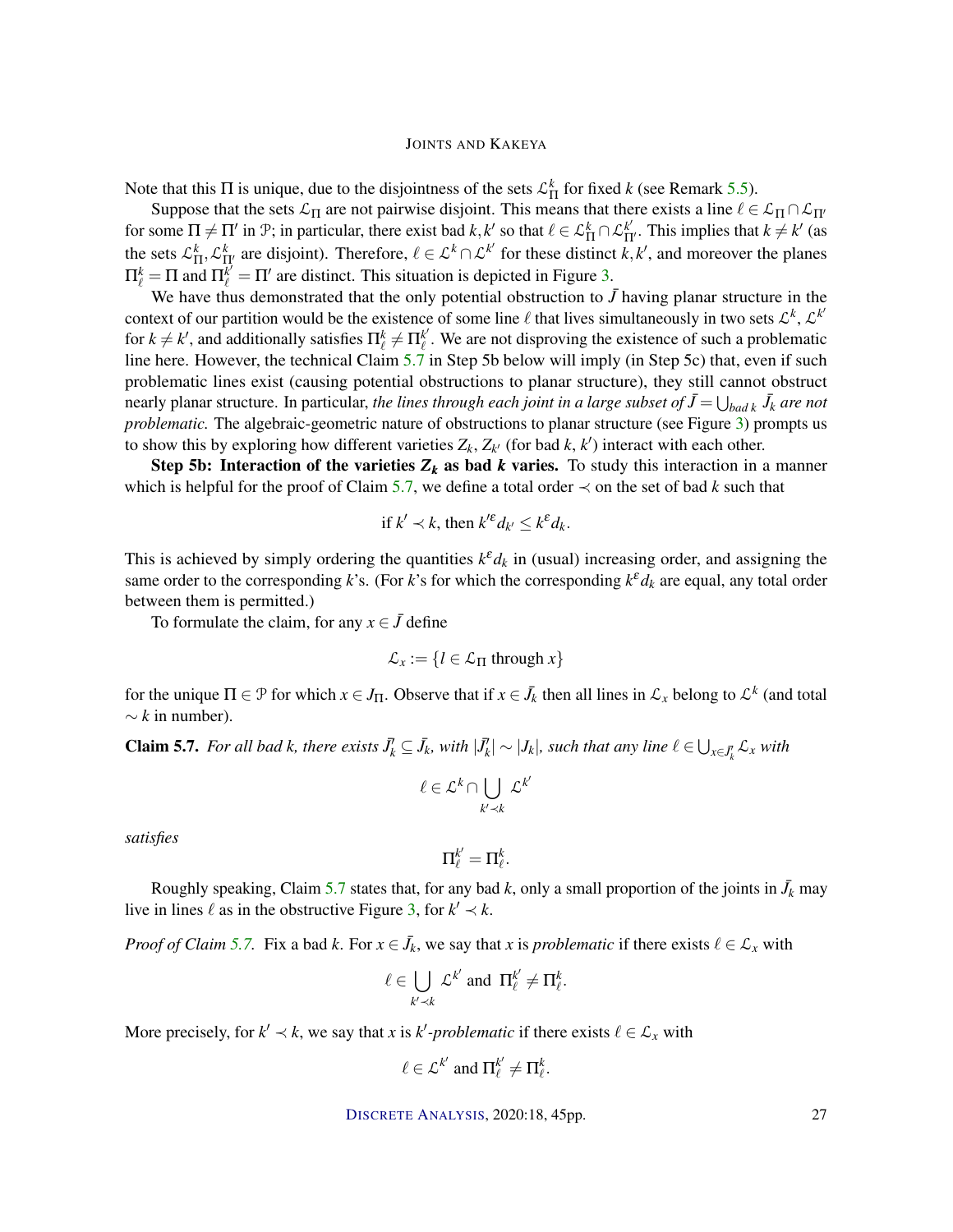Note that this $\Pi$ is unique, due to the disjointness of the sets $\mathcal{L}_\Pi^k$ for fixed $k$ (see Remark 5.5).

Suppose that the sets $\mathcal{L}_\Pi$ are not pairwise disjoint. This means that there exists a line $\ell \in \mathcal{L}_\Pi \cap \mathcal{L}_{\Pi'}$ for some $\Pi \neq \Pi'$ in $\mathcal{P}$; in particular, there exist bad $k, k'$ so that $\ell \in \mathcal{L}_\Pi^k \cap \mathcal{L}_{\Pi'}^{k'}$. This implies that $k \neq k'$ (as the sets $\mathcal{L}_\Pi^k, \mathcal{L}_{\Pi'}^k$ are disjoint). Therefore, $\ell \in \mathcal{L}^k \cap \mathcal{L}^{k'}$ for these distinct $k, k'$, and moreover the planes $\Pi_\ell^k = \Pi$ and $\Pi_\ell^{k'} = \Pi'$ are distinct. This situation is depicted in Figure 3.

We have thus demonstrated that the only potential obstruction to $\bar{J}$ having planar structure in the context of our partition would be the existence of some line $\ell$ that lives simultaneously in two sets $\mathcal{L}^k$, $\mathcal{L}^{k'}$ for $k \neq k'$, and additionally satisfies $\Pi_\ell^k \neq \Pi_\ell^{k'}$. We are not disproving the existence of such a problematic line here. However, the technical Claim 5.7 in Step 5b below will imply (in Step 5c) that, even if such problematic lines exist (causing potential obstructions to planar structure), they still cannot obstruct nearly planar structure. In particular, *the lines through each joint in a large subset of $\bar{J} = \bigcup_{\text{bad } k} \bar{J}_k$ are not problematic.* The algebraic-geometric nature of obstructions to planar structure (see Figure 3) prompts us to show this by exploring how different varieties $Z_k$, $Z_{k'}$ (for bad $k$, $k'$) interact with each other.

**Step 5b: Interaction of the varieties $Z_k$ as bad $k$ varies.** To study this interaction in a manner which is helpful for the proof of Claim 5.7, we define a total order $\prec$ on the set of bad $k$ such that

$$\text{if } k' \prec k, \text{ then } k'^\varepsilon d_{k'} \leq k^\varepsilon d_k.$$

This is achieved by simply ordering the quantities $k^\varepsilon d_k$ in (usual) increasing order, and assigning the same order to the corresponding $k$'s. (For $k$'s for which the corresponding $k^\varepsilon d_k$ are equal, any total order between them is permitted.)

To formulate the claim, for any $x \in \bar{J}$ define

$$\mathcal{L}_x := \{l \in \mathcal{L}_\Pi \text{ through } x\}$$

for the unique $\Pi \in \mathcal{P}$ for which $x \in J_\Pi$. Observe that if $x \in \bar{J}_k$ then all lines in $\mathcal{L}_x$ belong to $\mathcal{L}^k$ (and total $\sim k$ in number).

**Claim 5.7.** *For all bad $k$, there exists $\bar{J}_k' \subseteq \bar{J}_k$, with $|\bar{J}_k'| \sim |J_k|$, such that any line $\ell \in \bigcup_{x \in \bar{J}_k'} \mathcal{L}_x$ with*

$$\ell \in \mathcal{L}^k \cap \bigcup_{k' \prec k} \mathcal{L}^{k'}$$

*satisfies*

$$\Pi_\ell^{k'} = \Pi_\ell^k.$$

Roughly speaking, Claim 5.7 states that, for any bad $k$, only a small proportion of the joints in $\bar{J}_k$ may live in lines $\ell$ as in the obstructive Figure 3, for $k' \prec k$.

*Proof of Claim 5.7.* Fix a bad $k$. For $x \in \bar{J}_k$, we say that $x$ is *problematic* if there exists $\ell \in \mathcal{L}_x$ with

$$\ell \in \bigcup_{k' \prec k} \mathcal{L}^{k'} \text{ and } \Pi_\ell^{k'} \neq \Pi_\ell^k.$$

More precisely, for $k' \prec k$, we say that $x$ is *$k'$-problematic* if there exists $\ell \in \mathcal{L}_x$ with

$$\ell \in \mathcal{L}^{k'} \text{ and } \Pi_\ell^{k'} \neq \Pi_\ell^k.$$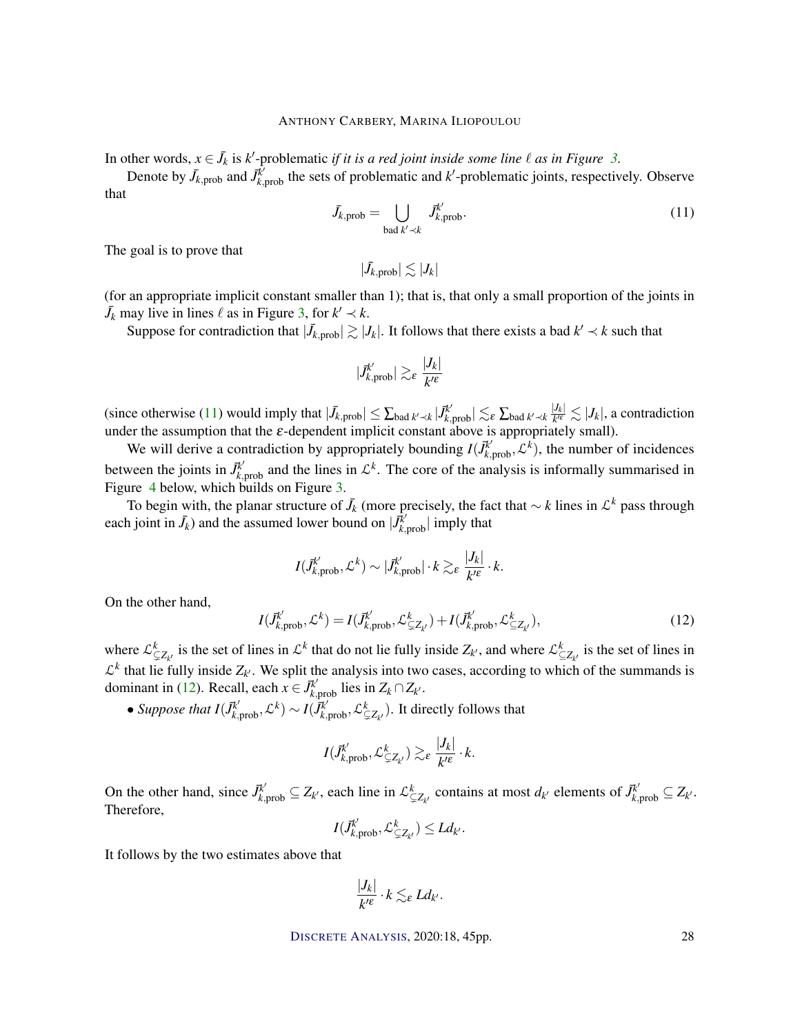In other words, $x \in \bar{J}_k$ is $k'$-problematic *if it is a red joint inside some line $\ell$ as in Figure 3.*

Denote by $\bar{J}_{k,\text{prob}}$ and $\bar{J}^{k'}_{k,\text{prob}}$ the sets of problematic and $k'$-problematic joints, respectively. Observe that

$$\bar{J}_{k,\text{prob}} = \bigcup_{\text{bad } k' \prec k} \bar{J}^{k'}_{k,\text{prob}}. \tag{11}$$

The goal is to prove that

$$|\bar{J}_{k,\text{prob}}| \lesssim |J_k|$$

(for an appropriate implicit constant smaller than 1); that is, that only a small proportion of the joints in $\bar{J}_k$ may live in lines $\ell$ as in Figure 3, for $k' \prec k$.

Suppose for contradiction that $|\bar{J}_{k,\text{prob}}| \gtrsim |J_k|$. It follows that there exists a bad $k' \prec k$ such that

$$|\bar{J}^{k'}_{k,\text{prob}}| \gtrsim_\varepsilon \frac{|J_k|}{k'^\varepsilon}$$

(since otherwise (11) would imply that $|\bar{J}_{k,\text{prob}}| \leq \sum_{\text{bad } k' \prec k} |\bar{J}^{k'}_{k,\text{prob}}| \lesssim_\varepsilon \sum_{\text{bad } k' \prec k} \frac{|J_k|}{k'^\varepsilon} \lesssim |J_k|$, a contradiction under the assumption that the $\varepsilon$-dependent implicit constant above is appropriately small).

We will derive a contradiction by appropriately bounding $I(\bar{J}^{k'}_{k,\text{prob}}, \mathcal{L}^k)$, the number of incidences between the joints in $\bar{J}^{k'}_{k,\text{prob}}$ and the lines in $\mathcal{L}^k$. The core of the analysis is informally summarised in Figure 4 below, which builds on Figure 3.

To begin with, the planar structure of $\bar{J}_k$ (more precisely, the fact that $\sim k$ lines in $\mathcal{L}^k$ pass through each joint in $\bar{J}_k$) and the assumed lower bound on $|\bar{J}^{k'}_{k,\text{prob}}|$ imply that

$$I(\bar{J}^{k'}_{k,\text{prob}}, \mathcal{L}^k) \sim |\bar{J}^{k'}_{k,\text{prob}}| \cdot k \gtrsim_\varepsilon \frac{|J_k|}{k'^\varepsilon} \cdot k.$$

On the other hand,

$$I(\bar{J}^{k'}_{k,\text{prob}}, \mathcal{L}^k) = I(\bar{J}^{k'}_{k,\text{prob}}, \mathcal{L}^k_{\subsetneq Z_{k'}}) + I(\bar{J}^{k'}_{k,\text{prob}}, \mathcal{L}^k_{\subseteq Z_{k'}}), \tag{12}$$

where $\mathcal{L}^k_{\subsetneq Z_{k'}}$ is the set of lines in $\mathcal{L}^k$ that do not lie fully inside $Z_{k'}$, and where $\mathcal{L}^k_{\subseteq Z_{k'}}$ is the set of lines in $\mathcal{L}^k$ that lie fully inside $Z_{k'}$. We split the analysis into two cases, according to which of the summands is dominant in (12). Recall, each $x \in \bar{J}^{k'}_{k,\text{prob}}$ lies in $Z_k \cap Z_{k'}$.

- *Suppose that $I(\bar{J}^{k'}_{k,\text{prob}}, \mathcal{L}^k) \sim I(\bar{J}^{k'}_{k,\text{prob}}, \mathcal{L}^k_{\subsetneq Z_{k'}})$.* It directly follows that

$$I(\bar{J}^{k'}_{k,\text{prob}}, \mathcal{L}^k_{\subsetneq Z_{k'}}) \gtrsim_\varepsilon \frac{|J_k|}{k'^\varepsilon} \cdot k.$$

On the other hand, since $\bar{J}^{k'}_{k,\text{prob}} \subseteq Z_{k'}$, each line in $\mathcal{L}^k_{\subsetneq Z_{k'}}$ contains at most $d_{k'}$ elements of $\bar{J}^{k'}_{k,\text{prob}} \subseteq Z_{k'}$. Therefore,

$$I(\bar{J}^{k'}_{k,\text{prob}}, \mathcal{L}^k_{\subsetneq Z_{k'}}) \leq L d_{k'}.$$

It follows by the two estimates above that

$$\frac{|J_k|}{k'^\varepsilon} \cdot k \lesssim_\varepsilon L d_{k'}.$$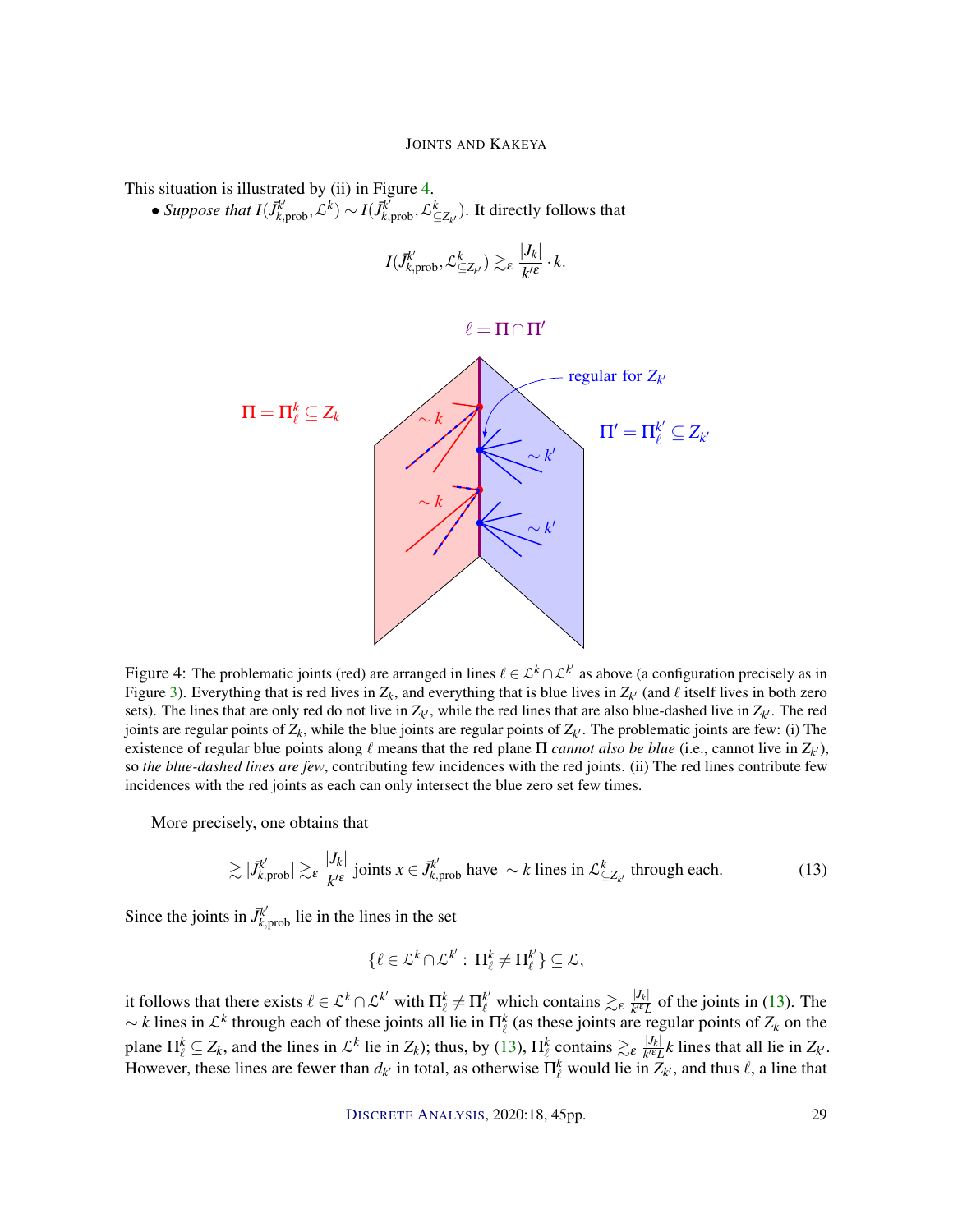This situation is illustrated by (ii) in Figure 4.

• *Suppose that* $I(\vec{J}^{k'}_{k,\text{prob}}, \mathcal{L}^k) \sim I(\vec{J}^{k'}_{k,\text{prob}}, \mathcal{L}^k_{\subseteq Z_{k'}})$. It directly follows that

$$I(\vec{J}^{k'}_{k,\text{prob}}, \mathcal{L}^k_{\subseteq Z_{k'}}) \gtrsim_\varepsilon \frac{|J_k|}{k'^\varepsilon} \cdot k.$$

Figure 4: The problematic joints (red) are arranged in lines $\ell \in \mathcal{L}^k \cap \mathcal{L}^{k'}$ as above (a configuration precisely as in Figure 3). Everything that is red lives in $Z_k$, and everything that is blue lives in $Z_{k'}$ (and $\ell$ itself lives in both zero sets). The lines that are only red do not live in $Z_{k'}$, while the red lines that are also blue-dashed live in $Z_{k'}$. The red joints are regular points of $Z_k$, while the blue joints are regular points of $Z_{k'}$. The problematic joints are few: (i) The existence of regular blue points along $\ell$ means that the red plane $\Pi$ *cannot also be blue* (i.e., cannot live in $Z_{k'}$), so *the blue-dashed lines are few*, contributing few incidences with the red joints. (ii) The red lines contribute few incidences with the red joints as each can only intersect the blue zero set few times.

More precisely, one obtains that

$$\gtrsim |\vec{J}^{k'}_{k,\text{prob}}| \gtrsim_\varepsilon \frac{|J_k|}{k'^\varepsilon} \text{ joints } x \in \vec{J}^{k'}_{k,\text{prob}} \text{ have } \sim k \text{ lines in } \mathcal{L}^k_{\subseteq Z_{k'}} \text{ through each.} \tag{13}$$

Since the joints in $\vec{J}^{k'}_{k,\text{prob}}$ lie in the lines in the set

$$\{\ell \in \mathcal{L}^k \cap \mathcal{L}^{k'} : \Pi^k_\ell \neq \Pi^{k'}_\ell\} \subseteq \mathcal{L},$$

it follows that there exists $\ell \in \mathcal{L}^k \cap \mathcal{L}^{k'}$ with $\Pi^k_\ell \neq \Pi^{k'}_\ell$ which contains $\gtrsim_\varepsilon \frac{|J_k|}{k'^\varepsilon L}$ of the joints in (13). The $\sim k$ lines in $\mathcal{L}^k$ through each of these joints all lie in $\Pi^k_\ell$ (as these joints are regular points of $Z_k$ on the plane $\Pi^k_\ell \subseteq Z_k$, and the lines in $\mathcal{L}^k$ lie in $Z_k$); thus, by (13), $\Pi^k_\ell$ contains $\gtrsim_\varepsilon \frac{|J_k|}{k'^\varepsilon L} k$ lines that all lie in $Z_{k'}$. However, these lines are fewer than $d_{k'}$ in total, as otherwise $\Pi^k_\ell$ would lie in $Z_{k'}$, and thus $\ell$, a line that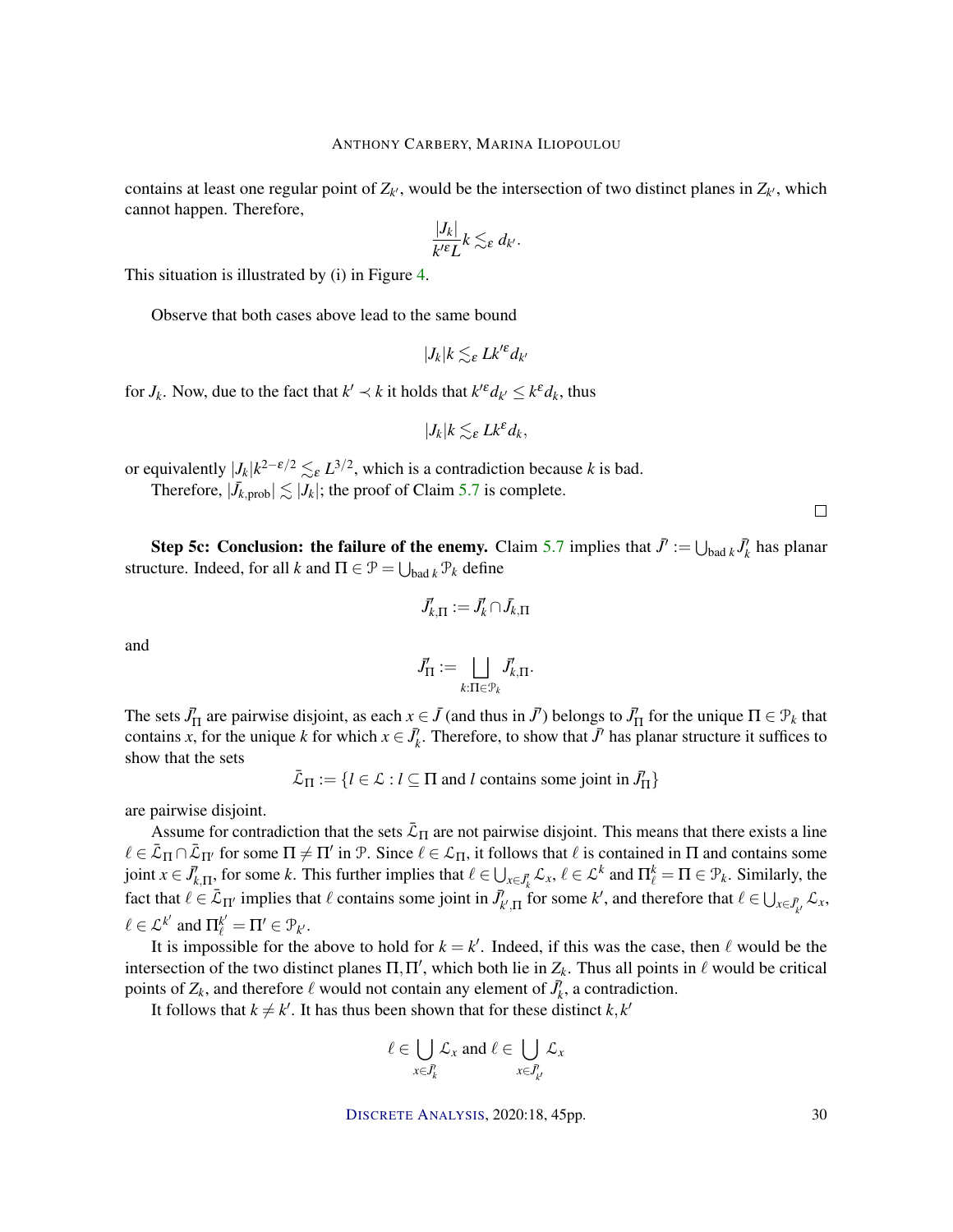contains at least one regular point of $Z_{k'}$, would be the intersection of two distinct planes in $Z_{k'}$, which cannot happen. Therefore,

$$\frac{|J_k|}{k'^{\varepsilon}L}k \lesssim_\varepsilon d_{k'}.$$

This situation is illustrated by (i) in Figure 4.

Observe that both cases above lead to the same bound

$$|J_k|k \lesssim_\varepsilon Lk'^{\varepsilon}d_{k'}$$

for $J_k$. Now, due to the fact that $k' \prec k$ it holds that $k'^{\varepsilon}d_{k'} \leq k^{\varepsilon}d_k$, thus

$$|J_k|k \lesssim_\varepsilon Lk^{\varepsilon}d_k,$$

or equivalently $|J_k|k^{2-\varepsilon/2} \lesssim_\varepsilon L^{3/2}$, which is a contradiction because $k$ is bad.

Therefore, $|\bar{J}_{k,\text{prob}}| \lesssim |J_k|$; the proof of Claim 5.7 is complete. ∎

**Step 5c: Conclusion: the failure of the enemy.** Claim 5.7 implies that $\bar{J}' := \bigcup_{\text{bad } k} \bar{J}'_k$ has planar structure. Indeed, for all $k$ and $\Pi \in \mathcal{P} = \bigcup_{\text{bad } k} \mathcal{P}_k$ define

$$\bar{J}'_{k,\Pi} := \bar{J}'_k \cap \bar{J}_{k,\Pi}$$

and

$$\bar{J}'_\Pi := \bigsqcup_{k:\Pi \in \mathcal{P}_k} \bar{J}'_{k,\Pi}.$$

The sets $\bar{J}'_\Pi$ are pairwise disjoint, as each $x \in \bar{J}$ (and thus in $\bar{J}'$) belongs to $\bar{J}'_\Pi$ for the unique $\Pi \in \mathcal{P}_k$ that contains $x$, for the unique $k$ for which $x \in \bar{J}'_k$. Therefore, to show that $\bar{J}'$ has planar structure it suffices to show that the sets

$$\bar{\mathcal{L}}_\Pi := \{l \in \mathcal{L} : l \subseteq \Pi \text{ and } l \text{ contains some joint in } \bar{J}'_\Pi\}$$

are pairwise disjoint.

Assume for contradiction that the sets $\bar{\mathcal{L}}_\Pi$ are not pairwise disjoint. This means that there exists a line $\ell \in \bar{\mathcal{L}}_\Pi \cap \bar{\mathcal{L}}_{\Pi'}$ for some $\Pi \neq \Pi'$ in $\mathcal{P}$. Since $\ell \in \mathcal{L}_\Pi$, it follows that $\ell$ is contained in $\Pi$ and contains some joint $x \in \bar{J}'_{k,\Pi}$, for some $k$. This further implies that $\ell \in \bigcup_{x \in \bar{J}'_k} \mathcal{L}_x$, $\ell \in \mathcal{L}^k$ and $\Pi^k_\ell = \Pi \in \mathcal{P}_k$. Similarly, the fact that $\ell \in \bar{\mathcal{L}}_{\Pi'}$ implies that $\ell$ contains some joint in $\bar{J}'_{k',\Pi}$ for some $k'$, and therefore that $\ell \in \bigcup_{x \in \bar{J}'_{k'}} \mathcal{L}_x$, $\ell \in \mathcal{L}^{k'}$ and $\Pi^{k'}_\ell = \Pi' \in \mathcal{P}_{k'}$.

It is impossible for the above to hold for $k = k'$. Indeed, if this was the case, then $\ell$ would be the intersection of the two distinct planes $\Pi, \Pi'$, which both lie in $Z_k$. Thus all points in $\ell$ would be critical points of $Z_k$, and therefore $\ell$ would not contain any element of $\bar{J}'_k$, a contradiction.

It follows that $k \neq k'$. It has thus been shown that for these distinct $k, k'$

$$\ell \in \bigcup_{x \in \bar{J}'_k} \mathcal{L}_x \text{ and } \ell \in \bigcup_{x \in \bar{J}'_{k'}} \mathcal{L}_x$$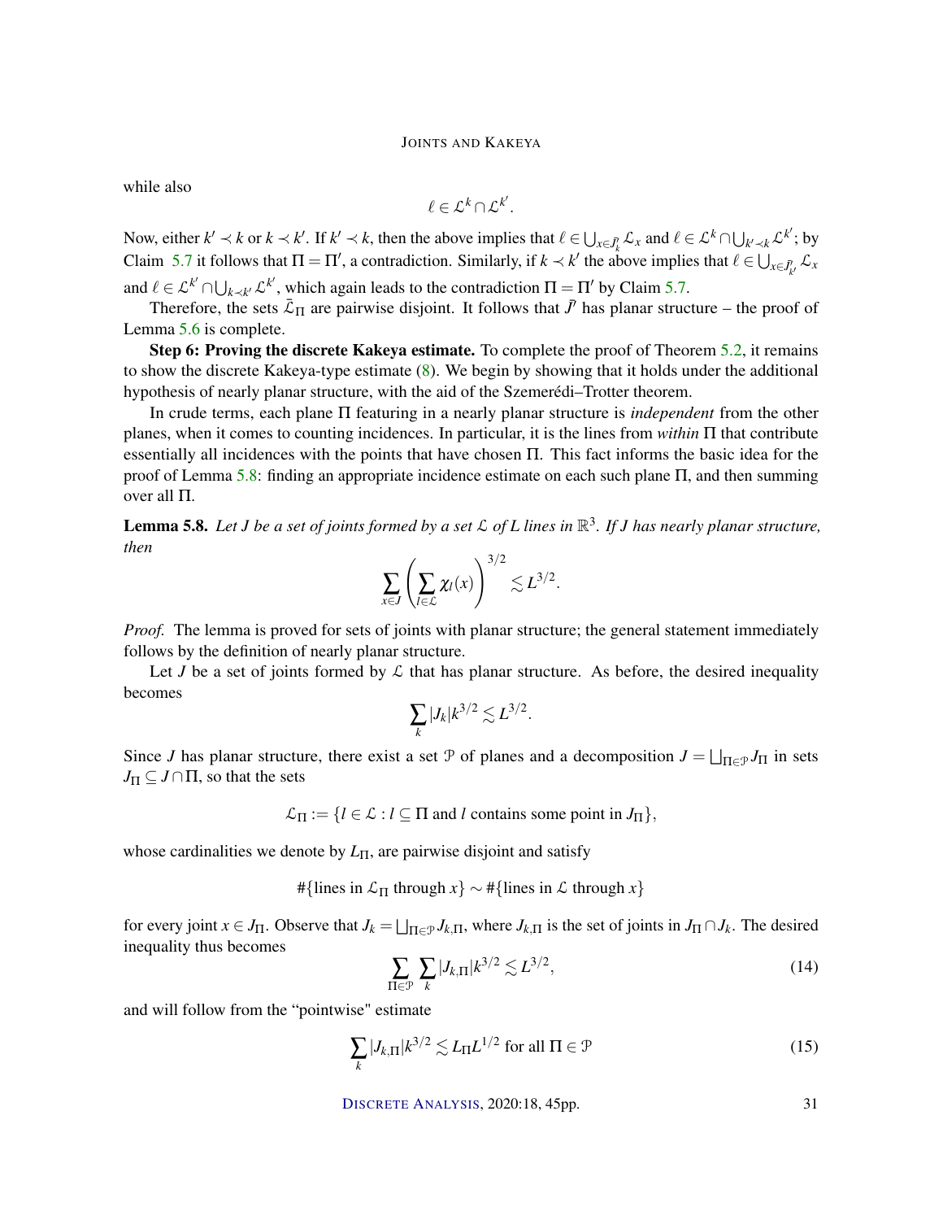while also

$$\ell \in \mathcal{L}^k \cap \mathcal{L}^{k'}.$$

Now, either $k' \prec k$ or $k \prec k'$. If $k' \prec k$, then the above implies that $\ell \in \bigcup_{x \in \bar{J}_k} \mathcal{L}_x$ and $\ell \in \mathcal{L}^k \cap \bigcup_{k' \prec k} \mathcal{L}^{k'}$; by Claim 5.7 it follows that $\Pi = \Pi'$, a contradiction. Similarly, if $k \prec k'$ the above implies that $\ell \in \bigcup_{x \in \bar{J}_{k'}} \mathcal{L}_x$ and $\ell \in \mathcal{L}^{k'} \cap \bigcup_{k \prec k'} \mathcal{L}^{k'}$, which again leads to the contradiction $\Pi = \Pi'$ by Claim 5.7.

Therefore, the sets $\bar{\mathcal{L}}_\Pi$ are pairwise disjoint. It follows that $\bar{J}$ has planar structure – the proof of Lemma 5.6 is complete.

**Step 6: Proving the discrete Kakeya estimate.** To complete the proof of Theorem 5.2, it remains to show the discrete Kakeya-type estimate (8). We begin by showing that it holds under the additional hypothesis of nearly planar structure, with the aid of the Szemerédi–Trotter theorem.

In crude terms, each plane $\Pi$ featuring in a nearly planar structure is *independent* from the other planes, when it comes to counting incidences. In particular, it is the lines from *within* $\Pi$ that contribute essentially all incidences with the points that have chosen $\Pi$. This fact informs the basic idea for the proof of Lemma 5.8: finding an appropriate incidence estimate on each such plane $\Pi$, and then summing over all $\Pi$.

**Lemma 5.8.** *Let $J$ be a set of joints formed by a set $\mathcal{L}$ of $L$ lines in $\mathbb{R}^3$. If $J$ has nearly planar structure, then*

$$\sum_{x \in J} \left( \sum_{l \in \mathcal{L}} \chi_l(x) \right)^{3/2} \lesssim L^{3/2}.$$

*Proof.* The lemma is proved for sets of joints with planar structure; the general statement immediately follows by the definition of nearly planar structure.

Let $J$ be a set of joints formed by $\mathcal{L}$ that has planar structure. As before, the desired inequality becomes

$$\sum_k |J_k| k^{3/2} \lesssim L^{3/2}.$$

Since $J$ has planar structure, there exist a set $\mathcal{P}$ of planes and a decomposition $J = \bigsqcup_{\Pi \in \mathcal{P}} J_\Pi$ in sets $J_\Pi \subseteq J \cap \Pi$, so that the sets

$$\mathcal{L}_\Pi := \{l \in \mathcal{L} : l \subseteq \Pi \text{ and } l \text{ contains some point in } J_\Pi\},$$

whose cardinalities we denote by $L_\Pi$, are pairwise disjoint and satisfy

$$\#\{\text{lines in } \mathcal{L}_\Pi \text{ through } x\} \sim \#\{\text{lines in } \mathcal{L} \text{ through } x\}$$

for every joint $x \in J_\Pi$. Observe that $J_k = \bigsqcup_{\Pi \in \mathcal{P}} J_{k,\Pi}$, where $J_{k,\Pi}$ is the set of joints in $J_\Pi \cap J_k$. The desired inequality thus becomes

$$\sum_{\Pi \in \mathcal{P}} \sum_k |J_{k,\Pi}| k^{3/2} \lesssim L^{3/2}, \tag{14}$$

and will follow from the "pointwise" estimate

$$\sum_k |J_{k,\Pi}| k^{3/2} \lesssim L_\Pi L^{1/2} \text{ for all } \Pi \in \mathcal{P} \tag{15}$$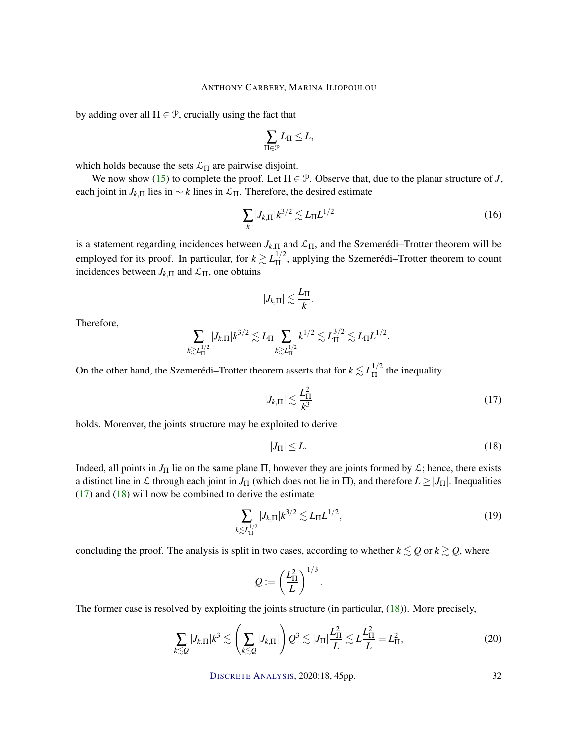by adding over all $\Pi \in \mathcal{P}$, crucially using the fact that

$$\sum_{\Pi \in \mathcal{P}} L_\Pi \le L,$$

which holds because the sets $\mathcal{L}_\Pi$ are pairwise disjoint.

We now show (15) to complete the proof. Let $\Pi \in \mathcal{P}$. Observe that, due to the planar structure of $J$, each joint in $J_{k,\Pi}$ lies in $\sim k$ lines in $\mathcal{L}_\Pi$. Therefore, the desired estimate

$$\sum_k |J_{k,\Pi}| k^{3/2} \lesssim L_\Pi L^{1/2} \tag{16}$$

is a statement regarding incidences between $J_{k,\Pi}$ and $\mathcal{L}_\Pi$, and the Szemerédi–Trotter theorem will be employed for its proof. In particular, for $k \gtrsim L_\Pi^{1/2}$, applying the Szemerédi–Trotter theorem to count incidences between $J_{k,\Pi}$ and $\mathcal{L}_\Pi$, one obtains

$$|J_{k,\Pi}| \lesssim \frac{L_\Pi}{k}.$$

Therefore,

$$\sum_{k \gtrsim L_\Pi^{1/2}} |J_{k,\Pi}| k^{3/2} \lesssim L_\Pi \sum_{k \gtrsim L_\Pi^{1/2}} k^{1/2} \lesssim L_\Pi^{3/2} \lesssim L_\Pi L^{1/2}.$$

On the other hand, the Szemerédi–Trotter theorem asserts that for $k \lesssim L_\Pi^{1/2}$ the inequality

$$|J_{k,\Pi}| \lesssim \frac{L_\Pi^2}{k^3} \tag{17}$$

holds. Moreover, the joints structure may be exploited to derive

$$|J_\Pi| \le L. \tag{18}$$

Indeed, all points in $J_\Pi$ lie on the same plane $\Pi$, however they are joints formed by $\mathcal{L}$; hence, there exists a distinct line in $\mathcal{L}$ through each joint in $J_\Pi$ (which does not lie in $\Pi$), and therefore $L \ge |J_\Pi|$. Inequalities (17) and (18) will now be combined to derive the estimate

$$\sum_{k \lesssim L_\Pi^{1/2}} |J_{k,\Pi}| k^{3/2} \lesssim L_\Pi L^{1/2}, \tag{19}$$

concluding the proof. The analysis is split in two cases, according to whether $k \lesssim Q$ or $k \gtrsim Q$, where

$$Q := \left( \frac{L_\Pi^2}{L} \right)^{1/3}.$$

The former case is resolved by exploiting the joints structure (in particular, (18)). More precisely,

$$\sum_{k \lesssim Q} |J_{k,\Pi}| k^3 \lesssim \left( \sum_{k \lesssim Q} |J_{k,\Pi}| \right) Q^3 \lesssim |J_\Pi| \frac{L_\Pi^2}{L} \lesssim L \frac{L_\Pi^2}{L} = L_\Pi^2, \tag{20}$$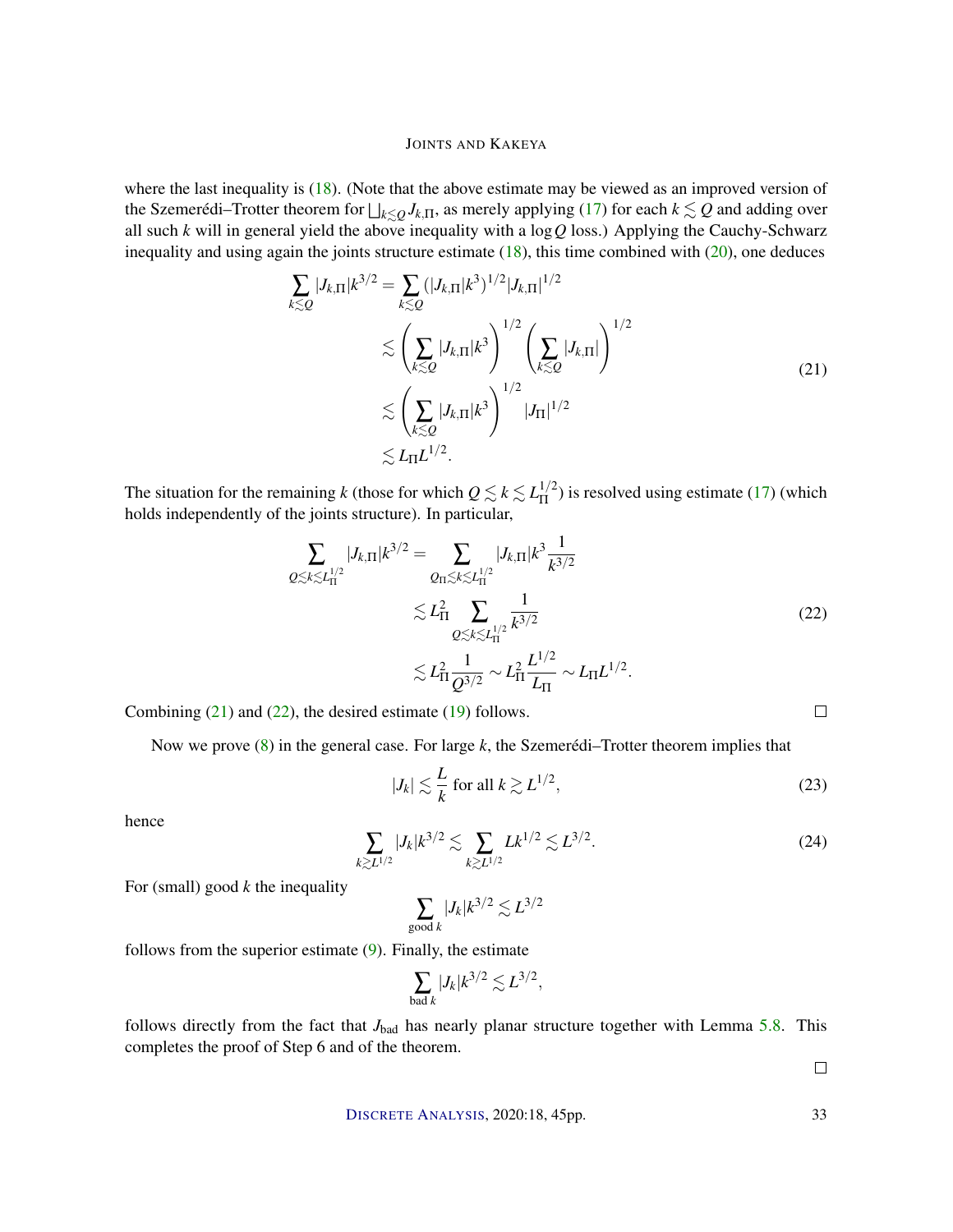where the last inequality is (18). (Note that the above estimate may be viewed as an improved version of the Szemerédi–Trotter theorem for $\bigsqcup_{k \lesssim Q} J_{k,\Pi}$, as merely applying (17) for each $k \lesssim Q$ and adding over all such $k$ will in general yield the above inequality with a $\log Q$ loss.) Applying the Cauchy-Schwarz inequality and using again the joints structure estimate (18), this time combined with (20), one deduces

$$
\begin{aligned}
\sum_{k \lesssim Q} |J_{k,\Pi}| k^{3/2} &= \sum_{k \lesssim Q} (|J_{k,\Pi}| k^3)^{1/2} |J_{k,\Pi}|^{1/2} \\
&\lesssim \left( \sum_{k \lesssim Q} |J_{k,\Pi}| k^3 \right)^{1/2} \left( \sum_{k \lesssim Q} |J_{k,\Pi}| \right)^{1/2} \\
&\lesssim \left( \sum_{k \lesssim Q} |J_{k,\Pi}| k^3 \right)^{1/2} |J_\Pi|^{1/2} \\
&\lesssim L_\Pi L^{1/2}.
\end{aligned}
\tag{21}
$$

The situation for the remaining $k$ (those for which $Q \lesssim k \lesssim L_\Pi^{1/2}$) is resolved using estimate (17) (which holds independently of the joints structure). In particular,

$$
\begin{aligned}
\sum_{Q \lesssim k \lesssim L_\Pi^{1/2}} |J_{k,\Pi}| k^{3/2} &= \sum_{Q_\Pi \lesssim k \lesssim L_\Pi^{1/2}} |J_{k,\Pi}| k^3 \frac{1}{k^{3/2}} \\
&\lesssim L_\Pi^2 \sum_{Q \lesssim k \lesssim L_\Pi^{1/2}} \frac{1}{k^{3/2}} \\
&\lesssim L_\Pi^2 \frac{1}{Q^{3/2}} \sim L_\Pi^2 \frac{L^{1/2}}{L_\Pi} \sim L_\Pi L^{1/2}.
\end{aligned}
\tag{22}
$$

Combining (21) and (22), the desired estimate (19) follows. □

Now we prove (8) in the general case. For large $k$, the Szemerédi–Trotter theorem implies that

$$
|J_k| \lesssim \frac{L}{k} \text{ for all } k \gtrsim L^{1/2}, \tag{23}
$$

hence

$$
\sum_{k \gtrsim L^{1/2}} |J_k| k^{3/2} \lesssim \sum_{k \gtrsim L^{1/2}} L k^{1/2} \lesssim L^{3/2}. \tag{24}
$$

For (small) good $k$ the inequality

$$
\sum_{\text{good } k} |J_k| k^{3/2} \lesssim L^{3/2}
$$

follows from the superior estimate (9). Finally, the estimate

$$
\sum_{\text{bad } k} |J_k| k^{3/2} \lesssim L^{3/2},
$$

follows directly from the fact that $J_{\text{bad}}$ has nearly planar structure together with Lemma 5.8. This completes the proof of Step 6 and of the theorem.

□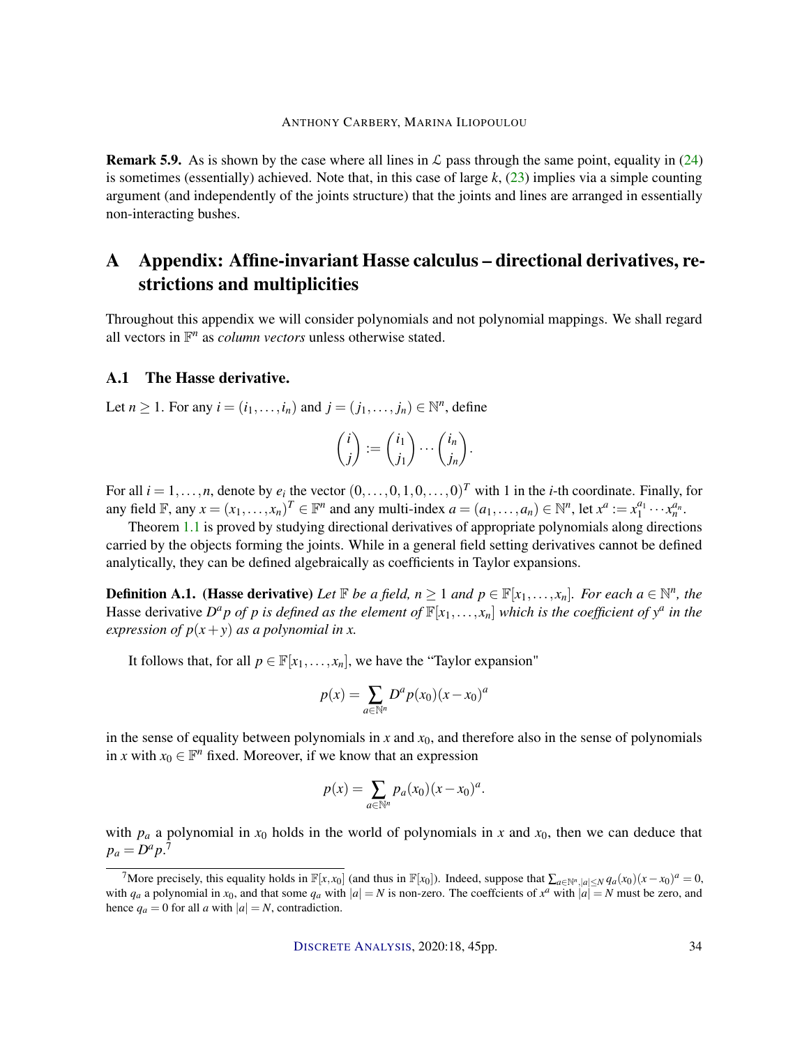**Remark 5.9.** As is shown by the case where all lines in $\mathcal{L}$ pass through the same point, equality in (24) is sometimes (essentially) achieved. Note that, in this case of large $k$, (23) implies via a simple counting argument (and independently of the joints structure) that the joints and lines are arranged in essentially non-interacting bushes.

# A Appendix: Affine-invariant Hasse calculus – directional derivatives, restrictions and multiplicities

Throughout this appendix we will consider polynomials and not polynomial mappings. We shall regard all vectors in $\mathbb{F}^n$ as *column vectors* unless otherwise stated.

## A.1 The Hasse derivative.

Let $n \geq 1$. For any $i = (i_1, \dots, i_n)$ and $j = (j_1, \dots, j_n) \in \mathbb{N}^n$, define

$$\binom{i}{j} := \binom{i_1}{j_1} \cdots \binom{i_n}{j_n}.$$

For all $i = 1, \dots, n$, denote by $e_i$ the vector $(0, \dots, 0, 1, 0, \dots, 0)^T$ with 1 in the $i$-th coordinate. Finally, for any field $\mathbb{F}$, any $x = (x_1, \dots, x_n)^T \in \mathbb{F}^n$ and any multi-index $a = (a_1, \dots, a_n) \in \mathbb{N}^n$, let $x^a := x_1^{a_1} \cdots x_n^{a_n}$.

Theorem 1.1 is proved by studying directional derivatives of appropriate polynomials along directions carried by the objects forming the joints. While in a general field setting derivatives cannot be defined analytically, they can be defined algebraically as coefficients in Taylor expansions.

**Definition A.1. (Hasse derivative)** *Let $\mathbb{F}$ be a field, $n \geq 1$ and $p \in \mathbb{F}[x_1, \dots, x_n]$. For each $a \in \mathbb{N}^n$, the* Hasse derivative *$D^a p$ of $p$ is defined as the element of $\mathbb{F}[x_1, \dots, x_n]$ which is the coefficient of $y^a$ in the expression of $p(x+y)$ as a polynomial in $x$.*

It follows that, for all $p \in \mathbb{F}[x_1, \dots, x_n]$, we have the "Taylor expansion"

$$p(x) = \sum_{a \in \mathbb{N}^n} D^a p(x_0)(x - x_0)^a$$

in the sense of equality between polynomials in $x$ and $x_0$, and therefore also in the sense of polynomials in $x$ with $x_0 \in \mathbb{F}^n$ fixed. Moreover, if we know that an expression

$$p(x) = \sum_{a \in \mathbb{N}^n} p_a(x_0)(x - x_0)^a.$$

with $p_a$ a polynomial in $x_0$ holds in the world of polynomials in $x$ and $x_0$, then we can deduce that $p_a = D^a p$.[7]

[7] More precisely, this equality holds in $\mathbb{F}[x, x_0]$ (and thus in $\mathbb{F}[x_0]$). Indeed, suppose that $\sum_{a \in \mathbb{N}^n, |a| \leq N} q_a(x_0)(x - x_0)^a = 0$, with $q_a$ a polynomial in $x_0$, and that some $q_a$ with $|a| = N$ is non-zero. The coeffcients of $x^a$ with $|a| = N$ must be zero, and hence $q_a = 0$ for all $a$ with $|a| = N$, contradiction.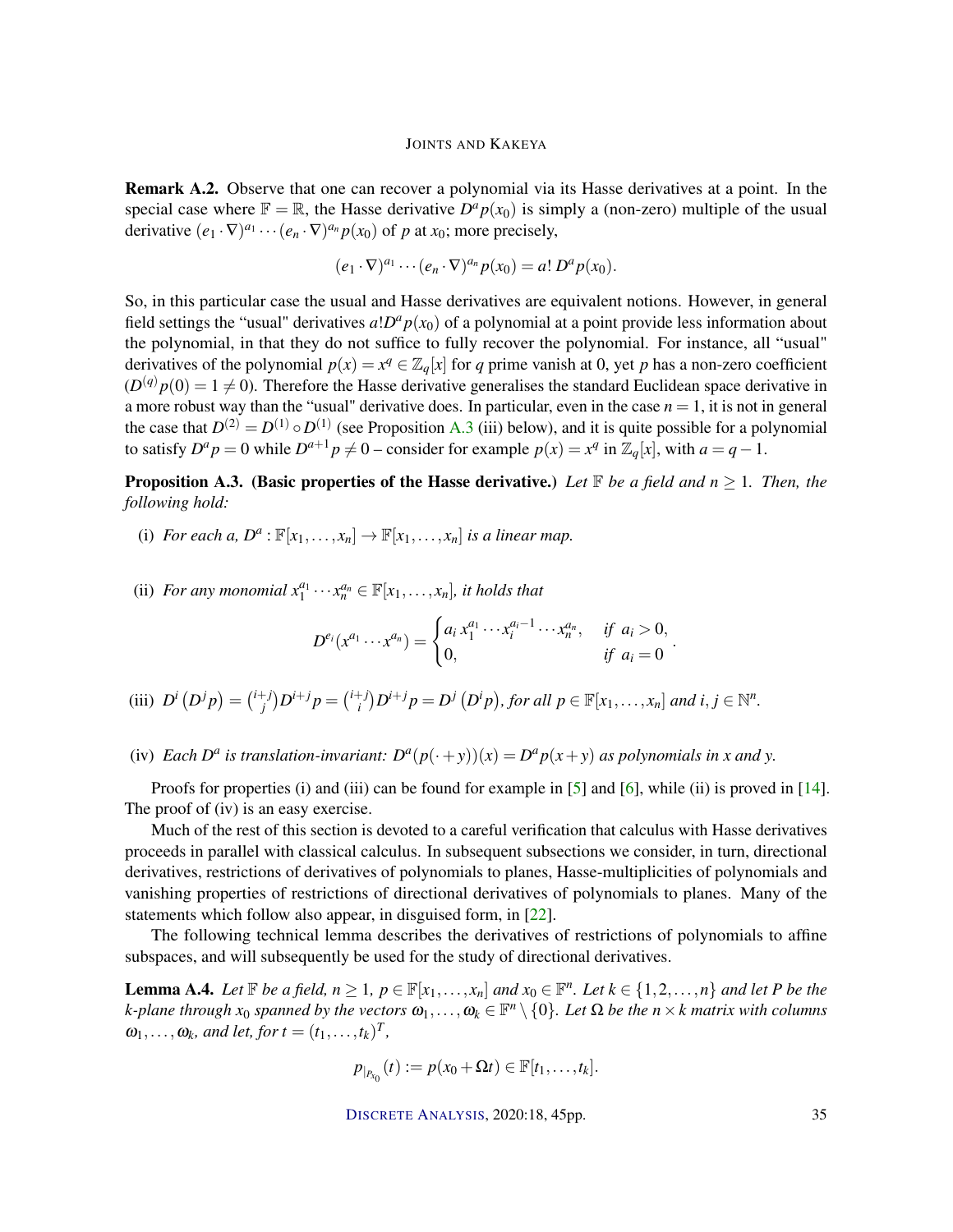**Remark A.2.** Observe that one can recover a polynomial via its Hasse derivatives at a point. In the special case where $\mathbb{F} = \mathbb{R}$, the Hasse derivative $D^a p(x_0)$ is simply a (non-zero) multiple of the usual derivative $(e_1 \cdot \nabla)^{a_1} \cdots (e_n \cdot \nabla)^{a_n} p(x_0)$ of $p$ at $x_0$; more precisely,

$$(e_1 \cdot \nabla)^{a_1} \cdots (e_n \cdot \nabla)^{a_n} p(x_0) = a!\, D^a p(x_0).$$

So, in this particular case the usual and Hasse derivatives are equivalent notions. However, in general field settings the "usual" derivatives $a! D^a p(x_0)$ of a polynomial at a point provide less information about the polynomial, in that they do not suffice to fully recover the polynomial. For instance, all "usual" derivatives of the polynomial $p(x) = x^q \in \mathbb{Z}_q[x]$ for $q$ prime vanish at 0, yet $p$ has a non-zero coefficient ($D^{(q)} p(0) = 1 \neq 0$). Therefore the Hasse derivative generalises the standard Euclidean space derivative in a more robust way than the "usual" derivative does. In particular, even in the case $n = 1$, it is not in general the case that $D^{(2)} = D^{(1)} \circ D^{(1)}$ (see Proposition A.3 (iii) below), and it is quite possible for a polynomial to satisfy $D^a p = 0$ while $D^{a+1} p \neq 0$ – consider for example $p(x) = x^q$ in $\mathbb{Z}_q[x]$, with $a = q - 1$.

**Proposition A.3. (Basic properties of the Hasse derivative.)** *Let $\mathbb{F}$ be a field and $n \geq 1$. Then, the following hold:*

(i) *For each $a$, $D^a : \mathbb{F}[x_1, \dots, x_n] \to \mathbb{F}[x_1, \dots, x_n]$ is a linear map.*

(ii) *For any monomial $x_1^{a_1} \cdots x_n^{a_n} \in \mathbb{F}[x_1, \dots, x_n]$, it holds that*

$$D^{e_i}(x^{a_1} \cdots x^{a_n}) = \begin{cases} a_i \, x_1^{a_1} \cdots x_i^{a_i - 1} \cdots x_n^{a_n}, & \text{if } a_i > 0, \\ 0, & \text{if } a_i = 0 \end{cases}.$$

(iii) $D^i\left(D^j p\right) = \binom{i+j}{j} D^{i+j} p = \binom{i+j}{i} D^{i+j} p = D^j\left(D^i p\right)$*, for all $p \in \mathbb{F}[x_1, \dots, x_n]$ and $i, j \in \mathbb{N}^n$.*

(iv) *Each $D^a$ is translation-invariant: $D^a(p(\cdot + y))(x) = D^a p(x + y)$ as polynomials in $x$ and $y$.*

Proofs for properties (i) and (iii) can be found for example in [5] and [6], while (ii) is proved in [14]. The proof of (iv) is an easy exercise.

Much of the rest of this section is devoted to a careful verification that calculus with Hasse derivatives proceeds in parallel with classical calculus. In subsequent subsections we consider, in turn, directional derivatives, restrictions of derivatives of polynomials to planes, Hasse-multiplicities of polynomials and vanishing properties of restrictions of directional derivatives of polynomials to planes. Many of the statements which follow also appear, in disguised form, in [22].

The following technical lemma describes the derivatives of restrictions of polynomials to affine subspaces, and will subsequently be used for the study of directional derivatives.

**Lemma A.4.** *Let $\mathbb{F}$ be a field, $n \geq 1$, $p \in \mathbb{F}[x_1, \dots, x_n]$ and $x_0 \in \mathbb{F}^n$. Let $k \in \{1, 2, \dots, n\}$ and let $P$ be the $k$-plane through $x_0$ spanned by the vectors $\omega_1, \dots, \omega_k \in \mathbb{F}^n \setminus \{0\}$. Let $\Omega$ be the $n \times k$ matrix with columns $\omega_1, \dots, \omega_k$, and let, for $t = (t_1, \dots, t_k)^T$,*

$$p_{|P_{x_0}}(t) := p(x_0 + \Omega t) \in \mathbb{F}[t_1, \dots, t_k].$$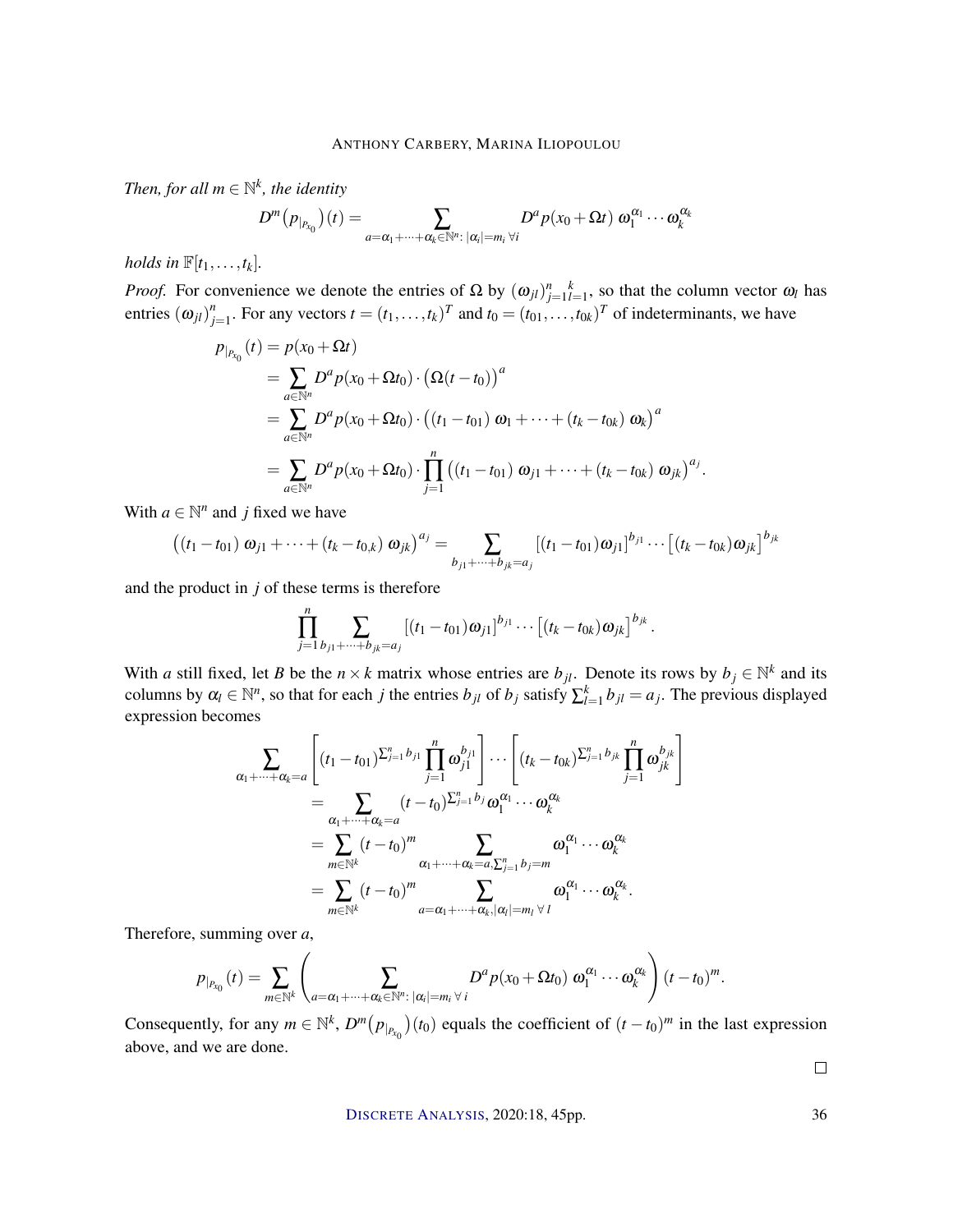*Then, for all $m \in \mathbb{N}^k$, the identity*

$$D^m\big(p_{|_{P_{x_0}}}\big)(t) = \sum_{a=\alpha_1+\cdots+\alpha_k \in \mathbb{N}^n:\, |\alpha_i|=m_i\ \forall i} D^a p(x_0+\Omega t)\ \omega_1^{\alpha_1}\cdots\omega_k^{\alpha_k}$$

*holds in $\mathbb{F}[t_1,\dots,t_k]$.*

*Proof.* For convenience we denote the entries of $\Omega$ by $(\omega_{jl})_{j=1}^{n}{}_{l=1}^{k}$, so that the column vector $\omega_l$ has entries $(\omega_{jl})_{j=1}^n$. For any vectors $t=(t_1,\dots,t_k)^T$ and $t_0=(t_{01},\dots,t_{0k})^T$ of indeterminants, we have

$$\begin{aligned}
p_{|_{P_{x_0}}}(t) &= p(x_0+\Omega t)\\
&= \sum_{a\in\mathbb{N}^n} D^a p(x_0+\Omega t_0)\cdot\big(\Omega(t-t_0)\big)^a\\
&= \sum_{a\in\mathbb{N}^n} D^a p(x_0+\Omega t_0)\cdot\big((t_1-t_{01})\ \omega_1+\cdots+(t_k-t_{0k})\ \omega_k\big)^a\\
&= \sum_{a\in\mathbb{N}^n} D^a p(x_0+\Omega t_0)\cdot\prod_{j=1}^n\big((t_1-t_{01})\ \omega_{j1}+\cdots+(t_k-t_{0k})\ \omega_{jk}\big)^{a_j}.
\end{aligned}$$

With $a\in\mathbb{N}^n$ and $j$ fixed we have

$$\big((t_1-t_{01})\ \omega_{j1}+\cdots+(t_k-t_{0,k})\ \omega_{jk}\big)^{a_j} = \sum_{b_{j1}+\cdots+b_{jk}=a_j}\left[(t_1-t_{01})\omega_{j1}\right]^{b_{j1}}\cdots\left[(t_k-t_{0k})\omega_{jk}\right]^{b_{jk}}$$

and the product in $j$ of these terms is therefore

$$\prod_{j=1}^n\sum_{b_{j1}+\cdots+b_{jk}=a_j}\left[(t_1-t_{01})\omega_{j1}\right]^{b_{j1}}\cdots\left[(t_k-t_{0k})\omega_{jk}\right]^{b_{jk}}.$$

With $a$ still fixed, let $B$ be the $n\times k$ matrix whose entries are $b_{jl}$. Denote its rows by $b_j\in\mathbb{N}^k$ and its columns by $\alpha_l\in\mathbb{N}^n$, so that for each $j$ the entries $b_{jl}$ of $b_j$ satisfy $\sum_{l=1}^k b_{jl}=a_j$. The previous displayed expression becomes

$$\begin{aligned}
\sum_{\alpha_1+\cdots+\alpha_k=a}&\left[(t_1-t_{01})^{\sum_{j=1}^n b_{j1}}\prod_{j=1}^n\omega_{j1}^{b_{j1}}\right]\cdots\left[(t_k-t_{0k})^{\sum_{j=1}^n b_{jk}}\prod_{j=1}^n\omega_{jk}^{b_{jk}}\right]\\
&= \sum_{\alpha_1+\cdots+\alpha_k=a}(t-t_0)^{\sum_{j=1}^n b_j}\omega_1^{\alpha_1}\cdots\omega_k^{\alpha_k}\\
&= \sum_{m\in\mathbb{N}^k}(t-t_0)^m\sum_{\alpha_1+\cdots+\alpha_k=a,\sum_{j=1}^n b_j=m}\omega_1^{\alpha_1}\cdots\omega_k^{\alpha_k}\\
&= \sum_{m\in\mathbb{N}^k}(t-t_0)^m\sum_{a=\alpha_1+\cdots+\alpha_k,|\alpha_l|=m_l\ \forall\ l}\omega_1^{\alpha_1}\cdots\omega_k^{\alpha_k}.
\end{aligned}$$

Therefore, summing over $a$,

$$p_{|_{P_{x_0}}}(t) = \sum_{m\in\mathbb{N}^k}\left(\sum_{a=\alpha_1+\cdots+\alpha_k\in\mathbb{N}^n:\,|\alpha_i|=m_i\ \forall\ i} D^a p(x_0+\Omega t_0)\ \omega_1^{\alpha_1}\cdots\omega_k^{\alpha_k}\right)(t-t_0)^m.$$

Consequently, for any $m\in\mathbb{N}^k$, $D^m\big(p_{|_{P_{x_0}}}\big)(t_0)$ equals the coefficient of $(t-t_0)^m$ in the last expression above, and we are done.

□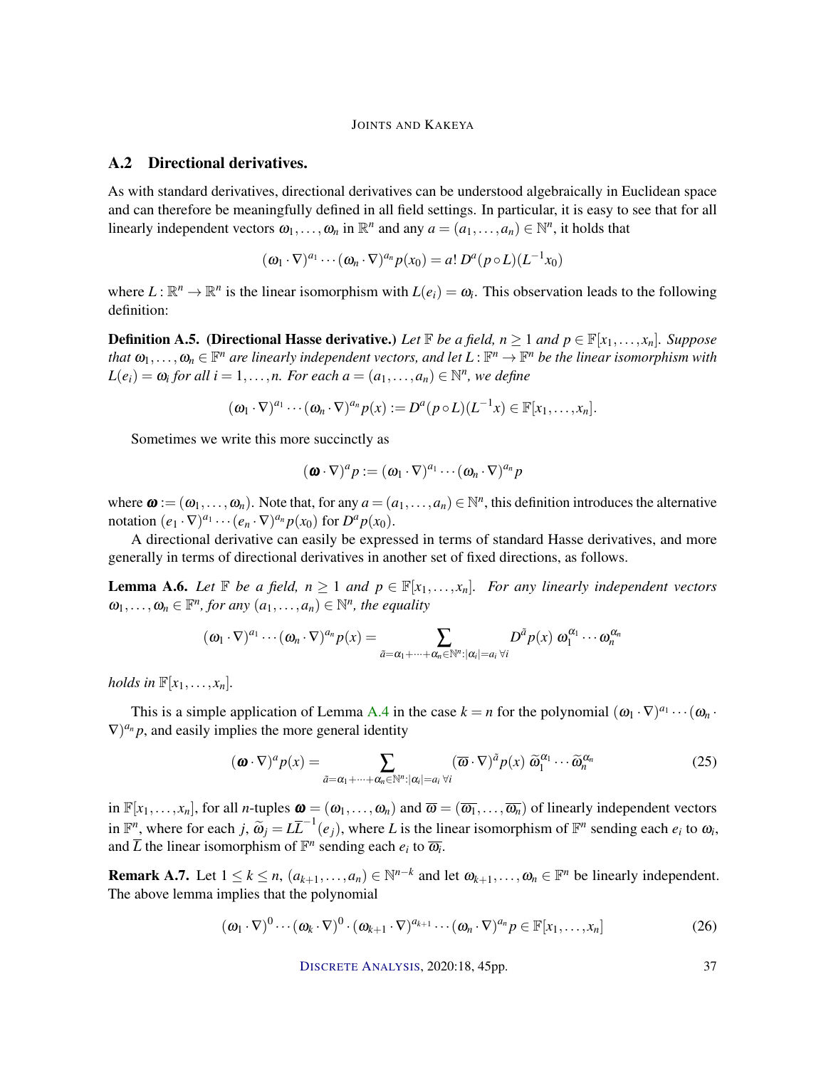## A.2 Directional derivatives.

As with standard derivatives, directional derivatives can be understood algebraically in Euclidean space and can therefore be meaningfully defined in all field settings. In particular, it is easy to see that for all linearly independent vectors $\omega_1, \dots, \omega_n$ in $\mathbb{R}^n$ and any $a = (a_1, \dots, a_n) \in \mathbb{N}^n$, it holds that

$$(\omega_1 \cdot \nabla)^{a_1} \cdots (\omega_n \cdot \nabla)^{a_n} p(x_0) = a!\, D^a(p \circ L)(L^{-1}x_0)$$

where $L : \mathbb{R}^n \to \mathbb{R}^n$ is the linear isomorphism with $L(e_i) = \omega_i$. This observation leads to the following definition:

**Definition A.5. (Directional Hasse derivative.)** *Let $\mathbb{F}$ be a field, $n \geq 1$ and $p \in \mathbb{F}[x_1, \dots, x_n]$. Suppose that $\omega_1, \dots, \omega_n \in \mathbb{F}^n$ are linearly independent vectors, and let $L : \mathbb{F}^n \to \mathbb{F}^n$ be the linear isomorphism with $L(e_i) = \omega_i$ for all $i = 1, \dots, n$. For each $a = (a_1, \dots, a_n) \in \mathbb{N}^n$, we define*

$$(\omega_1 \cdot \nabla)^{a_1} \cdots (\omega_n \cdot \nabla)^{a_n} p(x) := D^a(p \circ L)(L^{-1}x) \in \mathbb{F}[x_1, \dots, x_n].$$

Sometimes we write this more succinctly as

$$(\boldsymbol{\omega} \cdot \nabla)^a p := (\omega_1 \cdot \nabla)^{a_1} \cdots (\omega_n \cdot \nabla)^{a_n} p$$

where $\boldsymbol{\omega} := (\omega_1, \dots, \omega_n)$. Note that, for any $a = (a_1, \dots, a_n) \in \mathbb{N}^n$, this definition introduces the alternative notation $(e_1 \cdot \nabla)^{a_1} \cdots (e_n \cdot \nabla)^{a_n} p(x_0)$ for $D^a p(x_0)$.

A directional derivative can easily be expressed in terms of standard Hasse derivatives, and more generally in terms of directional derivatives in another set of fixed directions, as follows.

**Lemma A.6.** *Let $\mathbb{F}$ be a field, $n \geq 1$ and $p \in \mathbb{F}[x_1, \dots, x_n]$. For any linearly independent vectors $\omega_1, \dots, \omega_n \in \mathbb{F}^n$, for any $(a_1, \dots, a_n) \in \mathbb{N}^n$, the equality*

$$(\omega_1 \cdot \nabla)^{a_1} \cdots (\omega_n \cdot \nabla)^{a_n} p(x) = \sum_{\tilde{a} = \alpha_1 + \cdots + \alpha_n \in \mathbb{N}^n : |\alpha_i| = a_i \ \forall i} D^{\tilde{a}} p(x)\ \omega_1^{\alpha_1} \cdots \omega_n^{\alpha_n}$$

*holds in $\mathbb{F}[x_1, \dots, x_n]$.*

This is a simple application of Lemma A.4 in the case $k = n$ for the polynomial $(\omega_1 \cdot \nabla)^{a_1} \cdots (\omega_n \cdot \nabla)^{a_n} p$, and easily implies the more general identity

$$(\boldsymbol{\omega} \cdot \nabla)^a p(x) = \sum_{\tilde{a} = \alpha_1 + \cdots + \alpha_n \in \mathbb{N}^n : |\alpha_i| = a_i \ \forall i} (\overline{\boldsymbol{\omega}} \cdot \nabla)^{\tilde{a}} p(x)\ \widetilde{\omega}_1^{\alpha_1} \cdots \widetilde{\omega}_n^{\alpha_n} \tag{25}$$

in $\mathbb{F}[x_1, \dots, x_n]$, for all $n$-tuples $\boldsymbol{\omega} = (\omega_1, \dots, \omega_n)$ and $\overline{\boldsymbol{\omega}} = (\overline{\omega_1}, \dots, \overline{\omega_n})$ of linearly independent vectors in $\mathbb{F}^n$, where for each $j$, $\widetilde{\omega}_j = L\overline{L}^{-1}(e_j)$, where $L$ is the linear isomorphism of $\mathbb{F}^n$ sending each $e_i$ to $\omega_i$, and $\overline{L}$ the linear isomorphism of $\mathbb{F}^n$ sending each $e_i$ to $\overline{\omega_i}$.

**Remark A.7.** Let $1 \leq k \leq n$, $(a_{k+1}, \dots, a_n) \in \mathbb{N}^{n-k}$ and let $\omega_{k+1}, \dots, \omega_n \in \mathbb{F}^n$ be linearly independent. The above lemma implies that the polynomial

$$(\omega_1 \cdot \nabla)^0 \cdots (\omega_k \cdot \nabla)^0 \cdot (\omega_{k+1} \cdot \nabla)^{a_{k+1}} \cdots (\omega_n \cdot \nabla)^{a_n} p \in \mathbb{F}[x_1, \dots, x_n] \tag{26}$$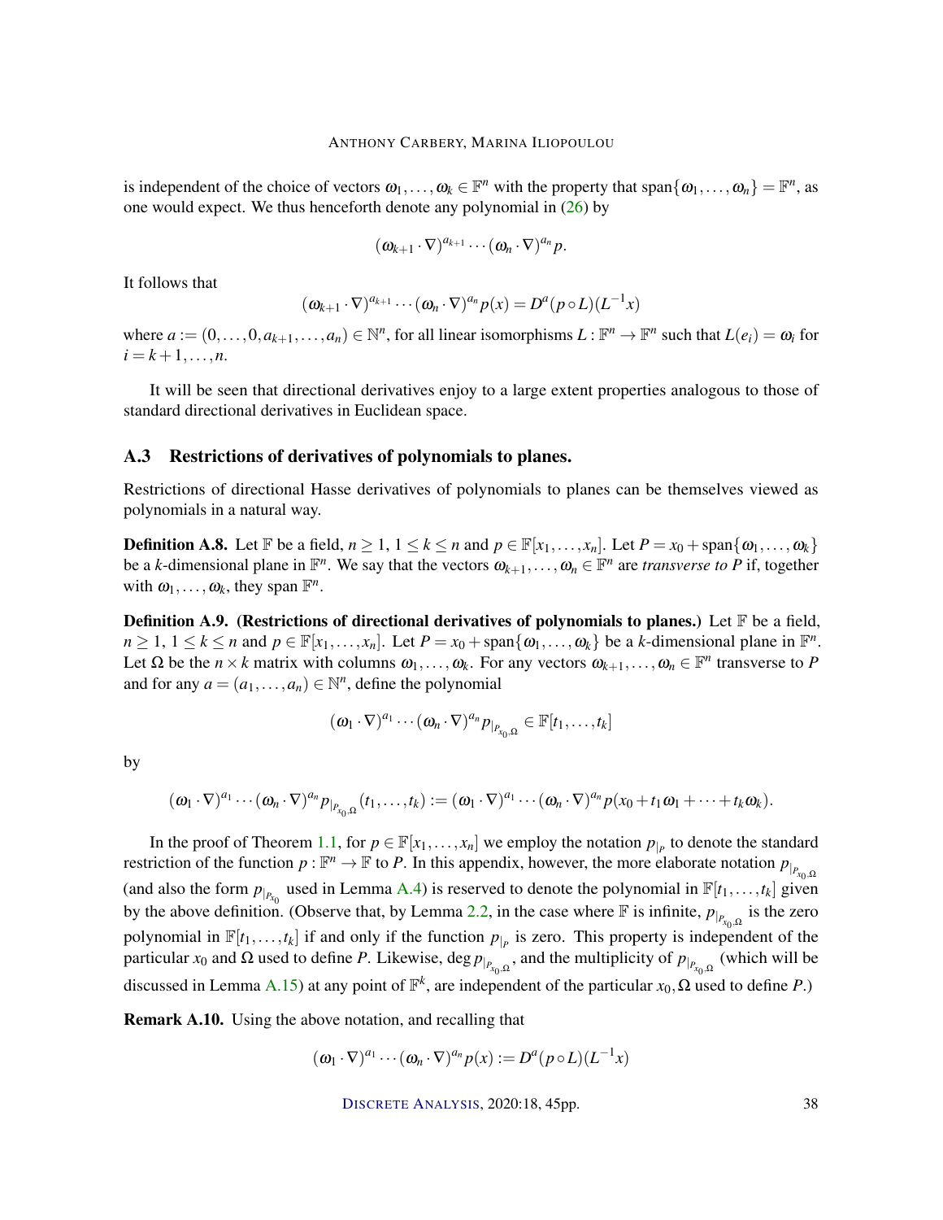is independent of the choice of vectors $\omega_1, \ldots, \omega_k \in \mathbb{F}^n$ with the property that $\text{span}\{\omega_1, \ldots, \omega_n\} = \mathbb{F}^n$, as one would expect. We thus henceforth denote any polynomial in (26) by

$$(\omega_{k+1} \cdot \nabla)^{a_{k+1}} \cdots (\omega_n \cdot \nabla)^{a_n} p.$$

It follows that

$$(\omega_{k+1} \cdot \nabla)^{a_{k+1}} \cdots (\omega_n \cdot \nabla)^{a_n} p(x) = D^a(p \circ L)(L^{-1}x)$$

where $a := (0, \ldots, 0, a_{k+1}, \ldots, a_n) \in \mathbb{N}^n$, for all linear isomorphisms $L : \mathbb{F}^n \to \mathbb{F}^n$ such that $L(e_i) = \omega_i$ for $i = k+1, \ldots, n$.

It will be seen that directional derivatives enjoy to a large extent properties analogous to those of standard directional derivatives in Euclidean space.

### A.3 Restrictions of derivatives of polynomials to planes.

Restrictions of directional Hasse derivatives of polynomials to planes can be themselves viewed as polynomials in a natural way.

**Definition A.8.** Let $\mathbb{F}$ be a field, $n \geq 1$, $1 \leq k \leq n$ and $p \in \mathbb{F}[x_1, \ldots, x_n]$. Let $P = x_0 + \text{span}\{\omega_1, \ldots, \omega_k\}$ be a $k$-dimensional plane in $\mathbb{F}^n$. We say that the vectors $\omega_{k+1}, \ldots, \omega_n \in \mathbb{F}^n$ are *transverse to $P$* if, together with $\omega_1, \ldots, \omega_k$, they span $\mathbb{F}^n$.

**Definition A.9. (Restrictions of directional derivatives of polynomials to planes.)** Let $\mathbb{F}$ be a field, $n \geq 1$, $1 \leq k \leq n$ and $p \in \mathbb{F}[x_1, \ldots, x_n]$. Let $P = x_0 + \text{span}\{\omega_1, \ldots, \omega_k\}$ be a $k$-dimensional plane in $\mathbb{F}^n$. Let $\Omega$ be the $n \times k$ matrix with columns $\omega_1, \ldots, \omega_k$. For any vectors $\omega_{k+1}, \ldots, \omega_n \in \mathbb{F}^n$ transverse to $P$ and for any $a = (a_1, \ldots, a_n) \in \mathbb{N}^n$, define the polynomial

$$(\omega_1 \cdot \nabla)^{a_1} \cdots (\omega_n \cdot \nabla)^{a_n} p_{|_{P_{x_0,\Omega}}} \in \mathbb{F}[t_1, \ldots, t_k]$$

by

$$(\omega_1 \cdot \nabla)^{a_1} \cdots (\omega_n \cdot \nabla)^{a_n} p_{|_{P_{x_0,\Omega}}}(t_1, \ldots, t_k) := (\omega_1 \cdot \nabla)^{a_1} \cdots (\omega_n \cdot \nabla)^{a_n} p(x_0 + t_1\omega_1 + \cdots + t_k\omega_k).$$

In the proof of Theorem 1.1, for $p \in \mathbb{F}[x_1, \ldots, x_n]$ we employ the notation $p_{|_P}$ to denote the standard restriction of the function $p : \mathbb{F}^n \to \mathbb{F}$ to $P$. In this appendix, however, the more elaborate notation $p_{|_{P_{x_0,\Omega}}}$ (and also the form $p_{|_{P_{x_0}}}$ used in Lemma A.4) is reserved to denote the polynomial in $\mathbb{F}[t_1, \ldots, t_k]$ given by the above definition. (Observe that, by Lemma 2.2, in the case where $\mathbb{F}$ is infinite, $p_{|_{P_{x_0,\Omega}}}$ is the zero polynomial in $\mathbb{F}[t_1, \ldots, t_k]$ if and only if the function $p_{|_P}$ is zero. This property is independent of the particular $x_0$ and $\Omega$ used to define $P$. Likewise, $\deg p_{|_{P_{x_0,\Omega}}}$, and the multiplicity of $p_{|_{P_{x_0,\Omega}}}$ (which will be discussed in Lemma A.15) at any point of $\mathbb{F}^k$, are independent of the particular $x_0, \Omega$ used to define $P$.)

**Remark A.10.** Using the above notation, and recalling that

$$(\omega_1 \cdot \nabla)^{a_1} \cdots (\omega_n \cdot \nabla)^{a_n} p(x) := D^a(p \circ L)(L^{-1}x)$$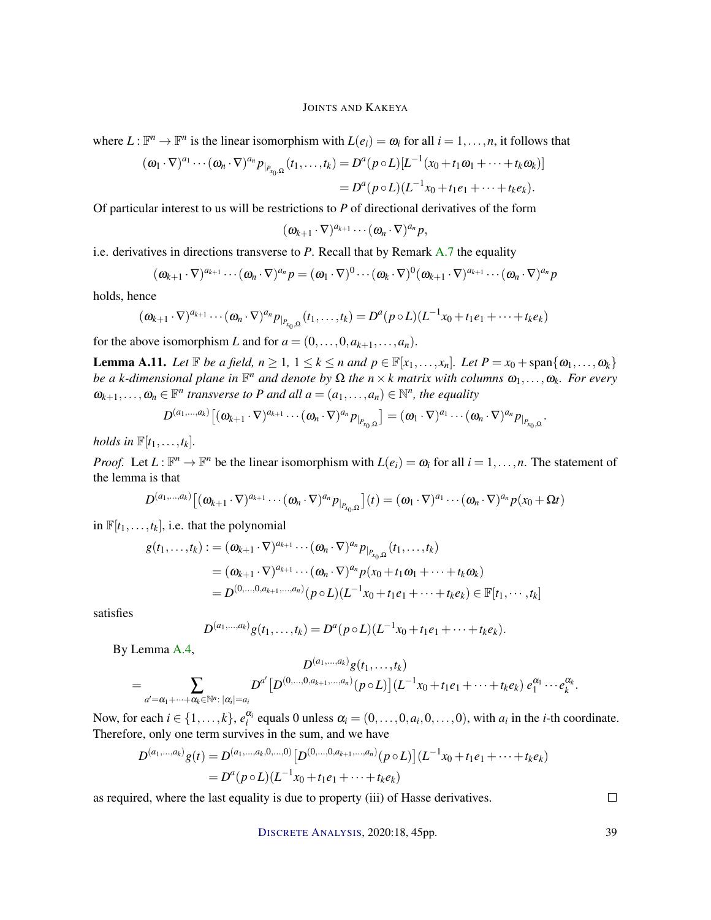where $L : \mathbb{F}^n \to \mathbb{F}^n$ is the linear isomorphism with $L(e_i) = \omega_i$ for all $i = 1, \dots, n$, it follows that

$$
\begin{aligned}
(\omega_1 \cdot \nabla)^{a_1} \cdots (\omega_n \cdot \nabla)^{a_n} p_{|_{P_{x_0,\Omega}}}(t_1, \dots, t_k) &= D^a(p \circ L)[L^{-1}(x_0 + t_1\omega_1 + \cdots + t_k\omega_k)] \\
&= D^a(p \circ L)(L^{-1}x_0 + t_1 e_1 + \cdots + t_k e_k).
\end{aligned}
$$

Of particular interest to us will be restrictions to $P$ of directional derivatives of the form

$$
(\omega_{k+1} \cdot \nabla)^{a_{k+1}} \cdots (\omega_n \cdot \nabla)^{a_n} p,
$$

i.e. derivatives in directions transverse to $P$. Recall that by Remark A.7 the equality

$$
(\omega_{k+1} \cdot \nabla)^{a_{k+1}} \cdots (\omega_n \cdot \nabla)^{a_n} p = (\omega_1 \cdot \nabla)^0 \cdots (\omega_k \cdot \nabla)^0 (\omega_{k+1} \cdot \nabla)^{a_{k+1}} \cdots (\omega_n \cdot \nabla)^{a_n} p
$$

holds, hence

$$
(\omega_{k+1} \cdot \nabla)^{a_{k+1}} \cdots (\omega_n \cdot \nabla)^{a_n} p_{|_{P_{x_0,\Omega}}}(t_1, \dots, t_k) = D^a(p \circ L)(L^{-1}x_0 + t_1 e_1 + \cdots + t_k e_k)
$$

for the above isomorphism $L$ and for $a = (0, \dots, 0, a_{k+1}, \dots, a_n)$.

**Lemma A.11.** *Let $\mathbb{F}$ be a field, $n \geq 1$, $1 \leq k \leq n$ and $p \in \mathbb{F}[x_1, \dots, x_n]$. Let $P = x_0 + \operatorname{span}\{\omega_1, \dots, \omega_k\}$ be a $k$-dimensional plane in $\mathbb{F}^n$ and denote by $\Omega$ the $n \times k$ matrix with columns $\omega_1, \dots, \omega_k$. For every $\omega_{k+1}, \dots, \omega_n \in \mathbb{F}^n$ transverse to $P$ and all $a = (a_1, \dots, a_n) \in \mathbb{N}^n$, the equality*

$$
D^{(a_1,\dots,a_k)}\left[(\omega_{k+1} \cdot \nabla)^{a_{k+1}} \cdots (\omega_n \cdot \nabla)^{a_n} p_{|_{P_{x_0,\Omega}}}\right] = (\omega_1 \cdot \nabla)^{a_1} \cdots (\omega_n \cdot \nabla)^{a_n} p_{|_{P_{x_0,\Omega}}}.
$$

*holds in $\mathbb{F}[t_1, \dots, t_k]$.*

*Proof.* Let $L : \mathbb{F}^n \to \mathbb{F}^n$ be the linear isomorphism with $L(e_i) = \omega_i$ for all $i = 1, \dots, n$. The statement of the lemma is that

$$
D^{(a_1,\dots,a_k)}\left[(\omega_{k+1} \cdot \nabla)^{a_{k+1}} \cdots (\omega_n \cdot \nabla)^{a_n} p_{|_{P_{x_0,\Omega}}}\right](t) = (\omega_1 \cdot \nabla)^{a_1} \cdots (\omega_n \cdot \nabla)^{a_n} p(x_0 + \Omega t)
$$

in $\mathbb{F}[t_1, \dots, t_k]$, i.e. that the polynomial

$$
\begin{aligned}
g(t_1, \dots, t_k) :&= (\omega_{k+1} \cdot \nabla)^{a_{k+1}} \cdots (\omega_n \cdot \nabla)^{a_n} p_{|_{P_{x_0,\Omega}}}(t_1, \dots, t_k) \\
&= (\omega_{k+1} \cdot \nabla)^{a_{k+1}} \cdots (\omega_n \cdot \nabla)^{a_n} p(x_0 + t_1\omega_1 + \cdots + t_k\omega_k) \\
&= D^{(0,\dots,0,a_{k+1},\dots,a_n)}(p \circ L)(L^{-1}x_0 + t_1 e_1 + \cdots + t_k e_k) \in \mathbb{F}[t_1, \cdots, t_k]
\end{aligned}
$$

satisfies

$$
D^{(a_1,\dots,a_k)} g(t_1, \dots, t_k) = D^a(p \circ L)(L^{-1}x_0 + t_1 e_1 + \cdots + t_k e_k).
$$

By Lemma A.4,

$$
\begin{aligned}
&D^{(a_1,\dots,a_k)} g(t_1, \dots, t_k) \\
= &\sum_{a' = \alpha_1 + \cdots + \alpha_k \in \mathbb{N}^n : \, |\alpha_i| = a_i} D^{a'}\left[D^{(0,\dots,0,a_{k+1},\dots,a_n)}(p \circ L)\right](L^{-1}x_0 + t_1 e_1 + \cdots + t_k e_k)\, e_1^{\alpha_1} \cdots e_k^{\alpha_k}.
\end{aligned}
$$

Now, for each $i \in \{1, \dots, k\}$, $e_i^{\alpha_i}$ equals 0 unless $\alpha_i = (0, \dots, 0, a_i, 0, \dots, 0)$, with $a_i$ in the $i$-th coordinate. Therefore, only one term survives in the sum, and we have

$$
\begin{aligned}
D^{(a_1,\dots,a_k)} g(t) &= D^{(a_1,\dots,a_k,0,\dots,0)}\left[D^{(0,\dots,0,a_{k+1},\dots,a_n)}(p \circ L)\right](L^{-1}x_0 + t_1 e_1 + \cdots + t_k e_k) \\
&= D^a(p \circ L)(L^{-1}x_0 + t_1 e_1 + \cdots + t_k e_k)
\end{aligned}
$$

as required, where the last equality is due to property (iii) of Hasse derivatives. $\square$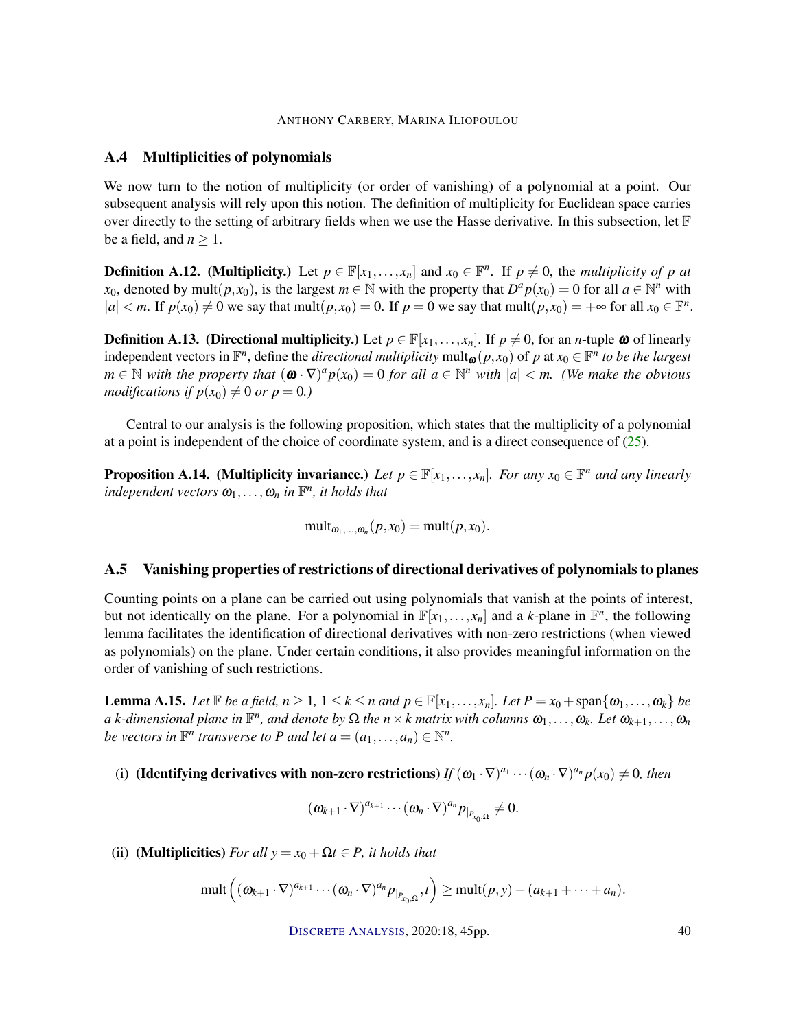## A.4 Multiplicities of polynomials

We now turn to the notion of multiplicity (or order of vanishing) of a polynomial at a point. Our subsequent analysis will rely upon this notion. The definition of multiplicity for Euclidean space carries over directly to the setting of arbitrary fields when we use the Hasse derivative. In this subsection, let $\mathbb{F}$ be a field, and $n \geq 1$.

**Definition A.12. (Multiplicity.)** Let $p \in \mathbb{F}[x_1, \dots, x_n]$ and $x_0 \in \mathbb{F}^n$. If $p \neq 0$, the *multiplicity of $p$ at $x_0$*, denoted by $\mathrm{mult}(p, x_0)$, is the largest $m \in \mathbb{N}$ with the property that $D^a p(x_0) = 0$ for all $a \in \mathbb{N}^n$ with $|a| < m$. If $p(x_0) \neq 0$ we say that $\mathrm{mult}(p, x_0) = 0$. If $p = 0$ we say that $\mathrm{mult}(p, x_0) = +\infty$ for all $x_0 \in \mathbb{F}^n$.

**Definition A.13. (Directional multiplicity.)** Let $p \in \mathbb{F}[x_1, \dots, x_n]$. If $p \neq 0$, for an $n$-tuple $\boldsymbol{\omega}$ of linearly independent vectors in $\mathbb{F}^n$, define the *directional multiplicity* $\mathrm{mult}_{\boldsymbol{\omega}}(p, x_0)$ of $p$ at $x_0 \in \mathbb{F}^n$ *to be the largest $m \in \mathbb{N}$ with the property that $(\boldsymbol{\omega} \cdot \nabla)^a p(x_0) = 0$ for all $a \in \mathbb{N}^n$ with $|a| < m$. (We make the obvious modifications if $p(x_0) \neq 0$ or $p = 0$.)*

Central to our analysis is the following proposition, which states that the multiplicity of a polynomial at a point is independent of the choice of coordinate system, and is a direct consequence of (25).

**Proposition A.14. (Multiplicity invariance.)** *Let $p \in \mathbb{F}[x_1, \dots, x_n]$. For any $x_0 \in \mathbb{F}^n$ and any linearly independent vectors $\omega_1, \dots, \omega_n$ in $\mathbb{F}^n$, it holds that*

$$\mathrm{mult}_{\omega_1, \dots, \omega_n}(p, x_0) = \mathrm{mult}(p, x_0).$$

## A.5 Vanishing properties of restrictions of directional derivatives of polynomials to planes

Counting points on a plane can be carried out using polynomials that vanish at the points of interest, but not identically on the plane. For a polynomial in $\mathbb{F}[x_1, \dots, x_n]$ and a $k$-plane in $\mathbb{F}^n$, the following lemma facilitates the identification of directional derivatives with non-zero restrictions (when viewed as polynomials) on the plane. Under certain conditions, it also provides meaningful information on the order of vanishing of such restrictions.

**Lemma A.15.** *Let $\mathbb{F}$ be a field, $n \geq 1$, $1 \leq k \leq n$ and $p \in \mathbb{F}[x_1, \dots, x_n]$. Let $P = x_0 + \mathrm{span}\{\omega_1, \dots, \omega_k\}$ be a $k$-dimensional plane in $\mathbb{F}^n$, and denote by $\Omega$ the $n \times k$ matrix with columns $\omega_1, \dots, \omega_k$. Let $\omega_{k+1}, \dots, \omega_n$ be vectors in $\mathbb{F}^n$ transverse to $P$ and let $a = (a_1, \dots, a_n) \in \mathbb{N}^n$.*

(i) **(Identifying derivatives with non-zero restrictions)** *If $(\omega_1 \cdot \nabla)^{a_1} \cdots (\omega_n \cdot \nabla)^{a_n} p(x_0) \neq 0$, then*

$$(\omega_{k+1} \cdot \nabla)^{a_{k+1}} \cdots (\omega_n \cdot \nabla)^{a_n} p_{|_{P_{x_0,\Omega}}} \neq 0.$$

(ii) **(Multiplicities)** *For all $y = x_0 + \Omega t \in P$, it holds that*

$$\mathrm{mult}\left( (\omega_{k+1} \cdot \nabla)^{a_{k+1}} \cdots (\omega_n \cdot \nabla)^{a_n} p_{|_{P_{x_0,\Omega}}}, t \right) \geq \mathrm{mult}(p, y) - (a_{k+1} + \cdots + a_n).$$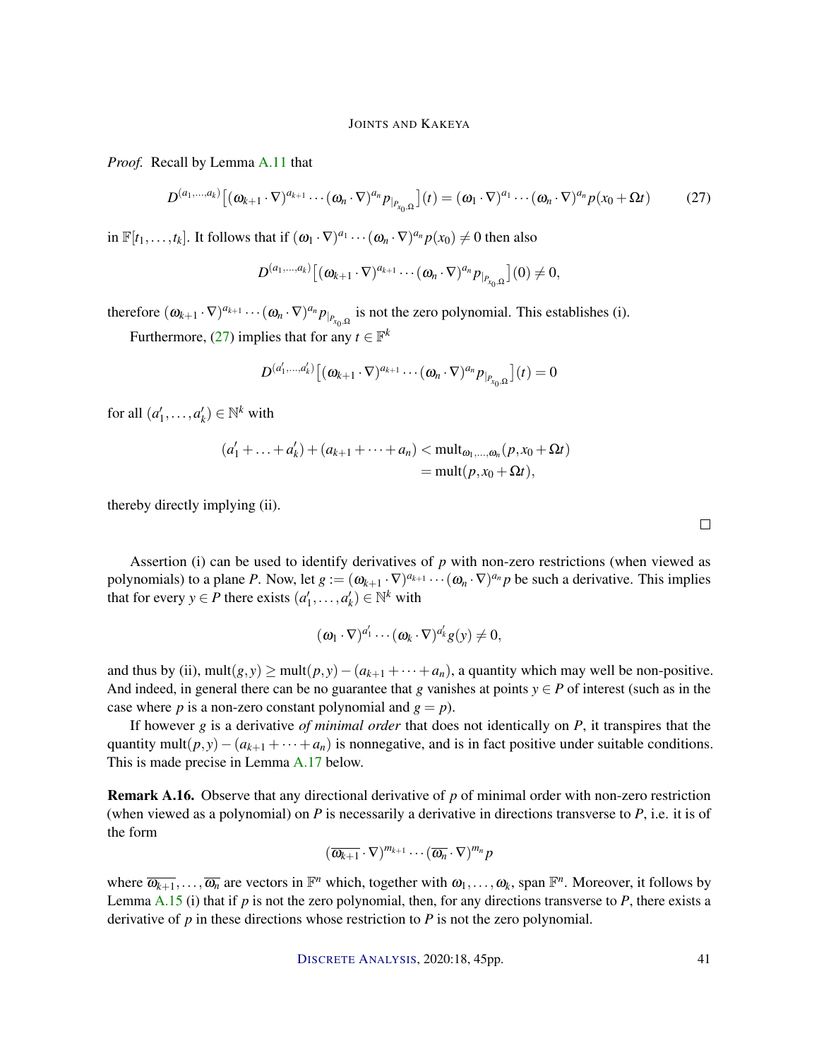*Proof.* Recall by Lemma A.11 that

$$D^{(a_1,\ldots,a_k)}\left[(\omega_{k+1}\cdot\nabla)^{a_{k+1}}\cdots(\omega_n\cdot\nabla)^{a_n}p_{|_{P_{x_0,\Omega}}}\right](t) = (\omega_1\cdot\nabla)^{a_1}\cdots(\omega_n\cdot\nabla)^{a_n}p(x_0+\Omega t) \tag{27}$$

in $\mathbb{F}[t_1,\ldots,t_k]$. It follows that if $(\omega_1\cdot\nabla)^{a_1}\cdots(\omega_n\cdot\nabla)^{a_n}p(x_0)\neq 0$ then also

$$D^{(a_1,\ldots,a_k)}\left[(\omega_{k+1}\cdot\nabla)^{a_{k+1}}\cdots(\omega_n\cdot\nabla)^{a_n}p_{|_{P_{x_0,\Omega}}}\right](0)\neq 0,$$

therefore $(\omega_{k+1}\cdot\nabla)^{a_{k+1}}\cdots(\omega_n\cdot\nabla)^{a_n}p_{|_{P_{x_0,\Omega}}}$ is not the zero polynomial. This establishes (i).

Furthermore, (27) implies that for any $t\in\mathbb{F}^k$

$$D^{(a'_1,\ldots,a'_k)}\left[(\omega_{k+1}\cdot\nabla)^{a_{k+1}}\cdots(\omega_n\cdot\nabla)^{a_n}p_{|_{P_{x_0,\Omega}}}\right](t)=0$$

for all $(a'_1,\ldots,a'_k)\in\mathbb{N}^k$ with

$$\begin{aligned}(a'_1+\ldots+a'_k)+(a_{k+1}+\cdots+a_n) &< \operatorname{mult}_{\omega_1,\ldots,\omega_n}(p,x_0+\Omega t)\\ &= \operatorname{mult}(p,x_0+\Omega t),\end{aligned}$$

thereby directly implying (ii).

∎

Assertion (i) can be used to identify derivatives of $p$ with non-zero restrictions (when viewed as polynomials) to a plane $P$. Now, let $g:=(\omega_{k+1}\cdot\nabla)^{a_{k+1}}\cdots(\omega_n\cdot\nabla)^{a_n}p$ be such a derivative. This implies that for every $y\in P$ there exists $(a'_1,\ldots,a'_k)\in\mathbb{N}^k$ with

$$(\omega_1\cdot\nabla)^{a'_1}\cdots(\omega_k\cdot\nabla)^{a'_k}g(y)\neq 0,$$

and thus by (ii), $\operatorname{mult}(g,y)\geq\operatorname{mult}(p,y)-(a_{k+1}+\cdots+a_n)$, a quantity which may well be non-positive. And indeed, in general there can be no guarantee that $g$ vanishes at points $y\in P$ of interest (such as in the case where $p$ is a non-zero constant polynomial and $g=p$).

If however $g$ is a derivative *of minimal order* that does not identically on $P$, it transpires that the quantity $\operatorname{mult}(p,y)-(a_{k+1}+\cdots+a_n)$ is nonnegative, and is in fact positive under suitable conditions. This is made precise in Lemma A.17 below.

**Remark A.16.** Observe that any directional derivative of $p$ of minimal order with non-zero restriction (when viewed as a polynomial) on $P$ is necessarily a derivative in directions transverse to $P$, i.e. it is of the form

$$(\overline{\omega_{k+1}}\cdot\nabla)^{m_{k+1}}\cdots(\overline{\omega_n}\cdot\nabla)^{m_n}p$$

where $\overline{\omega_{k+1}},\ldots,\overline{\omega_n}$ are vectors in $\mathbb{F}^n$ which, together with $\omega_1,\ldots,\omega_k$, span $\mathbb{F}^n$. Moreover, it follows by Lemma A.15 (i) that if $p$ is not the zero polynomial, then, for any directions transverse to $P$, there exists a derivative of $p$ in these directions whose restriction to $P$ is not the zero polynomial.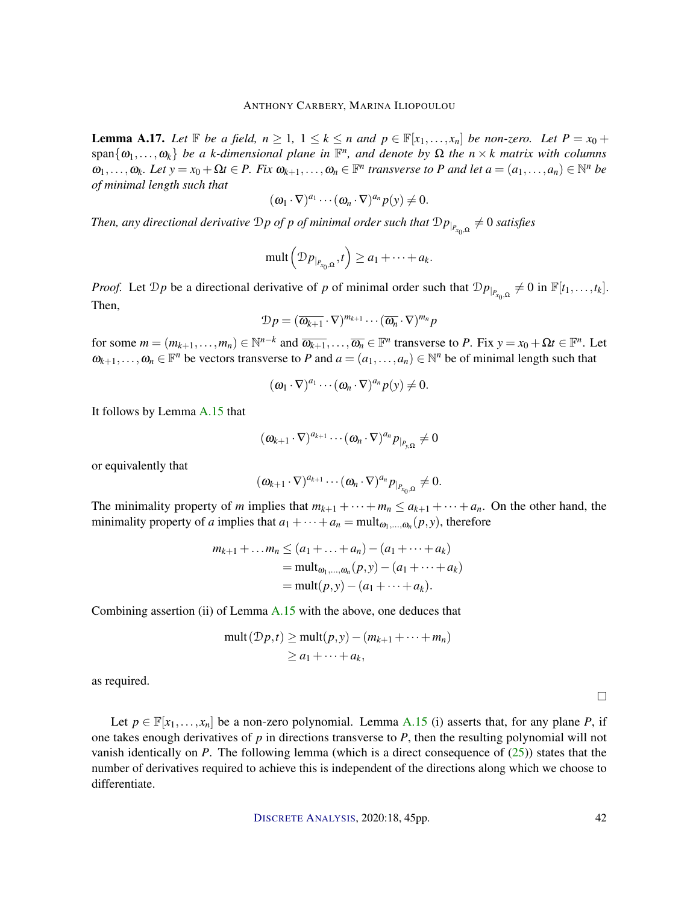**Lemma A.17.** *Let $\mathbb{F}$ be a field, $n \geq 1$, $1 \leq k \leq n$ and $p \in \mathbb{F}[x_1, \ldots, x_n]$ be non-zero. Let $P = x_0 + \text{span}\{\omega_1, \ldots, \omega_k\}$ be a $k$-dimensional plane in $\mathbb{F}^n$, and denote by $\Omega$ the $n \times k$ matrix with columns $\omega_1, \ldots, \omega_k$. Let $y = x_0 + \Omega t \in P$. Fix $\omega_{k+1}, \ldots, \omega_n \in \mathbb{F}^n$ transverse to $P$ and let $a = (a_1, \ldots, a_n) \in \mathbb{N}^n$ be of minimal length such that*

$$(\omega_1 \cdot \nabla)^{a_1} \cdots (\omega_n \cdot \nabla)^{a_n} p(y) \neq 0.$$

*Then, any directional derivative $\mathcal{D}p$ of $p$ of minimal order such that $\mathcal{D}p_{|_{P_{x_0,\Omega}}} \neq 0$ satisfies*

$$\text{mult}\left(\mathcal{D}p_{|_{P_{x_0,\Omega}}}, t\right) \geq a_1 + \cdots + a_k.$$

*Proof.* Let $\mathcal{D}p$ be a directional derivative of $p$ of minimal order such that $\mathcal{D}p_{|_{P_{x_0,\Omega}}} \neq 0$ in $\mathbb{F}[t_1, \ldots, t_k]$. Then,

$$\mathcal{D}p = (\overline{\omega_{k+1}} \cdot \nabla)^{m_{k+1}} \cdots (\overline{\omega_n} \cdot \nabla)^{m_n} p$$

for some $m = (m_{k+1}, \ldots, m_n) \in \mathbb{N}^{n-k}$ and $\overline{\omega_{k+1}}, \ldots, \overline{\omega_n} \in \mathbb{F}^n$ transverse to $P$. Fix $y = x_0 + \Omega t \in \mathbb{F}^n$. Let $\omega_{k+1}, \ldots, \omega_n \in \mathbb{F}^n$ be vectors transverse to $P$ and $a = (a_1, \ldots, a_n) \in \mathbb{N}^n$ be of minimal length such that

$$(\omega_1 \cdot \nabla)^{a_1} \cdots (\omega_n \cdot \nabla)^{a_n} p(y) \neq 0.$$

It follows by Lemma A.15 that

$$(\omega_{k+1} \cdot \nabla)^{a_{k+1}} \cdots (\omega_n \cdot \nabla)^{a_n} p_{|_{P_{y,\Omega}}} \neq 0$$

or equivalently that

$$(\omega_{k+1} \cdot \nabla)^{a_{k+1}} \cdots (\omega_n \cdot \nabla)^{a_n} p_{|_{P_{x_0,\Omega}}} \neq 0.$$

The minimality property of $m$ implies that $m_{k+1} + \cdots + m_n \leq a_{k+1} + \cdots + a_n$. On the other hand, the minimality property of $a$ implies that $a_1 + \cdots + a_n = \text{mult}_{\omega_1, \ldots, \omega_n}(p, y)$, therefore

$$\begin{aligned}
m_{k+1} + \ldots m_n &\leq (a_1 + \ldots + a_n) - (a_1 + \cdots + a_k) \\
&= \text{mult}_{\omega_1, \ldots, \omega_n}(p, y) - (a_1 + \cdots + a_k) \\
&= \text{mult}(p, y) - (a_1 + \cdots + a_k).
\end{aligned}$$

Combining assertion (ii) of Lemma A.15 with the above, one deduces that

$$\begin{aligned}
\text{mult}(\mathcal{D}p, t) &\geq \text{mult}(p, y) - (m_{k+1} + \cdots + m_n) \\
&\geq a_1 + \cdots + a_k,
\end{aligned}$$

as required. $\square$

Let $p \in \mathbb{F}[x_1, \ldots, x_n]$ be a non-zero polynomial. Lemma A.15 (i) asserts that, for any plane $P$, if one takes enough derivatives of $p$ in directions transverse to $P$, then the resulting polynomial will not vanish identically on $P$. The following lemma (which is a direct consequence of (25)) states that the number of derivatives required to achieve this is independent of the directions along which we choose to differentiate.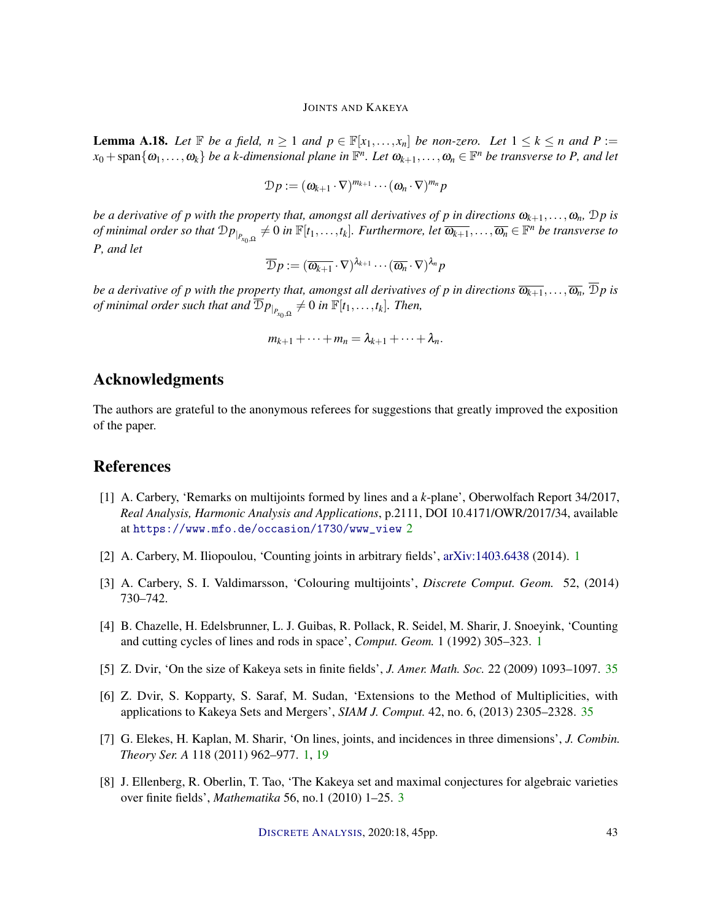**Lemma A.18.** *Let $\mathbb{F}$ be a field, $n \geq 1$ and $p \in \mathbb{F}[x_1, \ldots, x_n]$ be non-zero. Let $1 \leq k \leq n$ and $P := x_0 + \operatorname{span}\{\omega_1, \ldots, \omega_k\}$ be a $k$-dimensional plane in $\mathbb{F}^n$. Let $\omega_{k+1}, \ldots, \omega_n \in \mathbb{F}^n$ be transverse to $P$, and let*

$$\mathcal{D}p := (\omega_{k+1} \cdot \nabla)^{m_{k+1}} \cdots (\omega_n \cdot \nabla)^{m_n} p$$

*be a derivative of $p$ with the property that, amongst all derivatives of $p$ in directions $\omega_{k+1}, \ldots, \omega_n$, $\mathcal{D}p$ is of minimal order so that $\mathcal{D}p_{|_{P_{x_0,\Omega}}} \neq 0$ in $\mathbb{F}[t_1, \ldots, t_k]$. Furthermore, let $\overline{\omega_{k+1}}, \ldots, \overline{\omega_n} \in \mathbb{F}^n$ be transverse to $P$, and let*

$$\overline{\mathcal{D}}p := (\overline{\omega_{k+1}} \cdot \nabla)^{\lambda_{k+1}} \cdots (\overline{\omega_n} \cdot \nabla)^{\lambda_n} p$$

*be a derivative of $p$ with the property that, amongst all derivatives of $p$ in directions $\overline{\omega_{k+1}}, \ldots, \overline{\omega_n}$, $\overline{\mathcal{D}}p$ is of minimal order such that and $\overline{\mathcal{D}}p_{|_{P_{x_0,\Omega}}} \neq 0$ in $\mathbb{F}[t_1, \ldots, t_k]$. Then,*

$$m_{k+1} + \cdots + m_n = \lambda_{k+1} + \cdots + \lambda_n.$$

## Acknowledgments

The authors are grateful to the anonymous referees for suggestions that greatly improved the exposition of the paper.

## References

[1] A. Carbery, 'Remarks on multijoints formed by lines and a $k$-plane', Oberwolfach Report 34/2017, *Real Analysis, Harmonic Analysis and Applications*, p.2111, DOI 10.4171/OWR/2017/34, available at https://www.mfo.de/occasion/1730/www_view 2

[2] A. Carbery, M. Iliopoulou, 'Counting joints in arbitrary fields', arXiv:1403.6438 (2014). 1

[3] A. Carbery, S. I. Valdimarsson, 'Colouring multijoints', *Discrete Comput. Geom.* 52, (2014) 730–742.

[4] B. Chazelle, H. Edelsbrunner, L. J. Guibas, R. Pollack, R. Seidel, M. Sharir, J. Snoeyink, 'Counting and cutting cycles of lines and rods in space', *Comput. Geom.* 1 (1992) 305–323. 1

[5] Z. Dvir, 'On the size of Kakeya sets in finite fields', *J. Amer. Math. Soc.* 22 (2009) 1093–1097. 35

[6] Z. Dvir, S. Kopparty, S. Saraf, M. Sudan, 'Extensions to the Method of Multiplicities, with applications to Kakeya Sets and Mergers', *SIAM J. Comput.* 42, no. 6, (2013) 2305–2328. 35

[7] G. Elekes, H. Kaplan, M. Sharir, 'On lines, joints, and incidences in three dimensions', *J. Combin. Theory Ser. A* 118 (2011) 962–977. 1, 19

[8] J. Ellenberg, R. Oberlin, T. Tao, 'The Kakeya set and maximal conjectures for algebraic varieties over finite fields', *Mathematika* 56, no.1 (2010) 1–25. 3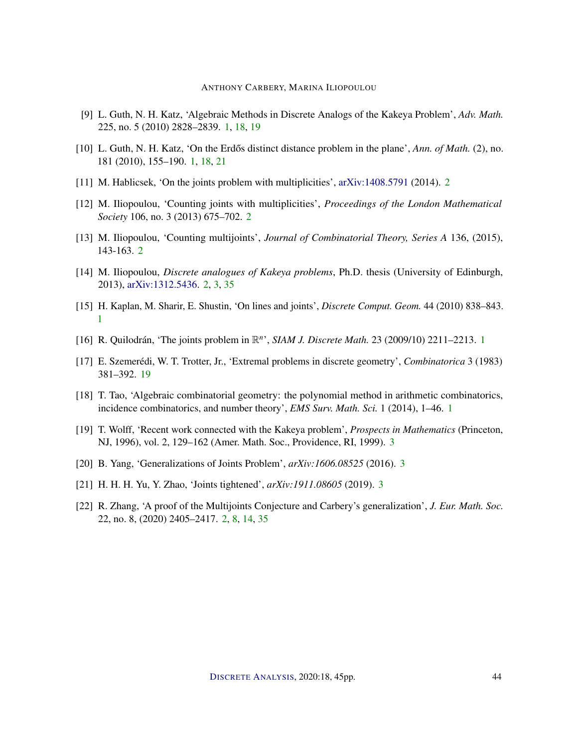[9] L. Guth, N. H. Katz, 'Algebraic Methods in Discrete Analogs of the Kakeya Problem', *Adv. Math.* 225, no. 5 (2010) 2828–2839. 1, 18, 19

[10] L. Guth, N. H. Katz, 'On the Erdős distinct distance problem in the plane', *Ann. of Math.* (2), no. 181 (2010), 155–190. 1, 18, 21

[11] M. Hablicsek, 'On the joints problem with multiplicities', arXiv:1408.5791 (2014). 2

[12] M. Iliopoulou, 'Counting joints with multiplicities', *Proceedings of the London Mathematical Society* 106, no. 3 (2013) 675–702. 2

[13] M. Iliopoulou, 'Counting multijoints', *Journal of Combinatorial Theory, Series A* 136, (2015), 143-163. 2

[14] M. Iliopoulou, *Discrete analogues of Kakeya problems*, Ph.D. thesis (University of Edinburgh, 2013), arXiv:1312.5436. 2, 3, 35

[15] H. Kaplan, M. Sharir, E. Shustin, 'On lines and joints', *Discrete Comput. Geom.* 44 (2010) 838–843. 1

[16] R. Quilodrán, 'The joints problem in $\mathbb{R}^n$', *SIAM J. Discrete Math.* 23 (2009/10) 2211–2213. 1

[17] E. Szemerédi, W. T. Trotter, Jr., 'Extremal problems in discrete geometry', *Combinatorica* 3 (1983) 381–392. 19

[18] T. Tao, 'Algebraic combinatorial geometry: the polynomial method in arithmetic combinatorics, incidence combinatorics, and number theory', *EMS Surv. Math. Sci.* 1 (2014), 1–46. 1

[19] T. Wolff, 'Recent work connected with the Kakeya problem', *Prospects in Mathematics* (Princeton, NJ, 1996), vol. 2, 129–162 (Amer. Math. Soc., Providence, RI, 1999). 3

[20] B. Yang, 'Generalizations of Joints Problem', *arXiv:1606.08525* (2016). 3

[21] H. H. H. Yu, Y. Zhao, 'Joints tightened', *arXiv:1911.08605* (2019). 3

[22] R. Zhang, 'A proof of the Multijoints Conjecture and Carbery's generalization', *J. Eur. Math. Soc.* 22, no. 8, (2020) 2405–2417. 2, 8, 14, 35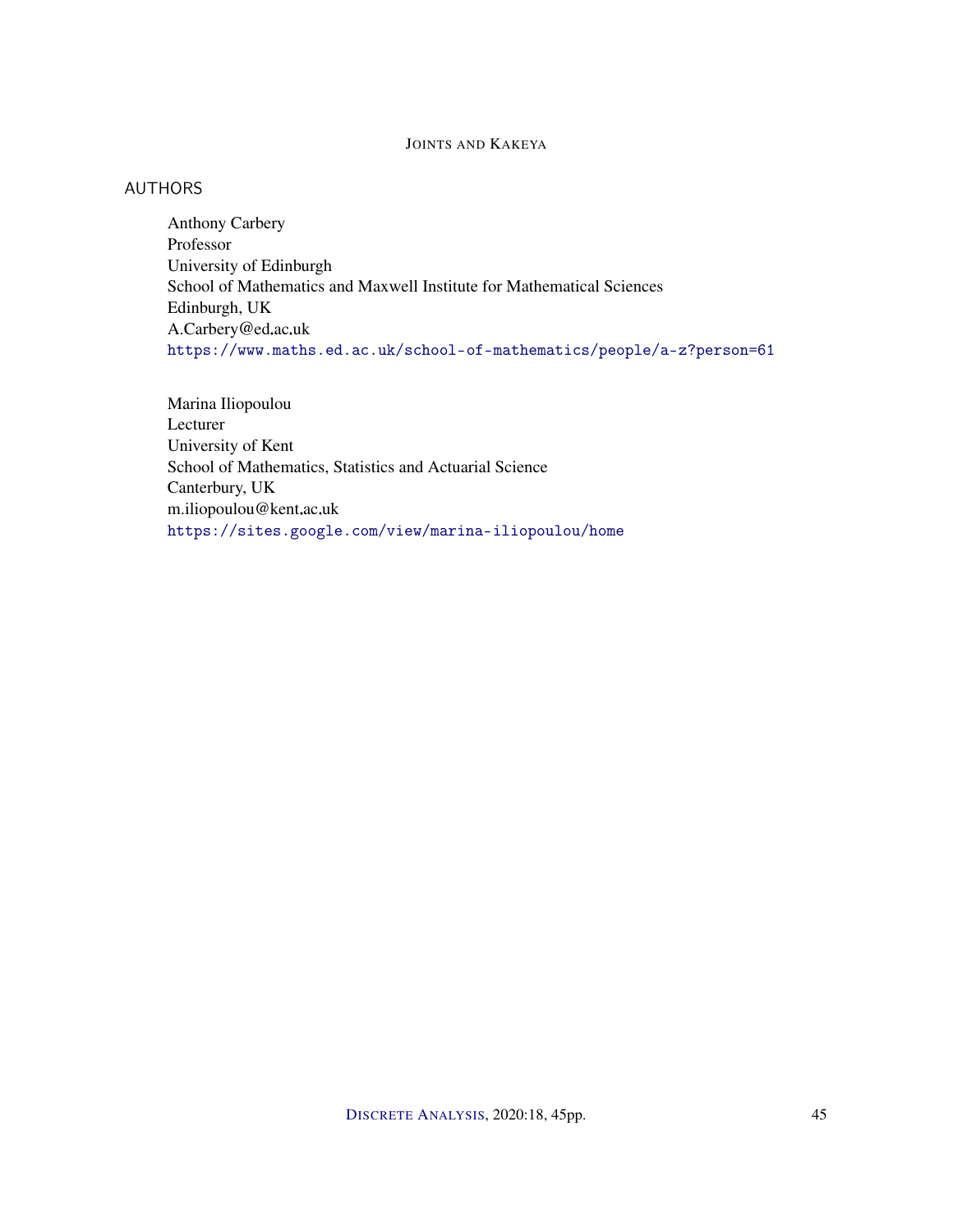## AUTHORS

Anthony Carbery
Professor
University of Edinburgh
School of Mathematics and Maxwell Institute for Mathematical Sciences
Edinburgh, UK
A.Carbery@ed.ac.uk
https://www.maths.ed.ac.uk/school-of-mathematics/people/a-z?person=61

Marina Iliopoulou
Lecturer
University of Kent
School of Mathematics, Statistics and Actuarial Science
Canterbury, UK
m.iliopoulou@kent.ac.uk
https://sites.google.com/view/marina-iliopoulou/home